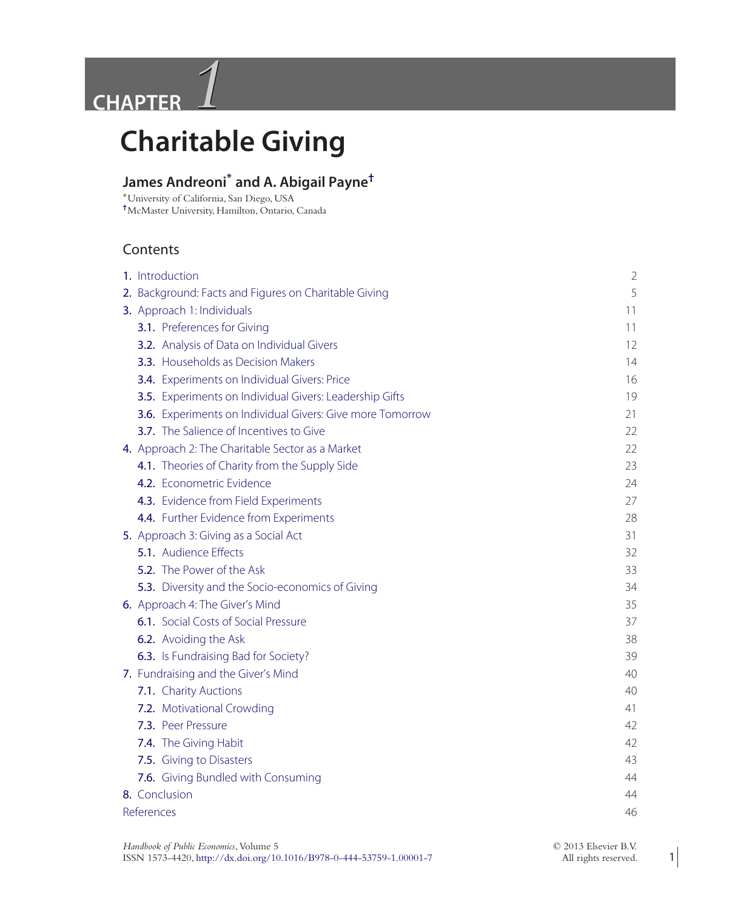# CHAPTER 1

# Charitable Giving

**James Andreoni[*] and A. Abigail Payne[†]**

[*]University of California, San Diego, USA
[†]McMaster University, Hamilton, Ontario, Canada

## Contents

1. Introduction 2
2. Background: Facts and Figures on Charitable Giving 5
3. Approach 1: Individuals 11
   - 3.1. Preferences for Giving 11
   - 3.2. Analysis of Data on Individual Givers 12
   - 3.3. Households as Decision Makers 14
   - 3.4. Experiments on Individual Givers: Price 16
   - 3.5. Experiments on Individual Givers: Leadership Gifts 19
   - 3.6. Experiments on Individual Givers: Give more Tomorrow 21
   - 3.7. The Salience of Incentives to Give 22
4. Approach 2: The Charitable Sector as a Market 22
   - 4.1. Theories of Charity from the Supply Side 23
   - 4.2. Econometric Evidence 24
   - 4.3. Evidence from Field Experiments 27
   - 4.4. Further Evidence from Experiments 28
5. Approach 3: Giving as a Social Act 31
   - 5.1. Audience Effects 32
   - 5.2. The Power of the Ask 33
   - 5.3. Diversity and the Socio-economics of Giving 34
6. Approach 4: The Giver's Mind 35
   - 6.1. Social Costs of Social Pressure 37
   - 6.2. Avoiding the Ask 38
   - 6.3. Is Fundraising Bad for Society? 39
7. Fundraising and the Giver's Mind 40
   - 7.1. Charity Auctions 40
   - 7.2. Motivational Crowding 41
   - 7.3. Peer Pressure 42
   - 7.4. The Giving Habit 42
   - 7.5. Giving to Disasters 43
   - 7.6. Giving Bundled with Consuming 44
8. Conclusion 44

References 46

*Handbook of Public Economics*, Volume 5
ISSN 1573-4420, http://dx.doi.org/10.1016/B978-0-444-53759-1.00001-7

© 2013 Elsevier B.V.
All rights reserved.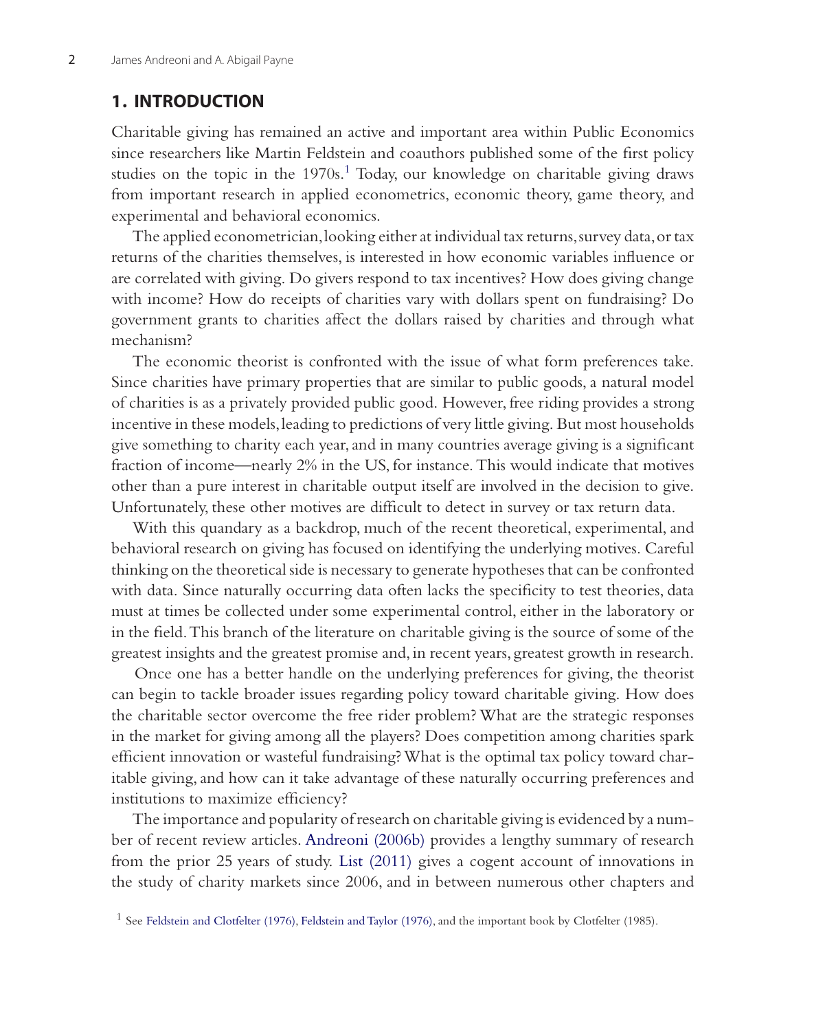## 1. INTRODUCTION

Charitable giving has remained an active and important area within Public Economics since researchers like Martin Feldstein and coauthors published some of the first policy studies on the topic in the 1970s.[1] Today, our knowledge on charitable giving draws from important research in applied econometrics, economic theory, game theory, and experimental and behavioral economics.

The applied econometrician, looking either at individual tax returns, survey data, or tax returns of the charities themselves, is interested in how economic variables influence or are correlated with giving. Do givers respond to tax incentives? How does giving change with income? How do receipts of charities vary with dollars spent on fundraising? Do government grants to charities affect the dollars raised by charities and through what mechanism?

The economic theorist is confronted with the issue of what form preferences take. Since charities have primary properties that are similar to public goods, a natural model of charities is as a privately provided public good. However, free riding provides a strong incentive in these models, leading to predictions of very little giving. But most households give something to charity each year, and in many countries average giving is a significant fraction of income—nearly 2% in the US, for instance. This would indicate that motives other than a pure interest in charitable output itself are involved in the decision to give. Unfortunately, these other motives are difficult to detect in survey or tax return data.

With this quandary as a backdrop, much of the recent theoretical, experimental, and behavioral research on giving has focused on identifying the underlying motives. Careful thinking on the theoretical side is necessary to generate hypotheses that can be confronted with data. Since naturally occurring data often lacks the specificity to test theories, data must at times be collected under some experimental control, either in the laboratory or in the field. This branch of the literature on charitable giving is the source of some of the greatest insights and the greatest promise and, in recent years, greatest growth in research.

Once one has a better handle on the underlying preferences for giving, the theorist can begin to tackle broader issues regarding policy toward charitable giving. How does the charitable sector overcome the free rider problem? What are the strategic responses in the market for giving among all the players? Does competition among charities spark efficient innovation or wasteful fundraising? What is the optimal tax policy toward charitable giving, and how can it take advantage of these naturally occurring preferences and institutions to maximize efficiency?

The importance and popularity of research on charitable giving is evidenced by a number of recent review articles. Andreoni (2006b) provides a lengthy summary of research from the prior 25 years of study. List (2011) gives a cogent account of innovations in the study of charity markets since 2006, and in between numerous other chapters and

[1] See Feldstein and Clotfelter (1976), Feldstein and Taylor (1976), and the important book by Clotfelter (1985).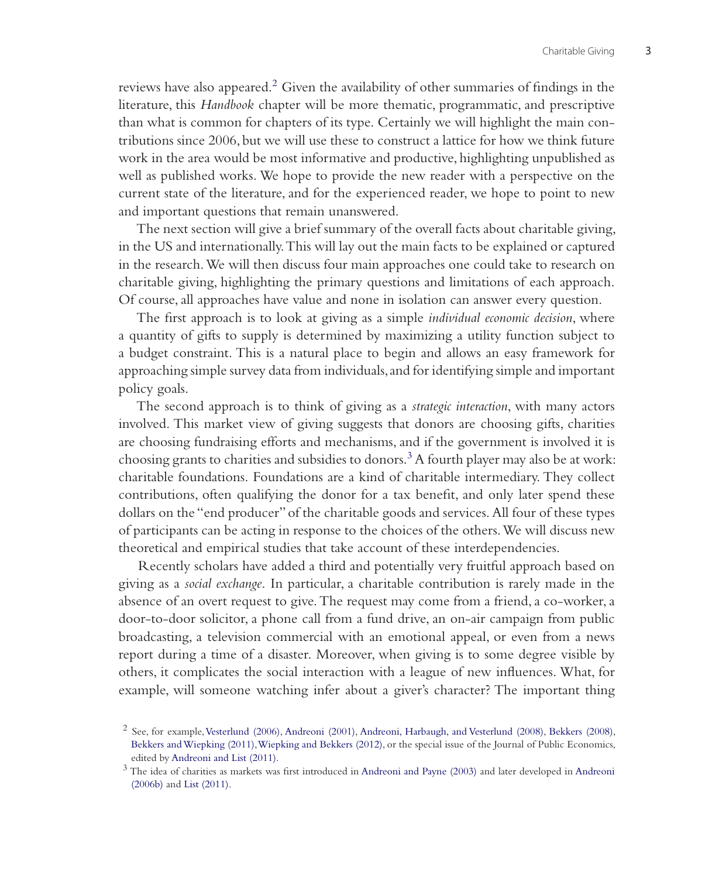reviews have also appeared.[2] Given the availability of other summaries of findings in the literature, this *Handbook* chapter will be more thematic, programmatic, and prescriptive than what is common for chapters of its type. Certainly we will highlight the main contributions since 2006, but we will use these to construct a lattice for how we think future work in the area would be most informative and productive, highlighting unpublished as well as published works. We hope to provide the new reader with a perspective on the current state of the literature, and for the experienced reader, we hope to point to new and important questions that remain unanswered.

The next section will give a brief summary of the overall facts about charitable giving, in the US and internationally. This will lay out the main facts to be explained or captured in the research. We will then discuss four main approaches one could take to research on charitable giving, highlighting the primary questions and limitations of each approach. Of course, all approaches have value and none in isolation can answer every question.

The first approach is to look at giving as a simple *individual economic decision*, where a quantity of gifts to supply is determined by maximizing a utility function subject to a budget constraint. This is a natural place to begin and allows an easy framework for approaching simple survey data from individuals, and for identifying simple and important policy goals.

The second approach is to think of giving as a *strategic interaction*, with many actors involved. This market view of giving suggests that donors are choosing gifts, charities are choosing fundraising efforts and mechanisms, and if the government is involved it is choosing grants to charities and subsidies to donors.[3] A fourth player may also be at work: charitable foundations. Foundations are a kind of charitable intermediary. They collect contributions, often qualifying the donor for a tax benefit, and only later spend these dollars on the "end producer" of the charitable goods and services. All four of these types of participants can be acting in response to the choices of the others. We will discuss new theoretical and empirical studies that take account of these interdependencies.

Recently scholars have added a third and potentially very fruitful approach based on giving as a *social exchange*. In particular, a charitable contribution is rarely made in the absence of an overt request to give. The request may come from a friend, a co-worker, a door-to-door solicitor, a phone call from a fund drive, an on-air campaign from public broadcasting, a television commercial with an emotional appeal, or even from a news report during a time of a disaster. Moreover, when giving is to some degree visible by others, it complicates the social interaction with a league of new influences. What, for example, will someone watching infer about a giver's character? The important thing

[2] See, for example, Vesterlund (2006), Andreoni (2001), Andreoni, Harbaugh, and Vesterlund (2008), Bekkers (2008), Bekkers and Wiepking (2011), Wiepking and Bekkers (2012), or the special issue of the Journal of Public Economics, edited by Andreoni and List (2011).

[3] The idea of charities as markets was first introduced in Andreoni and Payne (2003) and later developed in Andreoni (2006b) and List (2011).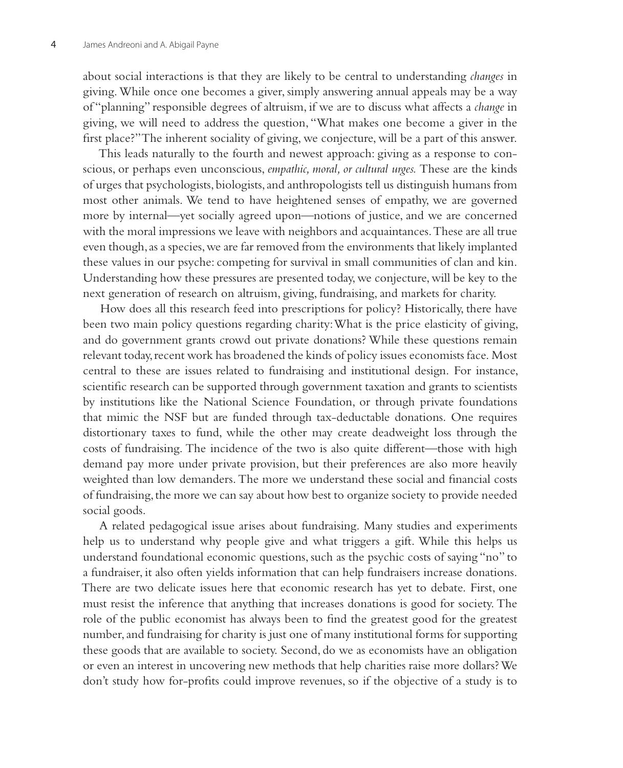about social interactions is that they are likely to be central to understanding *changes* in giving. While once one becomes a giver, simply answering annual appeals may be a way of "planning" responsible degrees of altruism, if we are to discuss what affects a *change* in giving, we will need to address the question, "What makes one become a giver in the first place?" The inherent sociality of giving, we conjecture, will be a part of this answer.

This leads naturally to the fourth and newest approach: giving as a response to conscious, or perhaps even unconscious, *empathic, moral, or cultural urges.* These are the kinds of urges that psychologists, biologists, and anthropologists tell us distinguish humans from most other animals. We tend to have heightened senses of empathy, we are governed more by internal—yet socially agreed upon—notions of justice, and we are concerned with the moral impressions we leave with neighbors and acquaintances. These are all true even though, as a species, we are far removed from the environments that likely implanted these values in our psyche: competing for survival in small communities of clan and kin. Understanding how these pressures are presented today, we conjecture, will be key to the next generation of research on altruism, giving, fundraising, and markets for charity.

How does all this research feed into prescriptions for policy? Historically, there have been two main policy questions regarding charity: What is the price elasticity of giving, and do government grants crowd out private donations? While these questions remain relevant today, recent work has broadened the kinds of policy issues economists face. Most central to these are issues related to fundraising and institutional design. For instance, scientific research can be supported through government taxation and grants to scientists by institutions like the National Science Foundation, or through private foundations that mimic the NSF but are funded through tax-deductable donations. One requires distortionary taxes to fund, while the other may create deadweight loss through the costs of fundraising. The incidence of the two is also quite different—those with high demand pay more under private provision, but their preferences are also more heavily weighted than low demanders. The more we understand these social and financial costs of fundraising, the more we can say about how best to organize society to provide needed social goods.

A related pedagogical issue arises about fundraising. Many studies and experiments help us to understand why people give and what triggers a gift. While this helps us understand foundational economic questions, such as the psychic costs of saying "no" to a fundraiser, it also often yields information that can help fundraisers increase donations. There are two delicate issues here that economic research has yet to debate. First, one must resist the inference that anything that increases donations is good for society. The role of the public economist has always been to find the greatest good for the greatest number, and fundraising for charity is just one of many institutional forms for supporting these goods that are available to society. Second, do we as economists have an obligation or even an interest in uncovering new methods that help charities raise more dollars? We don't study how for-profits could improve revenues, so if the objective of a study is to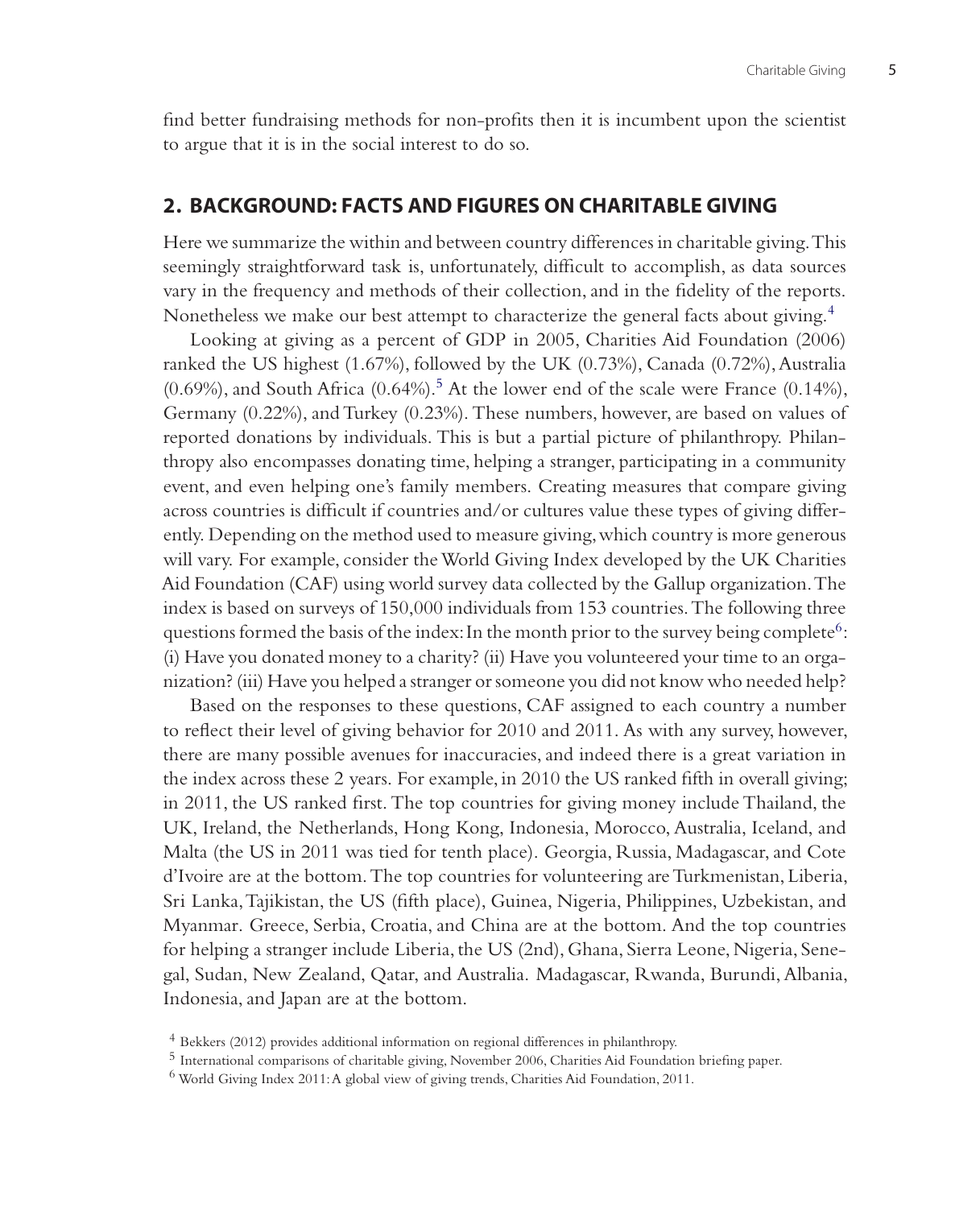find better fundraising methods for non-profits then it is incumbent upon the scientist to argue that it is in the social interest to do so.

## 2. BACKGROUND: FACTS AND FIGURES ON CHARITABLE GIVING

Here we summarize the within and between country differences in charitable giving. This seemingly straightforward task is, unfortunately, difficult to accomplish, as data sources vary in the frequency and methods of their collection, and in the fidelity of the reports. Nonetheless we make our best attempt to characterize the general facts about giving.[4]

Looking at giving as a percent of GDP in 2005, Charities Aid Foundation (2006) ranked the US highest (1.67%), followed by the UK (0.73%), Canada (0.72%), Australia (0.69%), and South Africa (0.64%).[5] At the lower end of the scale were France (0.14%), Germany (0.22%), and Turkey (0.23%). These numbers, however, are based on values of reported donations by individuals. This is but a partial picture of philanthropy. Philanthropy also encompasses donating time, helping a stranger, participating in a community event, and even helping one's family members. Creating measures that compare giving across countries is difficult if countries and/or cultures value these types of giving differently. Depending on the method used to measure giving, which country is more generous will vary. For example, consider the World Giving Index developed by the UK Charities Aid Foundation (CAF) using world survey data collected by the Gallup organization. The index is based on surveys of 150,000 individuals from 153 countries. The following three questions formed the basis of the index: In the month prior to the survey being complete[6]: (i) Have you donated money to a charity? (ii) Have you volunteered your time to an organization? (iii) Have you helped a stranger or someone you did not know who needed help?

Based on the responses to these questions, CAF assigned to each country a number to reflect their level of giving behavior for 2010 and 2011. As with any survey, however, there are many possible avenues for inaccuracies, and indeed there is a great variation in the index across these 2 years. For example, in 2010 the US ranked fifth in overall giving; in 2011, the US ranked first. The top countries for giving money include Thailand, the UK, Ireland, the Netherlands, Hong Kong, Indonesia, Morocco, Australia, Iceland, and Malta (the US in 2011 was tied for tenth place). Georgia, Russia, Madagascar, and Cote d'Ivoire are at the bottom. The top countries for volunteering are Turkmenistan, Liberia, Sri Lanka, Tajikistan, the US (fifth place), Guinea, Nigeria, Philippines, Uzbekistan, and Myanmar. Greece, Serbia, Croatia, and China are at the bottom. And the top countries for helping a stranger include Liberia, the US (2nd), Ghana, Sierra Leone, Nigeria, Senegal, Sudan, New Zealand, Qatar, and Australia. Madagascar, Rwanda, Burundi, Albania, Indonesia, and Japan are at the bottom.

[4] Bekkers (2012) provides additional information on regional differences in philanthropy.

[5] International comparisons of charitable giving, November 2006, Charities Aid Foundation briefing paper.

[6] World Giving Index 2011: A global view of giving trends, Charities Aid Foundation, 2011.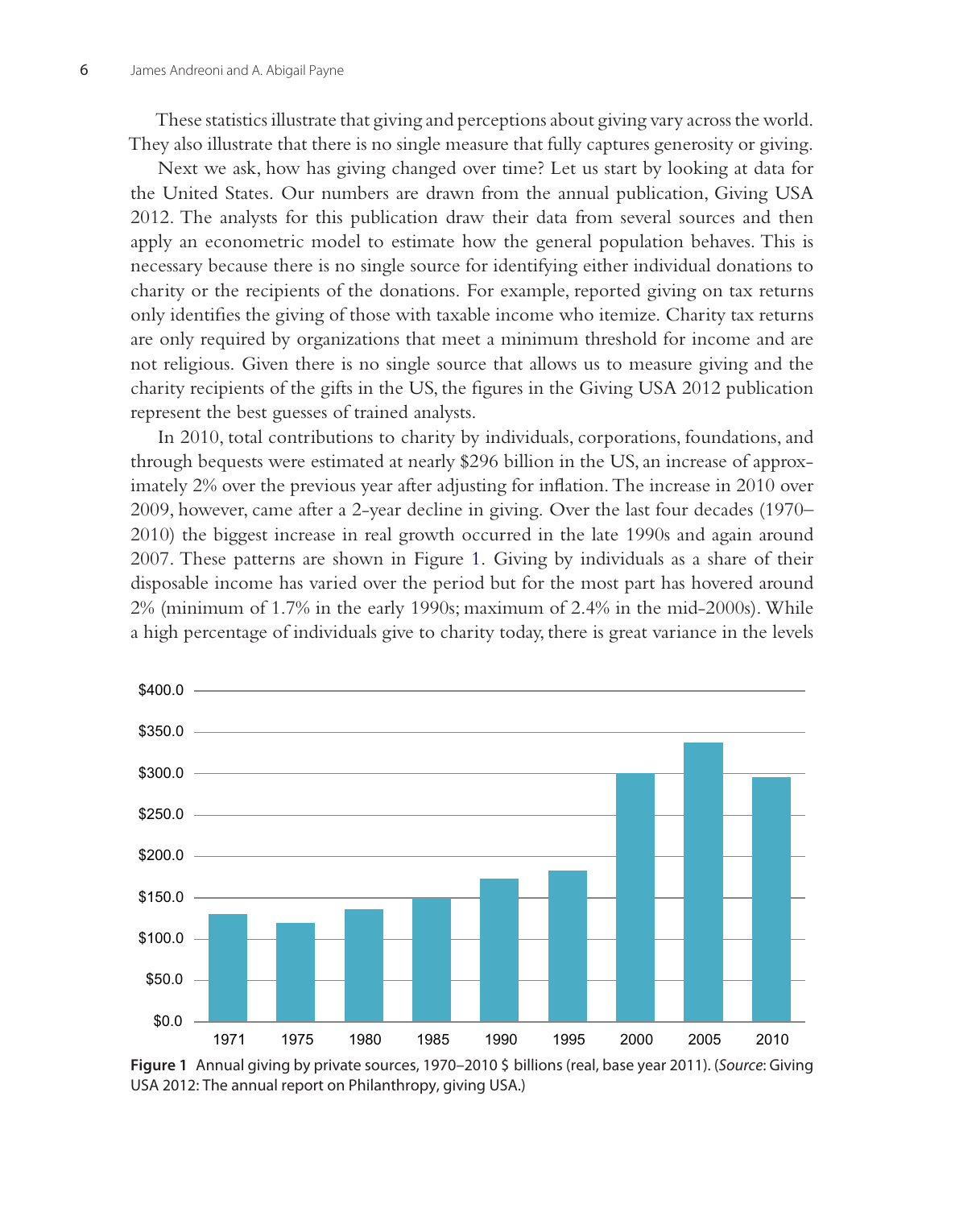These statistics illustrate that giving and perceptions about giving vary across the world. They also illustrate that there is no single measure that fully captures generosity or giving.

Next we ask, how has giving changed over time? Let us start by looking at data for the United States. Our numbers are drawn from the annual publication, Giving USA 2012. The analysts for this publication draw their data from several sources and then apply an econometric model to estimate how the general population behaves. This is necessary because there is no single source for identifying either individual donations to charity or the recipients of the donations. For example, reported giving on tax returns only identifies the giving of those with taxable income who itemize. Charity tax returns are only required by organizations that meet a minimum threshold for income and are not religious. Given there is no single source that allows us to measure giving and the charity recipients of the gifts in the US, the figures in the Giving USA 2012 publication represent the best guesses of trained analysts.

In 2010, total contributions to charity by individuals, corporations, foundations, and through bequests were estimated at nearly $296 billion in the US, an increase of approximately 2% over the previous year after adjusting for inflation. The increase in 2010 over 2009, however, came after a 2-year decline in giving. Over the last four decades (1970–2010) the biggest increase in real growth occurred in the late 1990s and again around 2007. These patterns are shown in Figure 1. Giving by individuals as a share of their disposable income has varied over the period but for the most part has hovered around 2% (minimum of 1.7% in the early 1990s; maximum of 2.4% in the mid-2000s). While a high percentage of individuals give to charity today, there is great variance in the levels

**Figure 1** Annual giving by private sources, 1970–2010 $ billions (real, base year 2011). (*Source*: Giving USA 2012: The annual report on Philanthropy, giving USA.)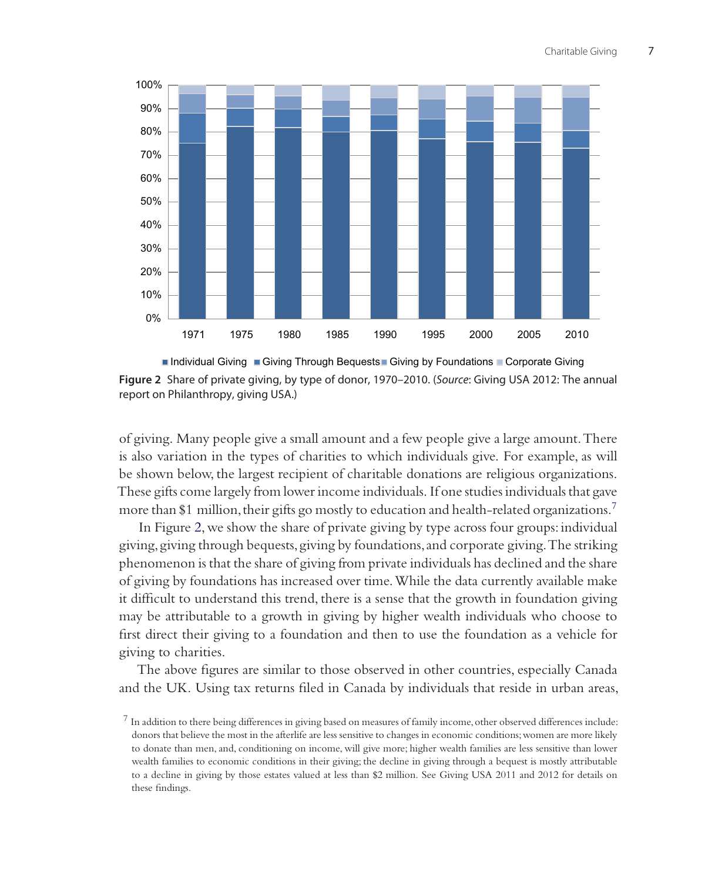100%
90%
80%
70%
60%
50%
40%
30%
20%
10%
0%

1971 1975 1980 1985 1990 1995 2000 2005 2010

Individual Giving Giving Through Bequests Giving by Foundations Corporate Giving

**Figure 2** Share of private giving, by type of donor, 1970–2010. (*Source*: Giving USA 2012: The annual report on Philanthropy, giving USA.)

of giving. Many people give a small amount and a few people give a large amount. There is also variation in the types of charities to which individuals give. For example, as will be shown below, the largest recipient of charitable donations are religious organizations. These gifts come largely from lower income individuals. If one studies individuals that gave more than $1 million, their gifts go mostly to education and health-related organizations.[7]

In Figure 2, we show the share of private giving by type across four groups: individual giving, giving through bequests, giving by foundations, and corporate giving. The striking phenomenon is that the share of giving from private individuals has declined and the share of giving by foundations has increased over time. While the data currently available make it difficult to understand this trend, there is a sense that the growth in foundation giving may be attributable to a growth in giving by higher wealth individuals who choose to first direct their giving to a foundation and then to use the foundation as a vehicle for giving to charities.

The above figures are similar to those observed in other countries, especially Canada and the UK. Using tax returns filed in Canada by individuals that reside in urban areas,

[7] In addition to there being differences in giving based on measures of family income, other observed differences include: donors that believe the most in the afterlife are less sensitive to changes in economic conditions; women are more likely to donate than men, and, conditioning on income, will give more; higher wealth families are less sensitive than lower wealth families to economic conditions in their giving; the decline in giving through a bequest is mostly attributable to a decline in giving by those estates valued at less than $2 million. See Giving USA 2011 and 2012 for details on these findings.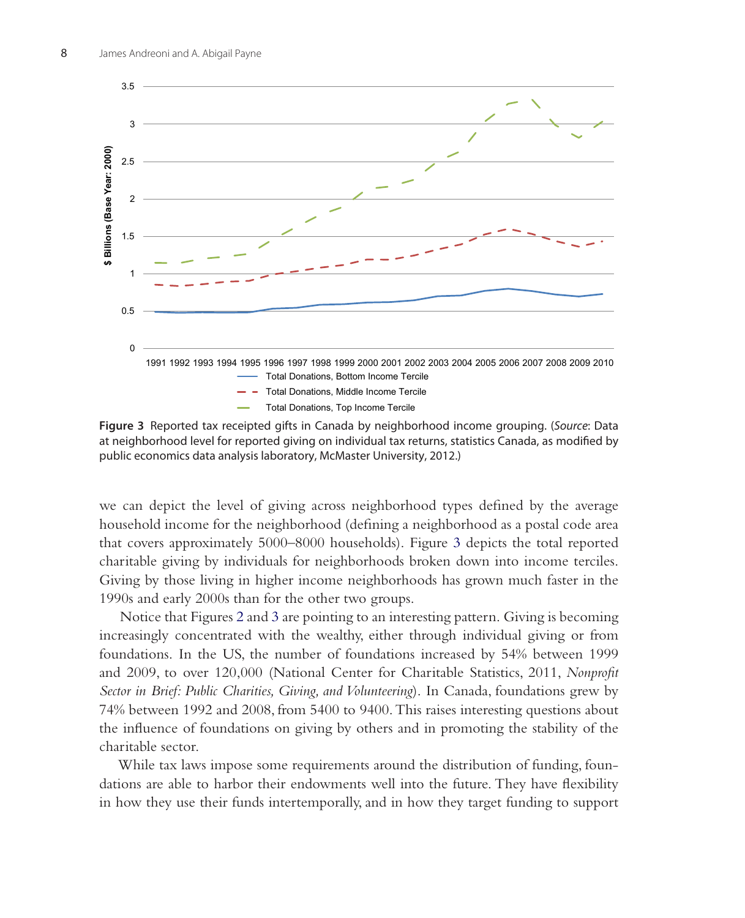Figure 3 Reported tax receipted gifts in Canada by neighborhood income grouping. (*Source*: Data at neighborhood level for reported giving on individual tax returns, statistics Canada, as modified by public economics data analysis laboratory, McMaster University, 2012.)

we can depict the level of giving across neighborhood types defined by the average household income for the neighborhood (defining a neighborhood as a postal code area that covers approximately 5000–8000 households). Figure 3 depicts the total reported charitable giving by individuals for neighborhoods broken down into income terciles. Giving by those living in higher income neighborhoods has grown much faster in the 1990s and early 2000s than for the other two groups.

Notice that Figures 2 and 3 are pointing to an interesting pattern. Giving is becoming increasingly concentrated with the wealthy, either through individual giving or from foundations. In the US, the number of foundations increased by 54% between 1999 and 2009, to over 120,000 (National Center for Charitable Statistics, 2011, *Nonprofit Sector in Brief: Public Charities, Giving, and Volunteering*). In Canada, foundations grew by 74% between 1992 and 2008, from 5400 to 9400. This raises interesting questions about the influence of foundations on giving by others and in promoting the stability of the charitable sector.

While tax laws impose some requirements around the distribution of funding, foundations are able to harbor their endowments well into the future. They have flexibility in how they use their funds intertemporally, and in how they target funding to support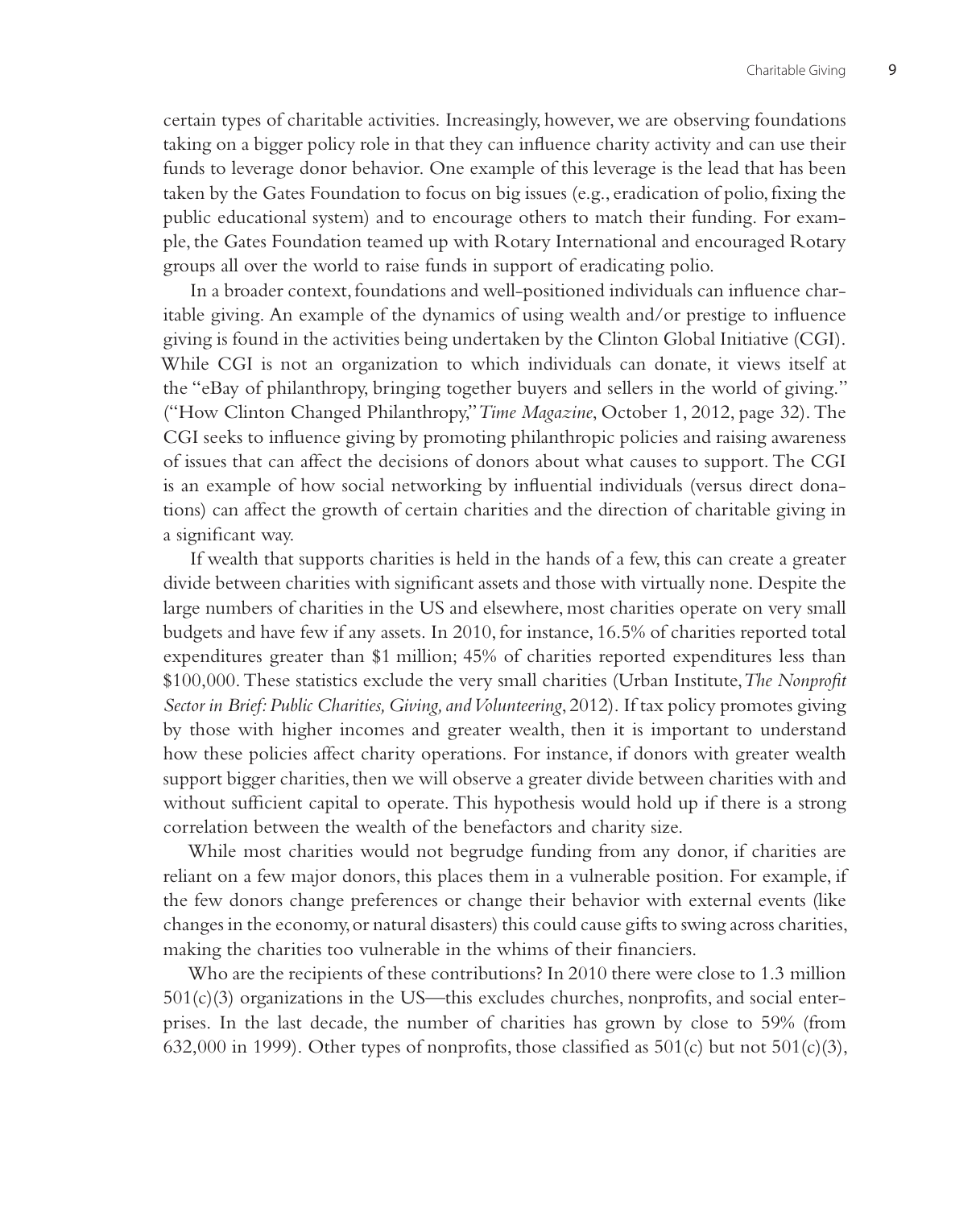certain types of charitable activities. Increasingly, however, we are observing foundations taking on a bigger policy role in that they can influence charity activity and can use their funds to leverage donor behavior. One example of this leverage is the lead that has been taken by the Gates Foundation to focus on big issues (e.g., eradication of polio, fixing the public educational system) and to encourage others to match their funding. For example, the Gates Foundation teamed up with Rotary International and encouraged Rotary groups all over the world to raise funds in support of eradicating polio.

In a broader context, foundations and well-positioned individuals can influence charitable giving. An example of the dynamics of using wealth and/or prestige to influence giving is found in the activities being undertaken by the Clinton Global Initiative (CGI). While CGI is not an organization to which individuals can donate, it views itself at the "eBay of philanthropy, bringing together buyers and sellers in the world of giving." ("How Clinton Changed Philanthropy," *Time Magazine*, October 1, 2012, page 32). The CGI seeks to influence giving by promoting philanthropic policies and raising awareness of issues that can affect the decisions of donors about what causes to support. The CGI is an example of how social networking by influential individuals (versus direct donations) can affect the growth of certain charities and the direction of charitable giving in a significant way.

If wealth that supports charities is held in the hands of a few, this can create a greater divide between charities with significant assets and those with virtually none. Despite the large numbers of charities in the US and elsewhere, most charities operate on very small budgets and have few if any assets. In 2010, for instance, 16.5% of charities reported total expenditures greater than $1 million; 45% of charities reported expenditures less than $100,000. These statistics exclude the very small charities (Urban Institute, *The Nonprofit Sector in Brief: Public Charities, Giving, and Volunteering*, 2012). If tax policy promotes giving by those with higher incomes and greater wealth, then it is important to understand how these policies affect charity operations. For instance, if donors with greater wealth support bigger charities, then we will observe a greater divide between charities with and without sufficient capital to operate. This hypothesis would hold up if there is a strong correlation between the wealth of the benefactors and charity size.

While most charities would not begrudge funding from any donor, if charities are reliant on a few major donors, this places them in a vulnerable position. For example, if the few donors change preferences or change their behavior with external events (like changes in the economy, or natural disasters) this could cause gifts to swing across charities, making the charities too vulnerable in the whims of their financiers.

Who are the recipients of these contributions? In 2010 there were close to 1.3 million 501(c)(3) organizations in the US—this excludes churches, nonprofits, and social enterprises. In the last decade, the number of charities has grown by close to 59% (from 632,000 in 1999). Other types of nonprofits, those classified as 501(c) but not 501(c)(3),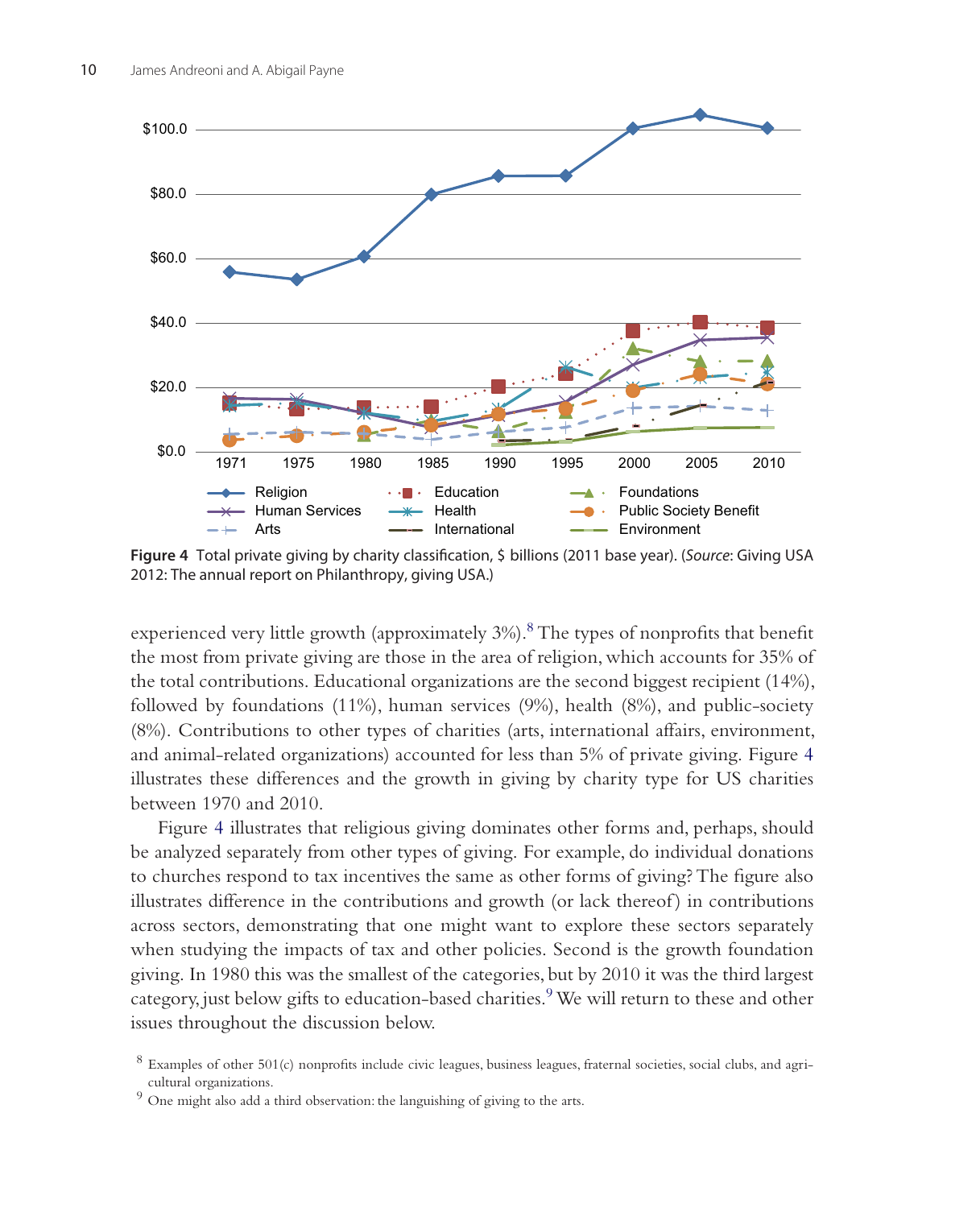**Figure 4** Total private giving by charity classification, $ billions (2011 base year). (*Source*: Giving USA 2012: The annual report on Philanthropy, giving USA.)

experienced very little growth (approximately 3%).[8] The types of nonprofits that benefit the most from private giving are those in the area of religion, which accounts for 35% of the total contributions. Educational organizations are the second biggest recipient (14%), followed by foundations (11%), human services (9%), health (8%), and public-society (8%). Contributions to other types of charities (arts, international affairs, environment, and animal-related organizations) accounted for less than 5% of private giving. Figure 4 illustrates these differences and the growth in giving by charity type for US charities between 1970 and 2010.

Figure 4 illustrates that religious giving dominates other forms and, perhaps, should be analyzed separately from other types of giving. For example, do individual donations to churches respond to tax incentives the same as other forms of giving? The figure also illustrates difference in the contributions and growth (or lack thereof) in contributions across sectors, demonstrating that one might want to explore these sectors separately when studying the impacts of tax and other policies. Second is the growth foundation giving. In 1980 this was the smallest of the categories, but by 2010 it was the third largest category, just below gifts to education-based charities.[9] We will return to these and other issues throughout the discussion below.

[8] Examples of other 501(c) nonprofits include civic leagues, business leagues, fraternal societies, social clubs, and agricultural organizations.

[9] One might also add a third observation: the languishing of giving to the arts.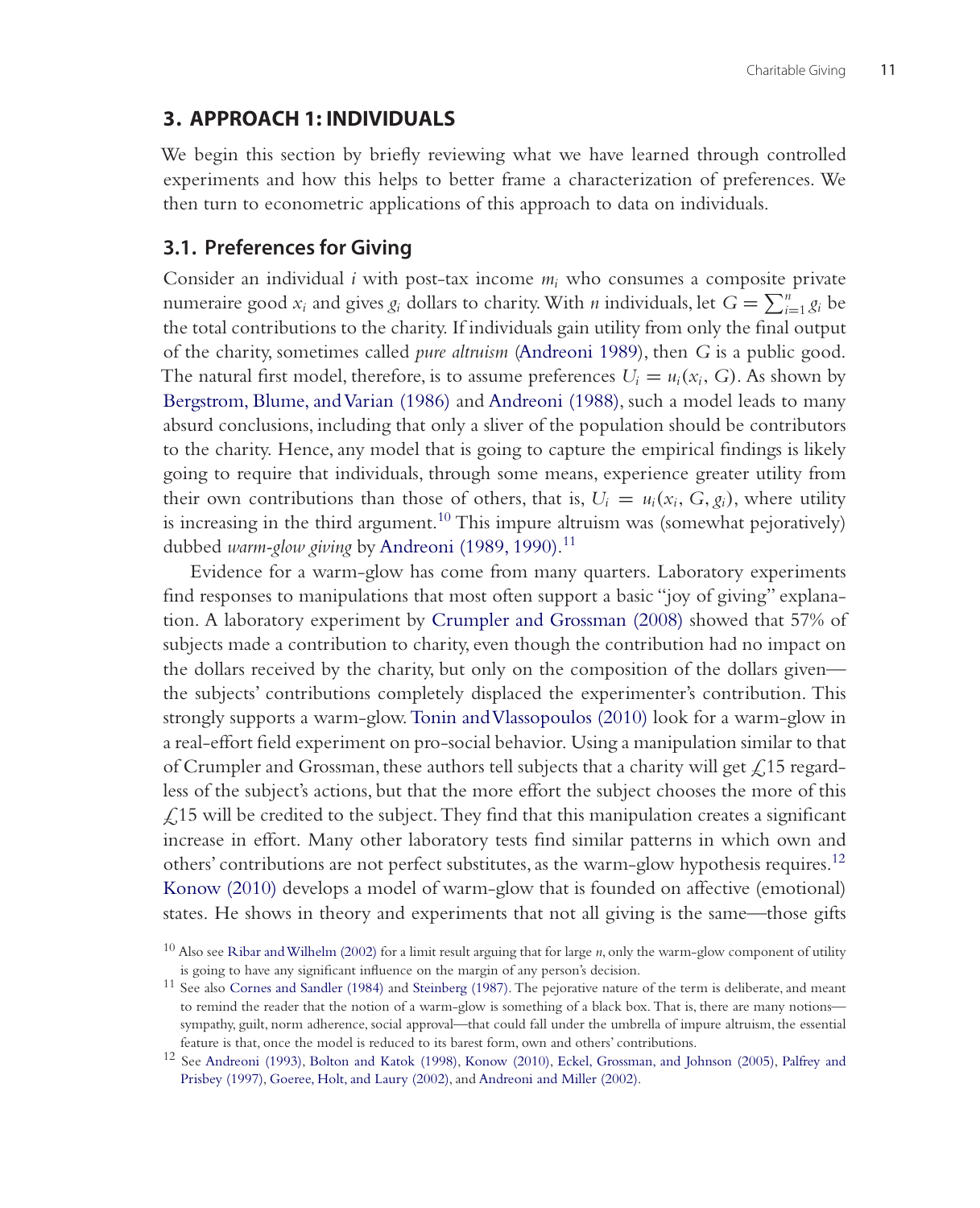## 3. APPROACH 1: INDIVIDUALS

We begin this section by briefly reviewing what we have learned through controlled experiments and how this helps to better frame a characterization of preferences. We then turn to econometric applications of this approach to data on individuals.

### 3.1. Preferences for Giving

Consider an individual $i$ with post-tax income $m_i$ who consumes a composite private numeraire good $x_i$ and gives $g_i$ dollars to charity. With $n$ individuals, let $G = \sum_{i=1}^{n} g_i$ be the total contributions to the charity. If individuals gain utility from only the final output of the charity, sometimes called *pure altruism* (Andreoni 1989), then $G$ is a public good. The natural first model, therefore, is to assume preferences $U_i = u_i(x_i, G)$. As shown by Bergstrom, Blume, and Varian (1986) and Andreoni (1988), such a model leads to many absurd conclusions, including that only a sliver of the population should be contributors to the charity. Hence, any model that is going to capture the empirical findings is likely going to require that individuals, through some means, experience greater utility from their own contributions than those of others, that is, $U_i = u_i(x_i, G, g_i)$, where utility is increasing in the third argument.[10] This impure altruism was (somewhat pejoratively) dubbed *warm-glow giving* by Andreoni (1989, 1990).[11]

Evidence for a warm-glow has come from many quarters. Laboratory experiments find responses to manipulations that most often support a basic "joy of giving" explanation. A laboratory experiment by Crumpler and Grossman (2008) showed that 57% of subjects made a contribution to charity, even though the contribution had no impact on the dollars received by the charity, but only on the composition of the dollars given—the subjects' contributions completely displaced the experimenter's contribution. This strongly supports a warm-glow. Tonin and Vlassopoulos (2010) look for a warm-glow in a real-effort field experiment on pro-social behavior. Using a manipulation similar to that of Crumpler and Grossman, these authors tell subjects that a charity will get £15 regardless of the subject's actions, but that the more effort the subject chooses the more of this £15 will be credited to the subject. They find that this manipulation creates a significant increase in effort. Many other laboratory tests find similar patterns in which own and others' contributions are not perfect substitutes, as the warm-glow hypothesis requires.[12] Konow (2010) develops a model of warm-glow that is founded on affective (emotional) states. He shows in theory and experiments that not all giving is the same—those gifts

[10] Also see Ribar and Wilhelm (2002) for a limit result arguing that for large $n$, only the warm-glow component of utility is going to have any significant influence on the margin of any person's decision.

[11] See also Cornes and Sandler (1984) and Steinberg (1987). The pejorative nature of the term is deliberate, and meant to remind the reader that the notion of a warm-glow is something of a black box. That is, there are many notions—sympathy, guilt, norm adherence, social approval—that could fall under the umbrella of impure altruism, the essential feature is that, once the model is reduced to its barest form, own and others' contributions.

[12] See Andreoni (1993), Bolton and Katok (1998), Konow (2010), Eckel, Grossman, and Johnson (2005), Palfrey and Prisbey (1997), Goeree, Holt, and Laury (2002), and Andreoni and Miller (2002).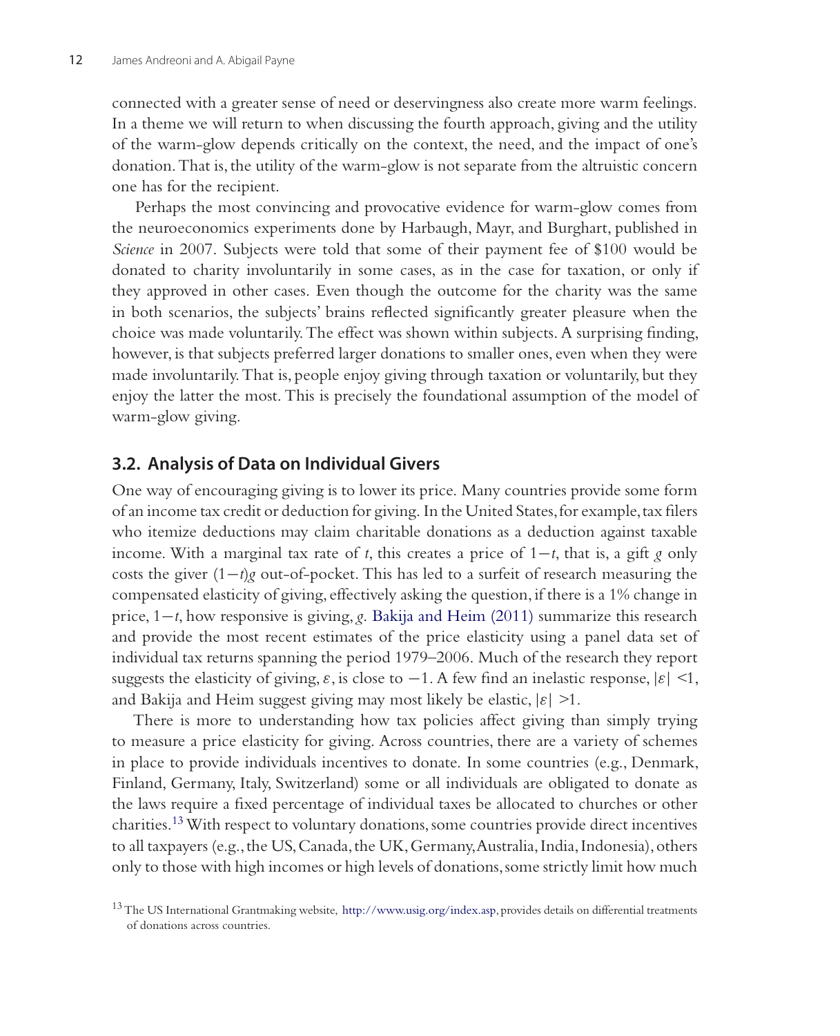connected with a greater sense of need or deservingness also create more warm feelings. In a theme we will return to when discussing the fourth approach, giving and the utility of the warm-glow depends critically on the context, the need, and the impact of one's donation. That is, the utility of the warm-glow is not separate from the altruistic concern one has for the recipient.

Perhaps the most convincing and provocative evidence for warm-glow comes from the neuroeconomics experiments done by Harbaugh, Mayr, and Burghart, published in *Science* in 2007. Subjects were told that some of their payment fee of $100 would be donated to charity involuntarily in some cases, as in the case for taxation, or only if they approved in other cases. Even though the outcome for the charity was the same in both scenarios, the subjects' brains reflected significantly greater pleasure when the choice was made voluntarily. The effect was shown within subjects. A surprising finding, however, is that subjects preferred larger donations to smaller ones, even when they were made involuntarily. That is, people enjoy giving through taxation or voluntarily, but they enjoy the latter the most. This is precisely the foundational assumption of the model of warm-glow giving.

## 3.2. Analysis of Data on Individual Givers

One way of encouraging giving is to lower its price. Many countries provide some form of an income tax credit or deduction for giving. In the United States, for example, tax filers who itemize deductions may claim charitable donations as a deduction against taxable income. With a marginal tax rate of $t$, this creates a price of $1-t$, that is, a gift $g$ only costs the giver $(1-t)g$ out-of-pocket. This has led to a surfeit of research measuring the compensated elasticity of giving, effectively asking the question, if there is a 1% change in price, $1-t$, how responsive is giving, $g$. Bakija and Heim (2011) summarize this research and provide the most recent estimates of the price elasticity using a panel data set of individual tax returns spanning the period 1979–2006. Much of the research they report suggests the elasticity of giving, $\varepsilon$, is close to $-1$. A few find an inelastic response, $|\varepsilon| < 1$, and Bakija and Heim suggest giving may most likely be elastic, $|\varepsilon| > 1$.

There is more to understanding how tax policies affect giving than simply trying to measure a price elasticity for giving. Across countries, there are a variety of schemes in place to provide individuals incentives to donate. In some countries (e.g., Denmark, Finland, Germany, Italy, Switzerland) some or all individuals are obligated to donate as the laws require a fixed percentage of individual taxes be allocated to churches or other charities.[13] With respect to voluntary donations, some countries provide direct incentives to all taxpayers (e.g., the US, Canada, the UK, Germany, Australia, India, Indonesia), others only to those with high incomes or high levels of donations, some strictly limit how much

[13] The US International Grantmaking website, http://www.usig.org/index.asp, provides details on differential treatments of donations across countries.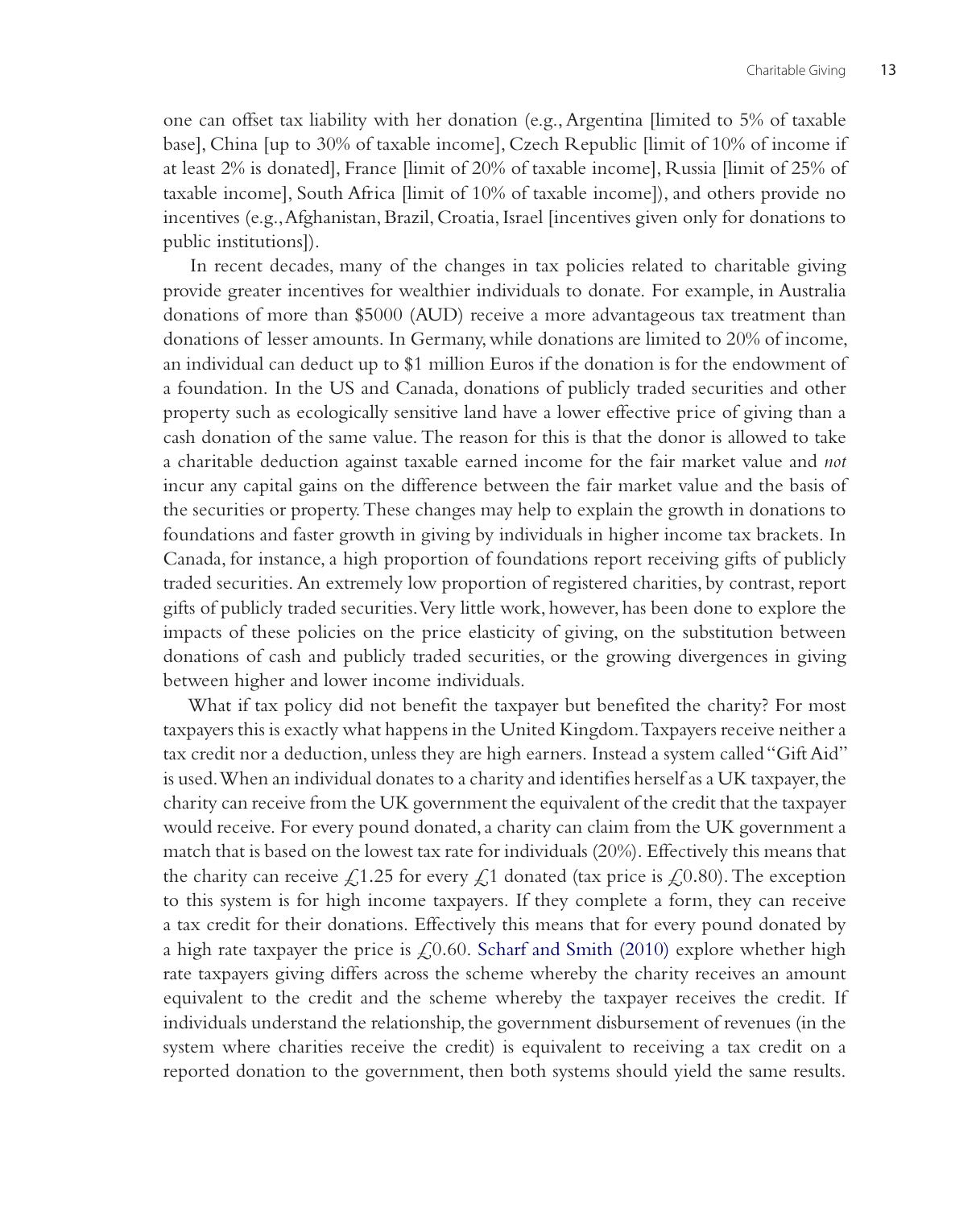one can offset tax liability with her donation (e.g., Argentina [limited to 5% of taxable base], China [up to 30% of taxable income], Czech Republic [limit of 10% of income if at least 2% is donated], France [limit of 20% of taxable income], Russia [limit of 25% of taxable income], South Africa [limit of 10% of taxable income]), and others provide no incentives (e.g., Afghanistan, Brazil, Croatia, Israel [incentives given only for donations to public institutions]).

In recent decades, many of the changes in tax policies related to charitable giving provide greater incentives for wealthier individuals to donate. For example, in Australia donations of more than $5000 (AUD) receive a more advantageous tax treatment than donations of lesser amounts. In Germany, while donations are limited to 20% of income, an individual can deduct up to $1 million Euros if the donation is for the endowment of a foundation. In the US and Canada, donations of publicly traded securities and other property such as ecologically sensitive land have a lower effective price of giving than a cash donation of the same value. The reason for this is that the donor is allowed to take a charitable deduction against taxable earned income for the fair market value and *not* incur any capital gains on the difference between the fair market value and the basis of the securities or property. These changes may help to explain the growth in donations to foundations and faster growth in giving by individuals in higher income tax brackets. In Canada, for instance, a high proportion of foundations report receiving gifts of publicly traded securities. An extremely low proportion of registered charities, by contrast, report gifts of publicly traded securities. Very little work, however, has been done to explore the impacts of these policies on the price elasticity of giving, on the substitution between donations of cash and publicly traded securities, or the growing divergences in giving between higher and lower income individuals.

What if tax policy did not benefit the taxpayer but benefited the charity? For most taxpayers this is exactly what happens in the United Kingdom. Taxpayers receive neither a tax credit nor a deduction, unless they are high earners. Instead a system called "Gift Aid" is used. When an individual donates to a charity and identifies herself as a UK taxpayer, the charity can receive from the UK government the equivalent of the credit that the taxpayer would receive. For every pound donated, a charity can claim from the UK government a match that is based on the lowest tax rate for individuals (20%). Effectively this means that the charity can receive £1.25 for every £1 donated (tax price is £0.80). The exception to this system is for high income taxpayers. If they complete a form, they can receive a tax credit for their donations. Effectively this means that for every pound donated by a high rate taxpayer the price is £0.60. Scharf and Smith (2010) explore whether high rate taxpayers giving differs across the scheme whereby the charity receives an amount equivalent to the credit and the scheme whereby the taxpayer receives the credit. If individuals understand the relationship, the government disbursement of revenues (in the system where charities receive the credit) is equivalent to receiving a tax credit on a reported donation to the government, then both systems should yield the same results.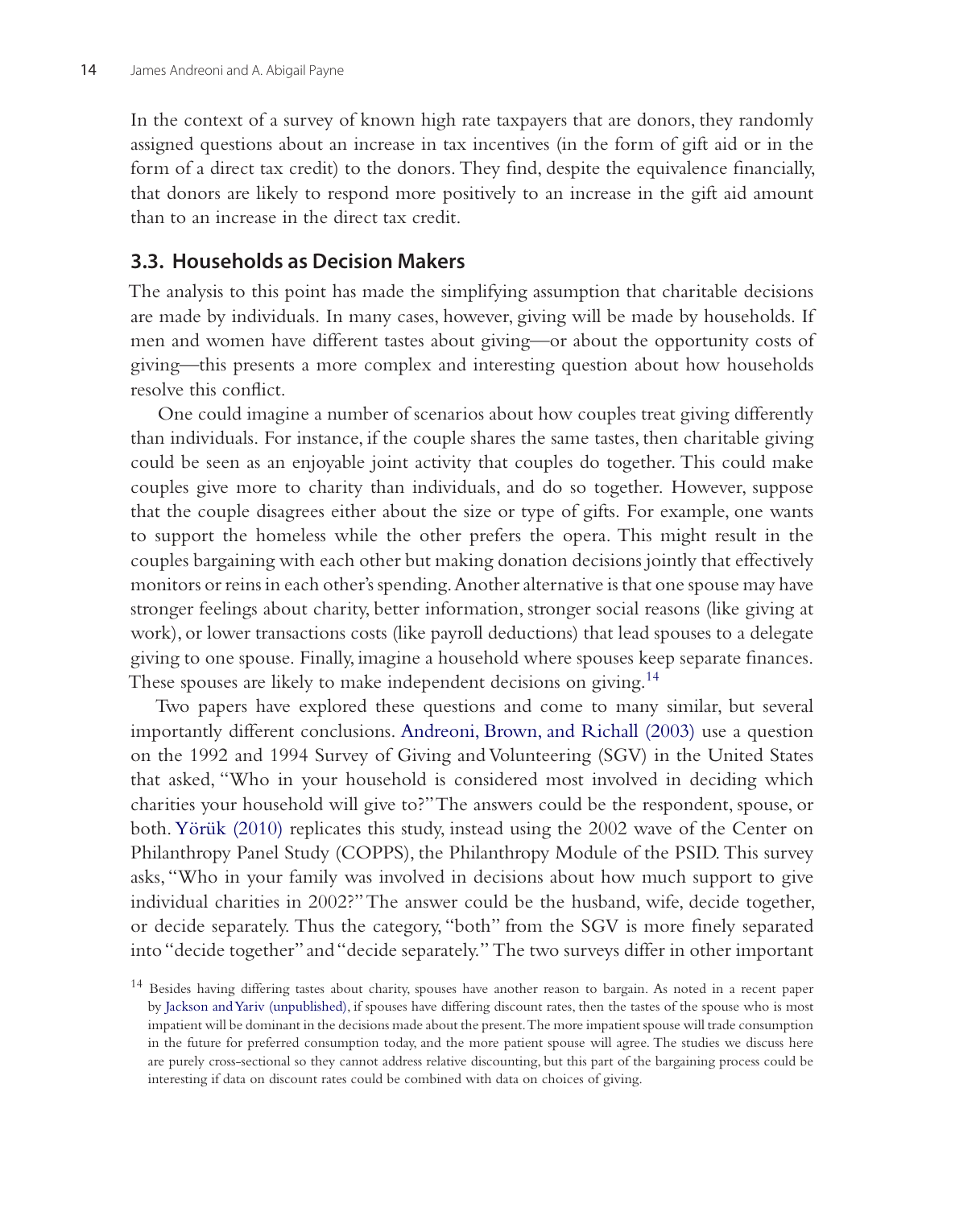In the context of a survey of known high rate taxpayers that are donors, they randomly assigned questions about an increase in tax incentives (in the form of gift aid or in the form of a direct tax credit) to the donors. They find, despite the equivalence financially, that donors are likely to respond more positively to an increase in the gift aid amount than to an increase in the direct tax credit.

### 3.3. Households as Decision Makers

The analysis to this point has made the simplifying assumption that charitable decisions are made by individuals. In many cases, however, giving will be made by households. If men and women have different tastes about giving—or about the opportunity costs of giving—this presents a more complex and interesting question about how households resolve this conflict.

One could imagine a number of scenarios about how couples treat giving differently than individuals. For instance, if the couple shares the same tastes, then charitable giving could be seen as an enjoyable joint activity that couples do together. This could make couples give more to charity than individuals, and do so together. However, suppose that the couple disagrees either about the size or type of gifts. For example, one wants to support the homeless while the other prefers the opera. This might result in the couples bargaining with each other but making donation decisions jointly that effectively monitors or reins in each other's spending. Another alternative is that one spouse may have stronger feelings about charity, better information, stronger social reasons (like giving at work), or lower transactions costs (like payroll deductions) that lead spouses to a delegate giving to one spouse. Finally, imagine a household where spouses keep separate finances. These spouses are likely to make independent decisions on giving.[14]

Two papers have explored these questions and come to many similar, but several importantly different conclusions. Andreoni, Brown, and Richall (2003) use a question on the 1992 and 1994 Survey of Giving and Volunteering (SGV) in the United States that asked, "Who in your household is considered most involved in deciding which charities your household will give to?" The answers could be the respondent, spouse, or both. Yörük (2010) replicates this study, instead using the 2002 wave of the Center on Philanthropy Panel Study (COPPS), the Philanthropy Module of the PSID. This survey asks, "Who in your family was involved in decisions about how much support to give individual charities in 2002?" The answer could be the husband, wife, decide together, or decide separately. Thus the category, "both" from the SGV is more finely separated into "decide together" and "decide separately." The two surveys differ in other important

[14] Besides having differing tastes about charity, spouses have another reason to bargain. As noted in a recent paper by Jackson and Yariv (unpublished), if spouses have differing discount rates, then the tastes of the spouse who is most impatient will be dominant in the decisions made about the present. The more impatient spouse will trade consumption in the future for preferred consumption today, and the more patient spouse will agree. The studies we discuss here are purely cross-sectional so they cannot address relative discounting, but this part of the bargaining process could be interesting if data on discount rates could be combined with data on choices of giving.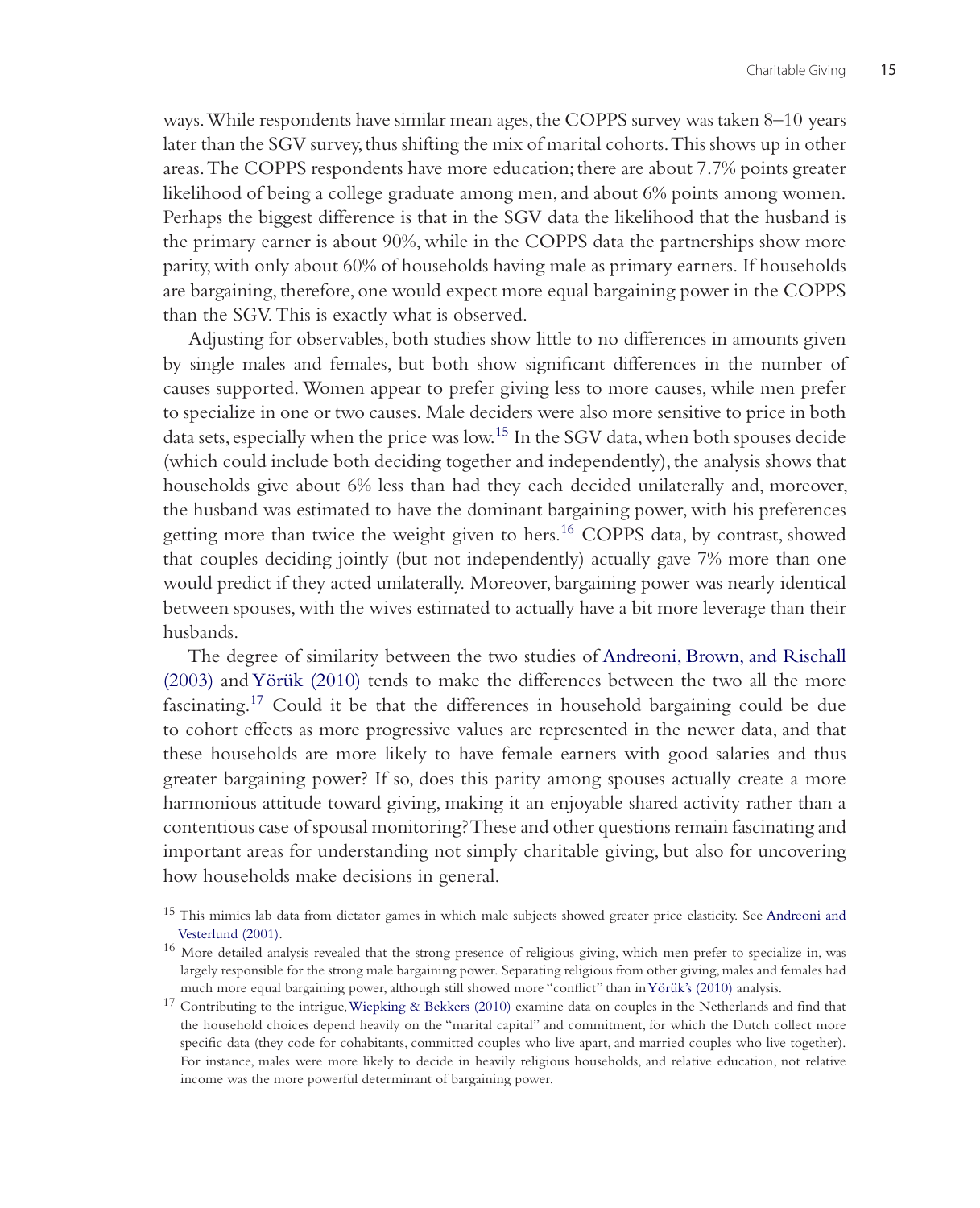ways. While respondents have similar mean ages, the COPPS survey was taken 8–10 years later than the SGV survey, thus shifting the mix of marital cohorts. This shows up in other areas. The COPPS respondents have more education; there are about 7.7% points greater likelihood of being a college graduate among men, and about 6% points among women. Perhaps the biggest difference is that in the SGV data the likelihood that the husband is the primary earner is about 90%, while in the COPPS data the partnerships show more parity, with only about 60% of households having male as primary earners. If households are bargaining, therefore, one would expect more equal bargaining power in the COPPS than the SGV. This is exactly what is observed.

Adjusting for observables, both studies show little to no differences in amounts given by single males and females, but both show significant differences in the number of causes supported. Women appear to prefer giving less to more causes, while men prefer to specialize in one or two causes. Male deciders were also more sensitive to price in both data sets, especially when the price was low.[15] In the SGV data, when both spouses decide (which could include both deciding together and independently), the analysis shows that households give about 6% less than had they each decided unilaterally and, moreover, the husband was estimated to have the dominant bargaining power, with his preferences getting more than twice the weight given to hers.[16] COPPS data, by contrast, showed that couples deciding jointly (but not independently) actually gave 7% more than one would predict if they acted unilaterally. Moreover, bargaining power was nearly identical between spouses, with the wives estimated to actually have a bit more leverage than their husbands.

The degree of similarity between the two studies of Andreoni, Brown, and Rischall (2003) and Yörük (2010) tends to make the differences between the two all the more fascinating.[17] Could it be that the differences in household bargaining could be due to cohort effects as more progressive values are represented in the newer data, and that these households are more likely to have female earners with good salaries and thus greater bargaining power? If so, does this parity among spouses actually create a more harmonious attitude toward giving, making it an enjoyable shared activity rather than a contentious case of spousal monitoring? These and other questions remain fascinating and important areas for understanding not simply charitable giving, but also for uncovering how households make decisions in general.

[15] This mimics lab data from dictator games in which male subjects showed greater price elasticity. See Andreoni and Vesterlund (2001).

[16] More detailed analysis revealed that the strong presence of religious giving, which men prefer to specialize in, was largely responsible for the strong male bargaining power. Separating religious from other giving, males and females had much more equal bargaining power, although still showed more "conflict" than in Yörük's (2010) analysis.

[17] Contributing to the intrigue, Wiepking & Bekkers (2010) examine data on couples in the Netherlands and find that the household choices depend heavily on the "marital capital" and commitment, for which the Dutch collect more specific data (they code for cohabitants, committed couples who live apart, and married couples who live together). For instance, males were more likely to decide in heavily religious households, and relative education, not relative income was the more powerful determinant of bargaining power.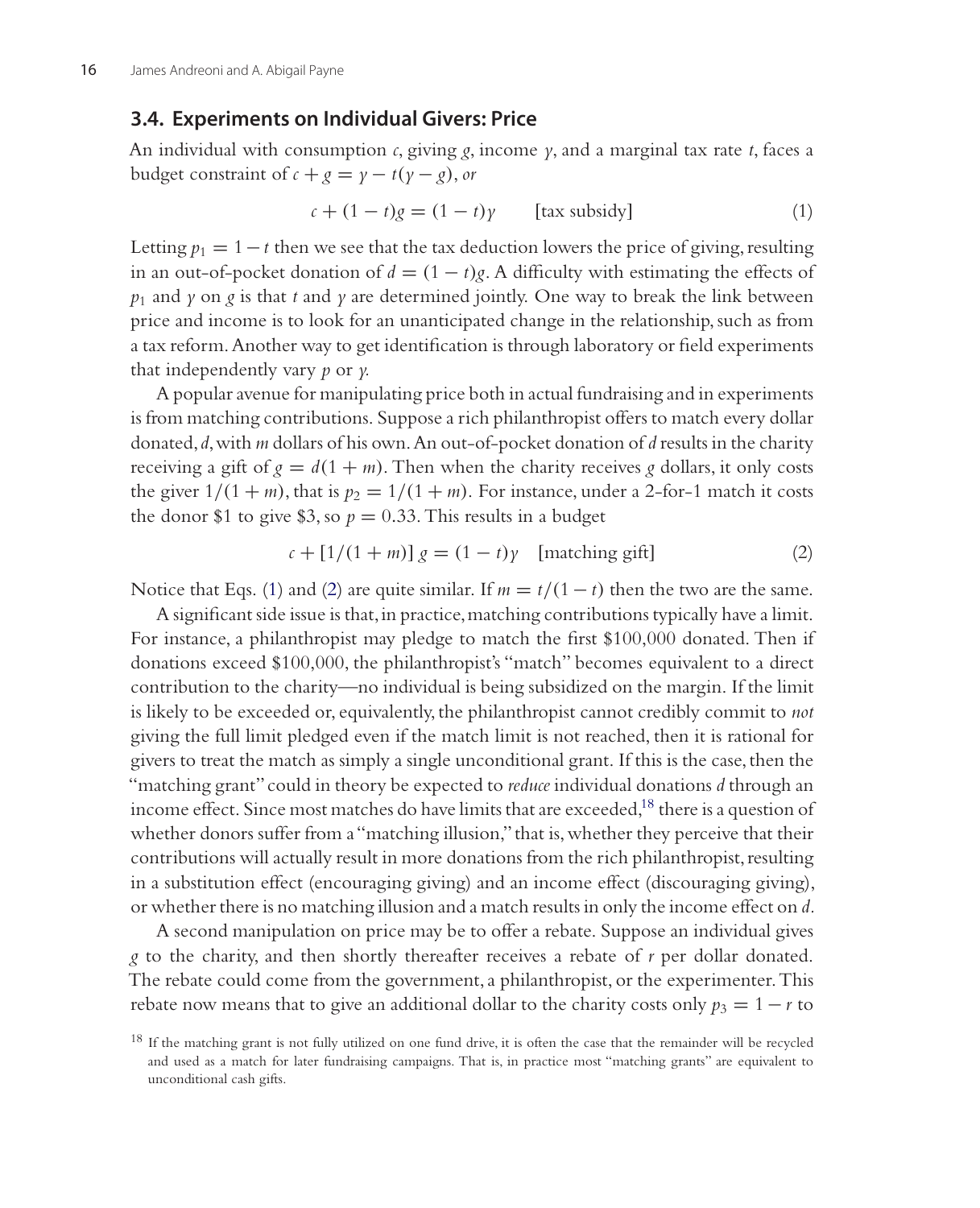### 3.4. Experiments on Individual Givers: Price

An individual with consumption $c$, giving $g$, income $y$, and a marginal tax rate $t$, faces a budget constraint of $c + g = y - t(y - g)$, *or*

$$c + (1 - t)g = (1 - t)y \qquad \text{[tax subsidy]} \tag{1}$$

Letting $p_1 = 1 - t$ then we see that the tax deduction lowers the price of giving, resulting in an out-of-pocket donation of $d = (1 - t)g$. A difficulty with estimating the effects of $p_1$ and $y$ on $g$ is that $t$ and $y$ are determined jointly. One way to break the link between price and income is to look for an unanticipated change in the relationship, such as from a tax reform. Another way to get identification is through laboratory or field experiments that independently vary $p$ or $y$.

A popular avenue for manipulating price both in actual fundraising and in experiments is from matching contributions. Suppose a rich philanthropist offers to match every dollar donated, $d$, with $m$ dollars of his own. An out-of-pocket donation of $d$ results in the charity receiving a gift of $g = d(1 + m)$. Then when the charity receives $g$ dollars, it only costs the giver $1/(1 + m)$, that is $p_2 = 1/(1 + m)$. For instance, under a 2-for-1 match it costs the donor \$1 to give \$3, so $p = 0.33$. This results in a budget

$$c + [1/(1 + m)]\, g = (1 - t)y \quad \text{[matching gift]} \tag{2}$$

Notice that Eqs. (1) and (2) are quite similar. If $m = t/(1 - t)$ then the two are the same.

A significant side issue is that, in practice, matching contributions typically have a limit. For instance, a philanthropist may pledge to match the first \$100,000 donated. Then if donations exceed \$100,000, the philanthropist's "match" becomes equivalent to a direct contribution to the charity—no individual is being subsidized on the margin. If the limit is likely to be exceeded or, equivalently, the philanthropist cannot credibly commit to *not* giving the full limit pledged even if the match limit is not reached, then it is rational for givers to treat the match as simply a single unconditional grant. If this is the case, then the "matching grant" could in theory be expected to *reduce* individual donations $d$ through an income effect. Since most matches do have limits that are exceeded,[18] there is a question of whether donors suffer from a "matching illusion," that is, whether they perceive that their contributions will actually result in more donations from the rich philanthropist, resulting in a substitution effect (encouraging giving) and an income effect (discouraging giving), or whether there is no matching illusion and a match results in only the income effect on $d$.

A second manipulation on price may be to offer a rebate. Suppose an individual gives $g$ to the charity, and then shortly thereafter receives a rebate of $r$ per dollar donated. The rebate could come from the government, a philanthropist, or the experimenter. This rebate now means that to give an additional dollar to the charity costs only $p_3 = 1 - r$ to

[18] If the matching grant is not fully utilized on one fund drive, it is often the case that the remainder will be recycled and used as a match for later fundraising campaigns. That is, in practice most "matching grants" are equivalent to unconditional cash gifts.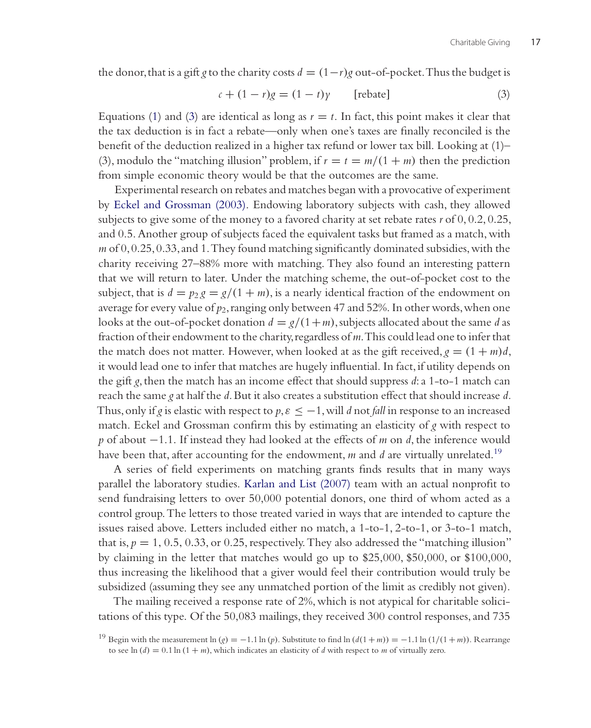the donor, that is a gift $g$ to the charity costs $d = (1-r)g$ out-of-pocket. Thus the budget is

$$c + (1-r)g = (1-t)y \qquad \text{[rebate]} \tag{3}$$

Equations (1) and (3) are identical as long as $r = t$. In fact, this point makes it clear that the tax deduction is in fact a rebate—only when one's taxes are finally reconciled is the benefit of the deduction realized in a higher tax refund or lower tax bill. Looking at (1)–(3), modulo the "matching illusion" problem, if $r = t = m/(1+m)$ then the prediction from simple economic theory would be that the outcomes are the same.

Experimental research on rebates and matches began with a provocative of experiment by Eckel and Grossman (2003). Endowing laboratory subjects with cash, they allowed subjects to give some of the money to a favored charity at set rebate rates $r$ of 0, 0.2, 0.25, and 0.5. Another group of subjects faced the equivalent tasks but framed as a match, with $m$ of 0, 0.25, 0.33, and 1. They found matching significantly dominated subsidies, with the charity receiving 27–88% more with matching. They also found an interesting pattern that we will return to later. Under the matching scheme, the out-of-pocket cost to the subject, that is $d = p_2 g = g/(1+m)$, is a nearly identical fraction of the endowment on average for every value of $p_2$, ranging only between 47 and 52%. In other words, when one looks at the out-of-pocket donation $d = g/(1+m)$, subjects allocated about the same $d$ as fraction of their endowment to the charity, regardless of $m$. This could lead one to infer that the match does not matter. However, when looked at as the gift received, $g = (1+m)d$, it would lead one to infer that matches are hugely influential. In fact, if utility depends on the gift $g$, then the match has an income effect that should suppress $d$: a 1-to-1 match can reach the same $g$ at half the $d$. But it also creates a substitution effect that should increase $d$. Thus, only if $g$ is elastic with respect to $p$, $\varepsilon \leq -1$, will $d$ not *fall* in response to an increased match. Eckel and Grossman confirm this by estimating an elasticity of $g$ with respect to $p$ of about $-1.1$. If instead they had looked at the effects of $m$ on $d$, the inference would have been that, after accounting for the endowment, $m$ and $d$ are virtually unrelated.[19]

A series of field experiments on matching grants finds results that in many ways parallel the laboratory studies. Karlan and List (2007) team with an actual nonprofit to send fundraising letters to over 50,000 potential donors, one third of whom acted as a control group. The letters to those treated varied in ways that are intended to capture the issues raised above. Letters included either no match, a 1-to-1, 2-to-1, or 3-to-1 match, that is, $p = 1$, 0.5, 0.33, or 0.25, respectively. They also addressed the "matching illusion" by claiming in the letter that matches would go up to \$25,000, \$50,000, or \$100,000, thus increasing the likelihood that a giver would feel their contribution would truly be subsidized (assuming they see any unmatched portion of the limit as credibly not given).

The mailing received a response rate of 2%, which is not atypical for charitable solicitations of this type. Of the 50,083 mailings, they received 300 control responses, and 735

[19] Begin with the measurement $\ln(g) = -1.1 \ln(p)$. Substitute to find $\ln(d(1+m)) = -1.1 \ln(1/(1+m))$. Rearrange to see $\ln(d) = 0.1 \ln(1+m)$, which indicates an elasticity of $d$ with respect to $m$ of virtually zero.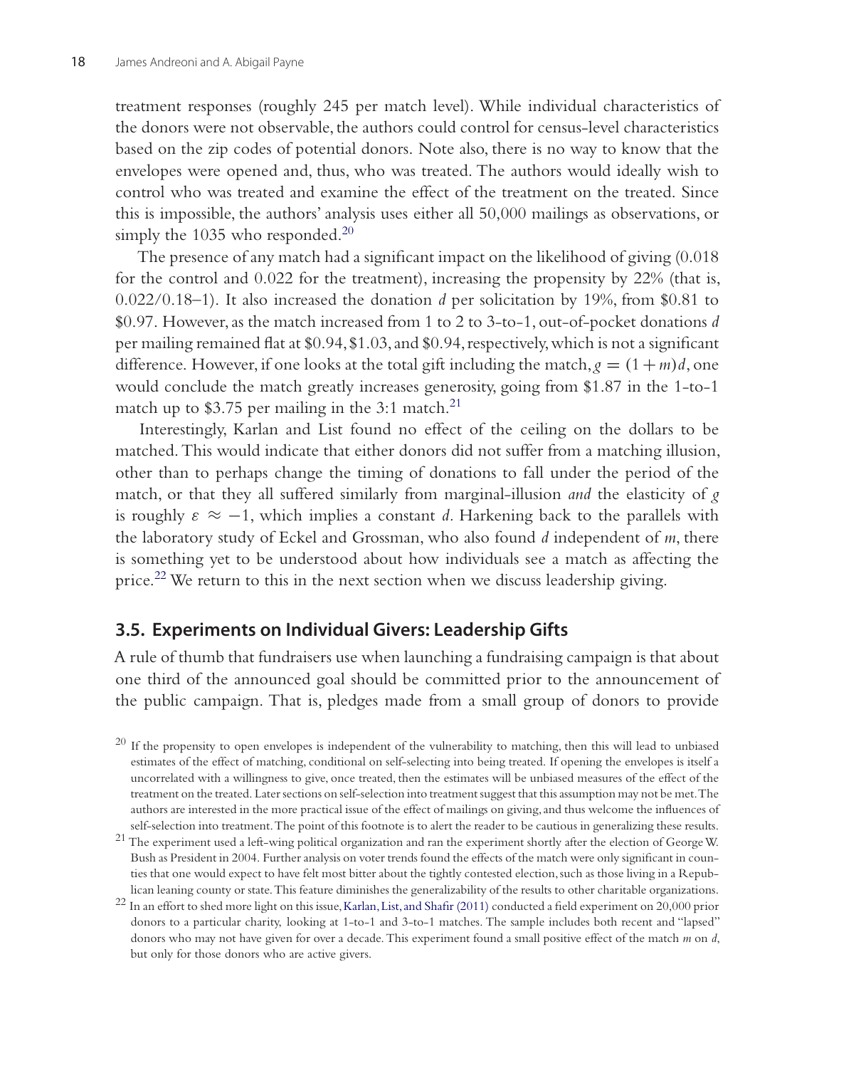treatment responses (roughly 245 per match level). While individual characteristics of the donors were not observable, the authors could control for census-level characteristics based on the zip codes of potential donors. Note also, there is no way to know that the envelopes were opened and, thus, who was treated. The authors would ideally wish to control who was treated and examine the effect of the treatment on the treated. Since this is impossible, the authors' analysis uses either all 50,000 mailings as observations, or simply the 1035 who responded.[20]

The presence of any match had a significant impact on the likelihood of giving (0.018 for the control and 0.022 for the treatment), increasing the propensity by 22% (that is, 0.022/0.18–1). It also increased the donation $d$ per solicitation by 19%, from \$0.81 to \$0.97. However, as the match increased from 1 to 2 to 3-to-1, out-of-pocket donations $d$ per mailing remained flat at \$0.94, \$1.03, and \$0.94, respectively, which is not a significant difference. However, if one looks at the total gift including the match, $g = (1 + m)d$, one would conclude the match greatly increases generosity, going from \$1.87 in the 1-to-1 match up to \$3.75 per mailing in the 3:1 match.[21]

Interestingly, Karlan and List found no effect of the ceiling on the dollars to be matched. This would indicate that either donors did not suffer from a matching illusion, other than to perhaps change the timing of donations to fall under the period of the match, or that they all suffered similarly from marginal-illusion *and* the elasticity of $g$ is roughly $\varepsilon \approx -1$, which implies a constant $d$. Harkening back to the parallels with the laboratory study of Eckel and Grossman, who also found $d$ independent of $m$, there is something yet to be understood about how individuals see a match as affecting the price.[22] We return to this in the next section when we discuss leadership giving.

## 3.5. Experiments on Individual Givers: Leadership Gifts

A rule of thumb that fundraisers use when launching a fundraising campaign is that about one third of the announced goal should be committed prior to the announcement of the public campaign. That is, pledges made from a small group of donors to provide

---

[20] If the propensity to open envelopes is independent of the vulnerability to matching, then this will lead to unbiased estimates of the effect of matching, conditional on self-selecting into being treated. If opening the envelopes is itself a uncorrelated with a willingness to give, once treated, then the estimates will be unbiased measures of the effect of the treatment on the treated. Later sections on self-selection into treatment suggest that this assumption may not be met. The authors are interested in the more practical issue of the effect of mailings on giving, and thus welcome the influences of self-selection into treatment. The point of this footnote is to alert the reader to be cautious in generalizing these results.

[21] The experiment used a left-wing political organization and ran the experiment shortly after the election of George W. Bush as President in 2004. Further analysis on voter trends found the effects of the match were only significant in counties that one would expect to have felt most bitter about the tightly contested election, such as those living in a Republican leaning county or state. This feature diminishes the generalizability of the results to other charitable organizations.

[22] In an effort to shed more light on this issue, Karlan, List, and Shafir (2011) conducted a field experiment on 20,000 prior donors to a particular charity, looking at 1-to-1 and 3-to-1 matches. The sample includes both recent and "lapsed" donors who may not have given for over a decade. This experiment found a small positive effect of the match $m$ on $d$, but only for those donors who are active givers.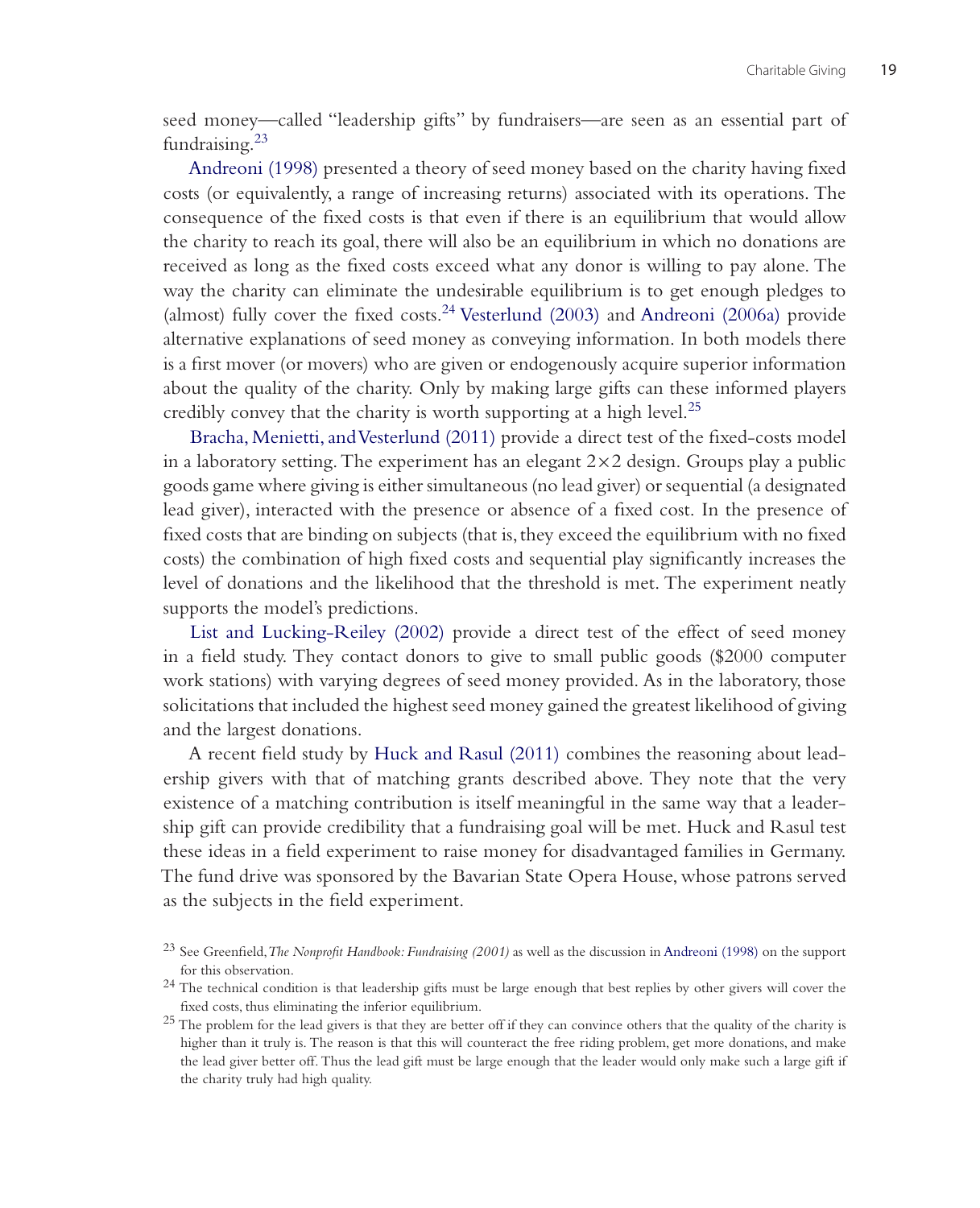seed money—called "leadership gifts" by fundraisers—are seen as an essential part of fundraising.[23]

Andreoni (1998) presented a theory of seed money based on the charity having fixed costs (or equivalently, a range of increasing returns) associated with its operations. The consequence of the fixed costs is that even if there is an equilibrium that would allow the charity to reach its goal, there will also be an equilibrium in which no donations are received as long as the fixed costs exceed what any donor is willing to pay alone. The way the charity can eliminate the undesirable equilibrium is to get enough pledges to (almost) fully cover the fixed costs.[24] Vesterlund (2003) and Andreoni (2006a) provide alternative explanations of seed money as conveying information. In both models there is a first mover (or movers) who are given or endogenously acquire superior information about the quality of the charity. Only by making large gifts can these informed players credibly convey that the charity is worth supporting at a high level.[25]

Bracha, Menietti, and Vesterlund (2011) provide a direct test of the fixed-costs model in a laboratory setting. The experiment has an elegant $2 \times 2$ design. Groups play a public goods game where giving is either simultaneous (no lead giver) or sequential (a designated lead giver), interacted with the presence or absence of a fixed cost. In the presence of fixed costs that are binding on subjects (that is, they exceed the equilibrium with no fixed costs) the combination of high fixed costs and sequential play significantly increases the level of donations and the likelihood that the threshold is met. The experiment neatly supports the model's predictions.

List and Lucking-Reiley (2002) provide a direct test of the effect of seed money in a field study. They contact donors to give to small public goods ($2000 computer work stations) with varying degrees of seed money provided. As in the laboratory, those solicitations that included the highest seed money gained the greatest likelihood of giving and the largest donations.

A recent field study by Huck and Rasul (2011) combines the reasoning about leadership givers with that of matching grants described above. They note that the very existence of a matching contribution is itself meaningful in the same way that a leadership gift can provide credibility that a fundraising goal will be met. Huck and Rasul test these ideas in a field experiment to raise money for disadvantaged families in Germany. The fund drive was sponsored by the Bavarian State Opera House, whose patrons served as the subjects in the field experiment.

[23] See Greenfield, *The Nonprofit Handbook: Fundraising (2001)* as well as the discussion in Andreoni (1998) on the support for this observation.

[24] The technical condition is that leadership gifts must be large enough that best replies by other givers will cover the fixed costs, thus eliminating the inferior equilibrium.

[25] The problem for the lead givers is that they are better off if they can convince others that the quality of the charity is higher than it truly is. The reason is that this will counteract the free riding problem, get more donations, and make the lead giver better off. Thus the lead gift must be large enough that the leader would only make such a large gift if the charity truly had high quality.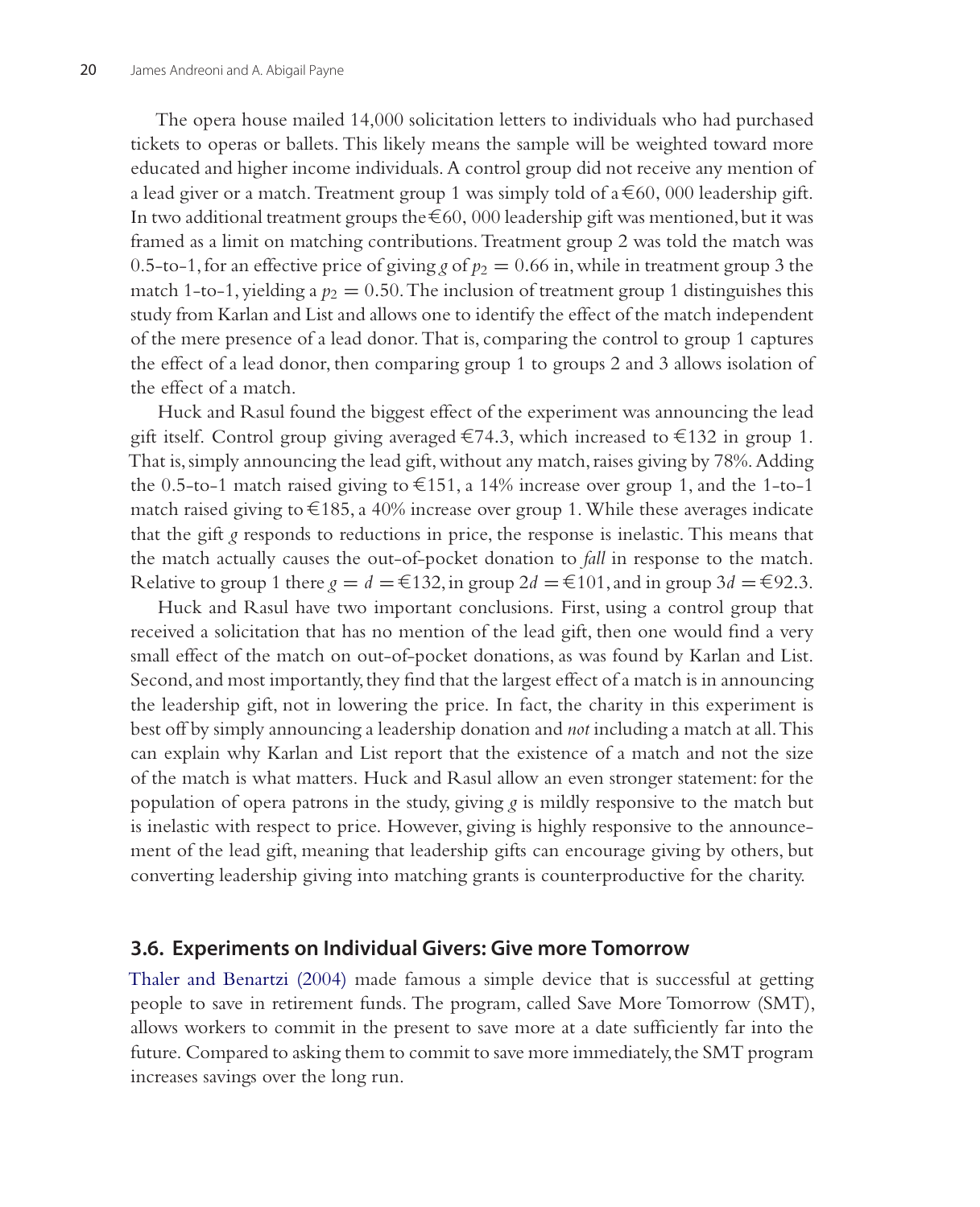The opera house mailed 14,000 solicitation letters to individuals who had purchased tickets to operas or ballets. This likely means the sample will be weighted toward more educated and higher income individuals. A control group did not receive any mention of a lead giver or a match. Treatment group 1 was simply told of a €60, 000 leadership gift. In two additional treatment groups the €60, 000 leadership gift was mentioned, but it was framed as a limit on matching contributions. Treatment group 2 was told the match was 0.5-to-1, for an effective price of giving $g$ of $p_2 = 0.66$ in, while in treatment group 3 the match 1-to-1, yielding a $p_2 = 0.50$. The inclusion of treatment group 1 distinguishes this study from Karlan and List and allows one to identify the effect of the match independent of the mere presence of a lead donor. That is, comparing the control to group 1 captures the effect of a lead donor, then comparing group 1 to groups 2 and 3 allows isolation of the effect of a match.

Huck and Rasul found the biggest effect of the experiment was announcing the lead gift itself. Control group giving averaged €74.3, which increased to €132 in group 1. That is, simply announcing the lead gift, without any match, raises giving by 78%. Adding the 0.5-to-1 match raised giving to €151, a 14% increase over group 1, and the 1-to-1 match raised giving to €185, a 40% increase over group 1. While these averages indicate that the gift $g$ responds to reductions in price, the response is inelastic. This means that the match actually causes the out-of-pocket donation to *fall* in response to the match. Relative to group 1 there $g = d =$ €132, in group 2$d =$ €101, and in group 3$d =$ €92.3.

Huck and Rasul have two important conclusions. First, using a control group that received a solicitation that has no mention of the lead gift, then one would find a very small effect of the match on out-of-pocket donations, as was found by Karlan and List. Second, and most importantly, they find that the largest effect of a match is in announcing the leadership gift, not in lowering the price. In fact, the charity in this experiment is best off by simply announcing a leadership donation and *not* including a match at all. This can explain why Karlan and List report that the existence of a match and not the size of the match is what matters. Huck and Rasul allow an even stronger statement: for the population of opera patrons in the study, giving $g$ is mildly responsive to the match but is inelastic with respect to price. However, giving is highly responsive to the announcement of the lead gift, meaning that leadership gifts can encourage giving by others, but converting leadership giving into matching grants is counterproductive for the charity.

### 3.6. Experiments on Individual Givers: Give more Tomorrow

Thaler and Benartzi (2004) made famous a simple device that is successful at getting people to save in retirement funds. The program, called Save More Tomorrow (SMT), allows workers to commit in the present to save more at a date sufficiently far into the future. Compared to asking them to commit to save more immediately, the SMT program increases savings over the long run.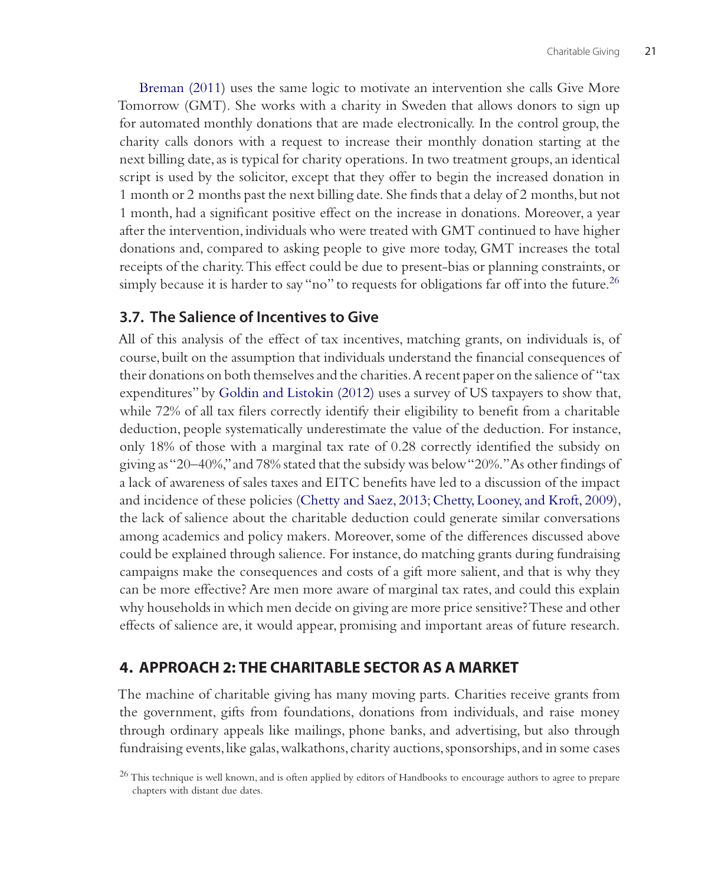Breman (2011) uses the same logic to motivate an intervention she calls Give More Tomorrow (GMT). She works with a charity in Sweden that allows donors to sign up for automated monthly donations that are made electronically. In the control group, the charity calls donors with a request to increase their monthly donation starting at the next billing date, as is typical for charity operations. In two treatment groups, an identical script is used by the solicitor, except that they offer to begin the increased donation in 1 month or 2 months past the next billing date. She finds that a delay of 2 months, but not 1 month, had a significant positive effect on the increase in donations. Moreover, a year after the intervention, individuals who were treated with GMT continued to have higher donations and, compared to asking people to give more today, GMT increases the total receipts of the charity. This effect could be due to present-bias or planning constraints, or simply because it is harder to say "no" to requests for obligations far off into the future.[26]

## 3.7. The Salience of Incentives to Give

All of this analysis of the effect of tax incentives, matching grants, on individuals is, of course, built on the assumption that individuals understand the financial consequences of their donations on both themselves and the charities. A recent paper on the salience of "tax expenditures" by Goldin and Listokin (2012) uses a survey of US taxpayers to show that, while 72% of all tax filers correctly identify their eligibility to benefit from a charitable deduction, people systematically underestimate the value of the deduction. For instance, only 18% of those with a marginal tax rate of 0.28 correctly identified the subsidy on giving as "20–40%," and 78% stated that the subsidy was below "20%." As other findings of a lack of awareness of sales taxes and EITC benefits have led to a discussion of the impact and incidence of these policies (Chetty and Saez, 2013; Chetty, Looney, and Kroft, 2009), the lack of salience about the charitable deduction could generate similar conversations among academics and policy makers. Moreover, some of the differences discussed above could be explained through salience. For instance, do matching grants during fundraising campaigns make the consequences and costs of a gift more salient, and that is why they can be more effective? Are men more aware of marginal tax rates, and could this explain why households in which men decide on giving are more price sensitive? These and other effects of salience are, it would appear, promising and important areas of future research.

# 4. APPROACH 2: THE CHARITABLE SECTOR AS A MARKET

The machine of charitable giving has many moving parts. Charities receive grants from the government, gifts from foundations, donations from individuals, and raise money through ordinary appeals like mailings, phone banks, and advertising, but also through fundraising events, like galas, walkathons, charity auctions, sponsorships, and in some cases

[26] This technique is well known, and is often applied by editors of Handbooks to encourage authors to agree to prepare chapters with distant due dates.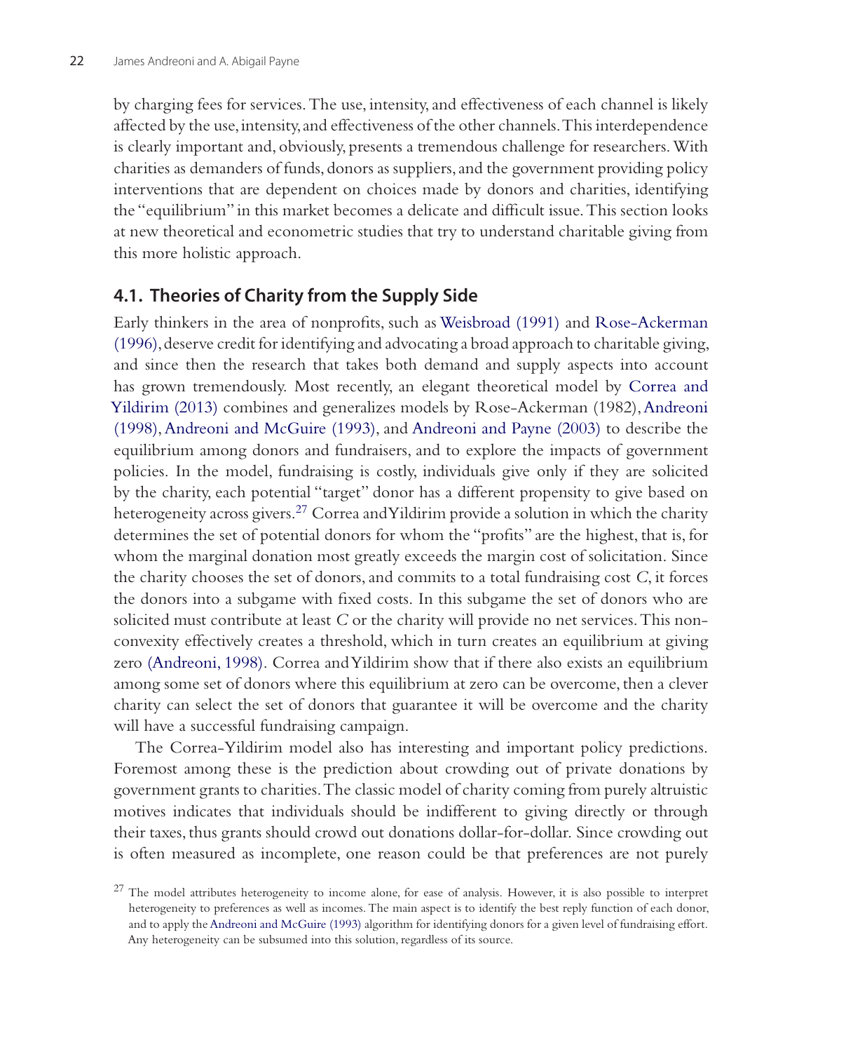by charging fees for services. The use, intensity, and effectiveness of each channel is likely affected by the use, intensity, and effectiveness of the other channels. This interdependence is clearly important and, obviously, presents a tremendous challenge for researchers. With charities as demanders of funds, donors as suppliers, and the government providing policy interventions that are dependent on choices made by donors and charities, identifying the "equilibrium" in this market becomes a delicate and difficult issue. This section looks at new theoretical and econometric studies that try to understand charitable giving from this more holistic approach.

### 4.1. Theories of Charity from the Supply Side

Early thinkers in the area of nonprofits, such as Weisbroad (1991) and Rose-Ackerman (1996), deserve credit for identifying and advocating a broad approach to charitable giving, and since then the research that takes both demand and supply aspects into account has grown tremendously. Most recently, an elegant theoretical model by Correa and Yildirim (2013) combines and generalizes models by Rose-Ackerman (1982), Andreoni (1998), Andreoni and McGuire (1993), and Andreoni and Payne (2003) to describe the equilibrium among donors and fundraisers, and to explore the impacts of government policies. In the model, fundraising is costly, individuals give only if they are solicited by the charity, each potential "target" donor has a different propensity to give based on heterogeneity across givers.[27] Correa and Yildirim provide a solution in which the charity determines the set of potential donors for whom the "profits" are the highest, that is, for whom the marginal donation most greatly exceeds the margin cost of solicitation. Since the charity chooses the set of donors, and commits to a total fundraising cost $C$, it forces the donors into a subgame with fixed costs. In this subgame the set of donors who are solicited must contribute at least $C$ or the charity will provide no net services. This non-convexity effectively creates a threshold, which in turn creates an equilibrium at giving zero (Andreoni, 1998). Correa and Yildirim show that if there also exists an equilibrium among some set of donors where this equilibrium at zero can be overcome, then a clever charity can select the set of donors that guarantee it will be overcome and the charity will have a successful fundraising campaign.

The Correa-Yildirim model also has interesting and important policy predictions. Foremost among these is the prediction about crowding out of private donations by government grants to charities. The classic model of charity coming from purely altruistic motives indicates that individuals should be indifferent to giving directly or through their taxes, thus grants should crowd out donations dollar-for-dollar. Since crowding out is often measured as incomplete, one reason could be that preferences are not purely

[27] The model attributes heterogeneity to income alone, for ease of analysis. However, it is also possible to interpret heterogeneity to preferences as well as incomes. The main aspect is to identify the best reply function of each donor, and to apply the Andreoni and McGuire (1993) algorithm for identifying donors for a given level of fundraising effort. Any heterogeneity can be subsumed into this solution, regardless of its source.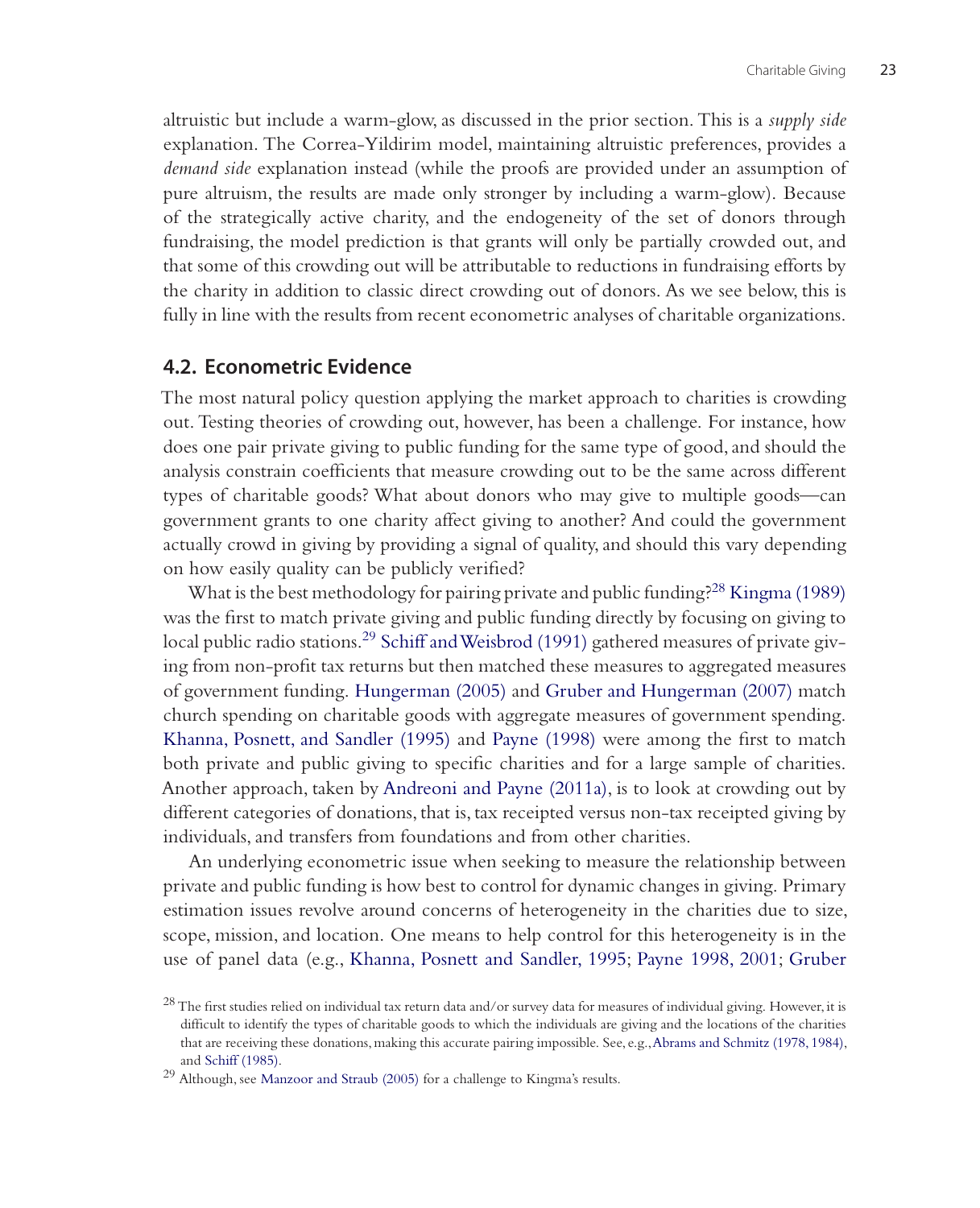altruistic but include a warm-glow, as discussed in the prior section. This is a *supply side* explanation. The Correa-Yildirim model, maintaining altruistic preferences, provides a *demand side* explanation instead (while the proofs are provided under an assumption of pure altruism, the results are made only stronger by including a warm-glow). Because of the strategically active charity, and the endogeneity of the set of donors through fundraising, the model prediction is that grants will only be partially crowded out, and that some of this crowding out will be attributable to reductions in fundraising efforts by the charity in addition to classic direct crowding out of donors. As we see below, this is fully in line with the results from recent econometric analyses of charitable organizations.

## 4.2. Econometric Evidence

The most natural policy question applying the market approach to charities is crowding out. Testing theories of crowding out, however, has been a challenge. For instance, how does one pair private giving to public funding for the same type of good, and should the analysis constrain coefficients that measure crowding out to be the same across different types of charitable goods? What about donors who may give to multiple goods—can government grants to one charity affect giving to another? And could the government actually crowd in giving by providing a signal of quality, and should this vary depending on how easily quality can be publicly verified?

What is the best methodology for pairing private and public funding?[28] Kingma (1989) was the first to match private giving and public funding directly by focusing on giving to local public radio stations.[29] Schiff and Weisbrod (1991) gathered measures of private giving from non-profit tax returns but then matched these measures to aggregated measures of government funding. Hungerman (2005) and Gruber and Hungerman (2007) match church spending on charitable goods with aggregate measures of government spending. Khanna, Posnett, and Sandler (1995) and Payne (1998) were among the first to match both private and public giving to specific charities and for a large sample of charities. Another approach, taken by Andreoni and Payne (2011a), is to look at crowding out by different categories of donations, that is, tax receipted versus non-tax receipted giving by individuals, and transfers from foundations and from other charities.

An underlying econometric issue when seeking to measure the relationship between private and public funding is how best to control for dynamic changes in giving. Primary estimation issues revolve around concerns of heterogeneity in the charities due to size, scope, mission, and location. One means to help control for this heterogeneity is in the use of panel data (e.g., Khanna, Posnett and Sandler, 1995; Payne 1998, 2001; Gruber

[28] The first studies relied on individual tax return data and/or survey data for measures of individual giving. However, it is difficult to identify the types of charitable goods to which the individuals are giving and the locations of the charities that are receiving these donations, making this accurate pairing impossible. See, e.g., Abrams and Schmitz (1978, 1984), and Schiff (1985).

[29] Although, see Manzoor and Straub (2005) for a challenge to Kingma's results.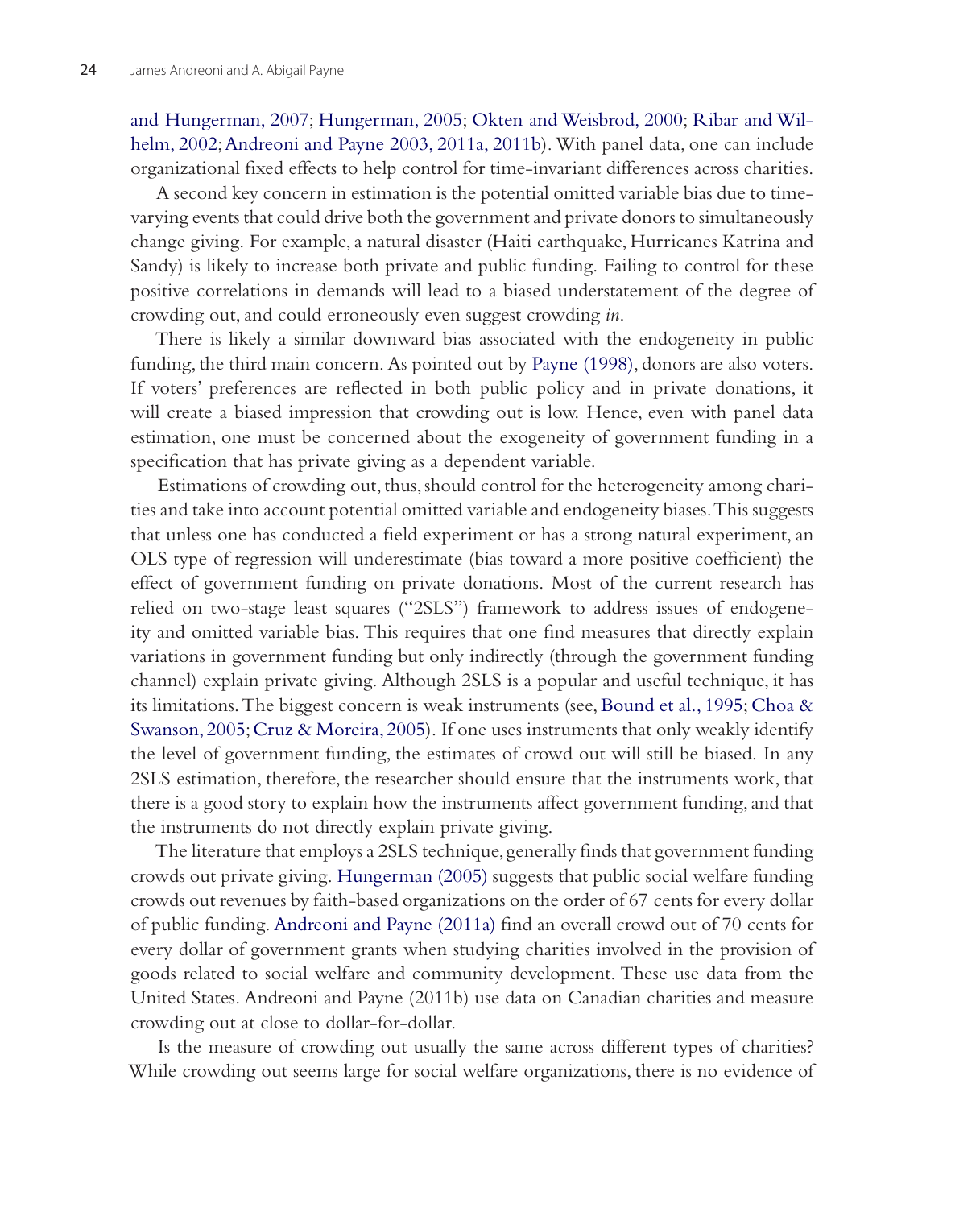and Hungerman, 2007; Hungerman, 2005; Okten and Weisbrod, 2000; Ribar and Wilhelm, 2002; Andreoni and Payne 2003, 2011a, 2011b). With panel data, one can include organizational fixed effects to help control for time-invariant differences across charities.

A second key concern in estimation is the potential omitted variable bias due to time-varying events that could drive both the government and private donors to simultaneously change giving. For example, a natural disaster (Haiti earthquake, Hurricanes Katrina and Sandy) is likely to increase both private and public funding. Failing to control for these positive correlations in demands will lead to a biased understatement of the degree of crowding out, and could erroneously even suggest crowding *in*.

There is likely a similar downward bias associated with the endogeneity in public funding, the third main concern. As pointed out by Payne (1998), donors are also voters. If voters' preferences are reflected in both public policy and in private donations, it will create a biased impression that crowding out is low. Hence, even with panel data estimation, one must be concerned about the exogeneity of government funding in a specification that has private giving as a dependent variable.

Estimations of crowding out, thus, should control for the heterogeneity among charities and take into account potential omitted variable and endogeneity biases. This suggests that unless one has conducted a field experiment or has a strong natural experiment, an OLS type of regression will underestimate (bias toward a more positive coefficient) the effect of government funding on private donations. Most of the current research has relied on two-stage least squares ("2SLS") framework to address issues of endogeneity and omitted variable bias. This requires that one find measures that directly explain variations in government funding but only indirectly (through the government funding channel) explain private giving. Although 2SLS is a popular and useful technique, it has its limitations. The biggest concern is weak instruments (see, Bound et al., 1995; Choa & Swanson, 2005; Cruz & Moreira, 2005). If one uses instruments that only weakly identify the level of government funding, the estimates of crowd out will still be biased. In any 2SLS estimation, therefore, the researcher should ensure that the instruments work, that there is a good story to explain how the instruments affect government funding, and that the instruments do not directly explain private giving.

The literature that employs a 2SLS technique, generally finds that government funding crowds out private giving. Hungerman (2005) suggests that public social welfare funding crowds out revenues by faith-based organizations on the order of 67 cents for every dollar of public funding. Andreoni and Payne (2011a) find an overall crowd out of 70 cents for every dollar of government grants when studying charities involved in the provision of goods related to social welfare and community development. These use data from the United States. Andreoni and Payne (2011b) use data on Canadian charities and measure crowding out at close to dollar-for-dollar.

Is the measure of crowding out usually the same across different types of charities? While crowding out seems large for social welfare organizations, there is no evidence of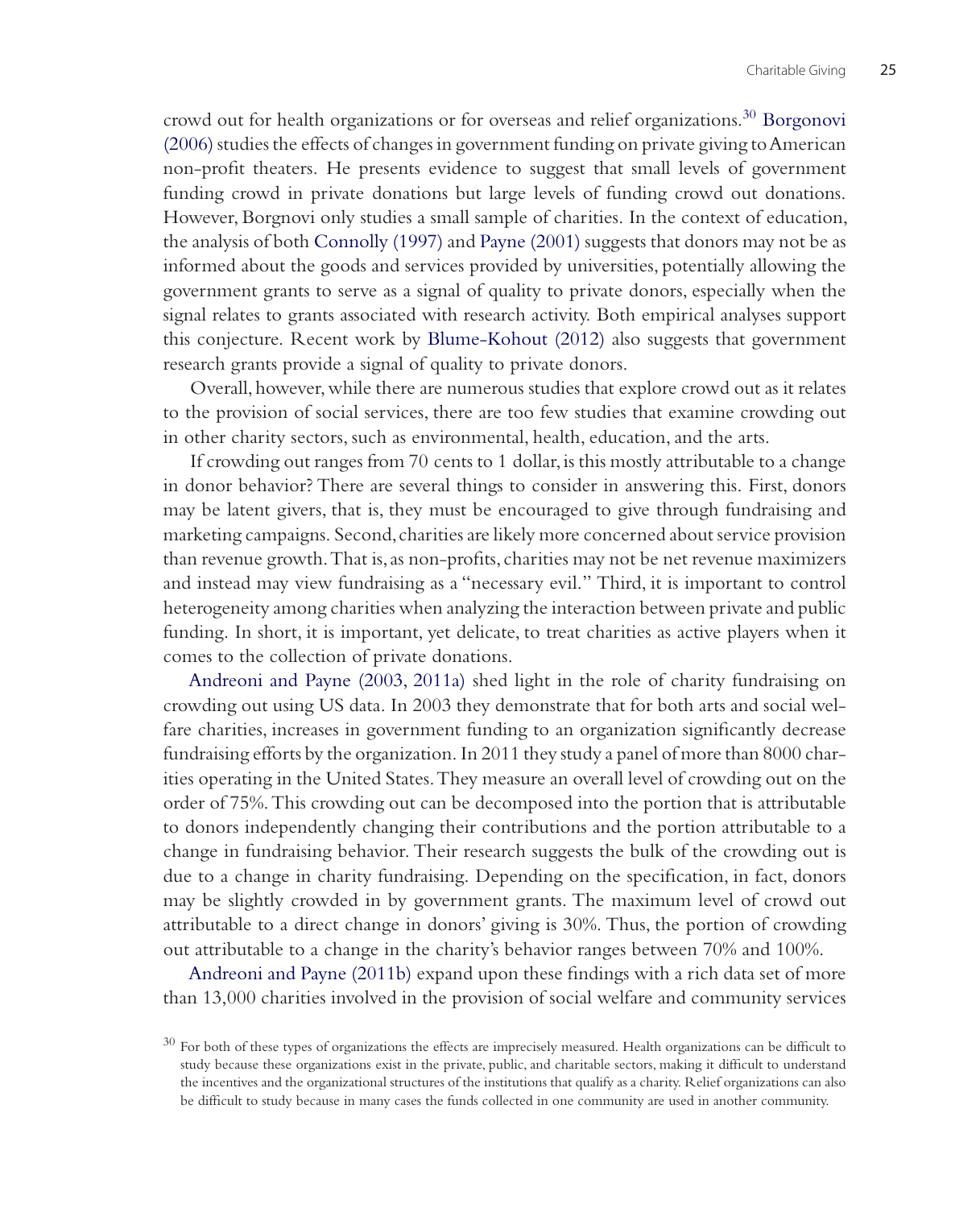crowd out for health organizations or for overseas and relief organizations.[30] Borgonovi (2006) studies the effects of changes in government funding on private giving to American non-profit theaters. He presents evidence to suggest that small levels of government funding crowd in private donations but large levels of funding crowd out donations. However, Borgnovi only studies a small sample of charities. In the context of education, the analysis of both Connolly (1997) and Payne (2001) suggests that donors may not be as informed about the goods and services provided by universities, potentially allowing the government grants to serve as a signal of quality to private donors, especially when the signal relates to grants associated with research activity. Both empirical analyses support this conjecture. Recent work by Blume-Kohout (2012) also suggests that government research grants provide a signal of quality to private donors.

Overall, however, while there are numerous studies that explore crowd out as it relates to the provision of social services, there are too few studies that examine crowding out in other charity sectors, such as environmental, health, education, and the arts.

If crowding out ranges from 70 cents to 1 dollar, is this mostly attributable to a change in donor behavior? There are several things to consider in answering this. First, donors may be latent givers, that is, they must be encouraged to give through fundraising and marketing campaigns. Second, charities are likely more concerned about service provision than revenue growth. That is, as non-profits, charities may not be net revenue maximizers and instead may view fundraising as a "necessary evil." Third, it is important to control heterogeneity among charities when analyzing the interaction between private and public funding. In short, it is important, yet delicate, to treat charities as active players when it comes to the collection of private donations.

Andreoni and Payne (2003, 2011a) shed light in the role of charity fundraising on crowding out using US data. In 2003 they demonstrate that for both arts and social welfare charities, increases in government funding to an organization significantly decrease fundraising efforts by the organization. In 2011 they study a panel of more than 8000 charities operating in the United States. They measure an overall level of crowding out on the order of 75%. This crowding out can be decomposed into the portion that is attributable to donors independently changing their contributions and the portion attributable to a change in fundraising behavior. Their research suggests the bulk of the crowding out is due to a change in charity fundraising. Depending on the specification, in fact, donors may be slightly crowded in by government grants. The maximum level of crowd out attributable to a direct change in donors' giving is 30%. Thus, the portion of crowding out attributable to a change in the charity's behavior ranges between 70% and 100%.

Andreoni and Payne (2011b) expand upon these findings with a rich data set of more than 13,000 charities involved in the provision of social welfare and community services

[30] For both of these types of organizations the effects are imprecisely measured. Health organizations can be difficult to study because these organizations exist in the private, public, and charitable sectors, making it difficult to understand the incentives and the organizational structures of the institutions that qualify as a charity. Relief organizations can also be difficult to study because in many cases the funds collected in one community are used in another community.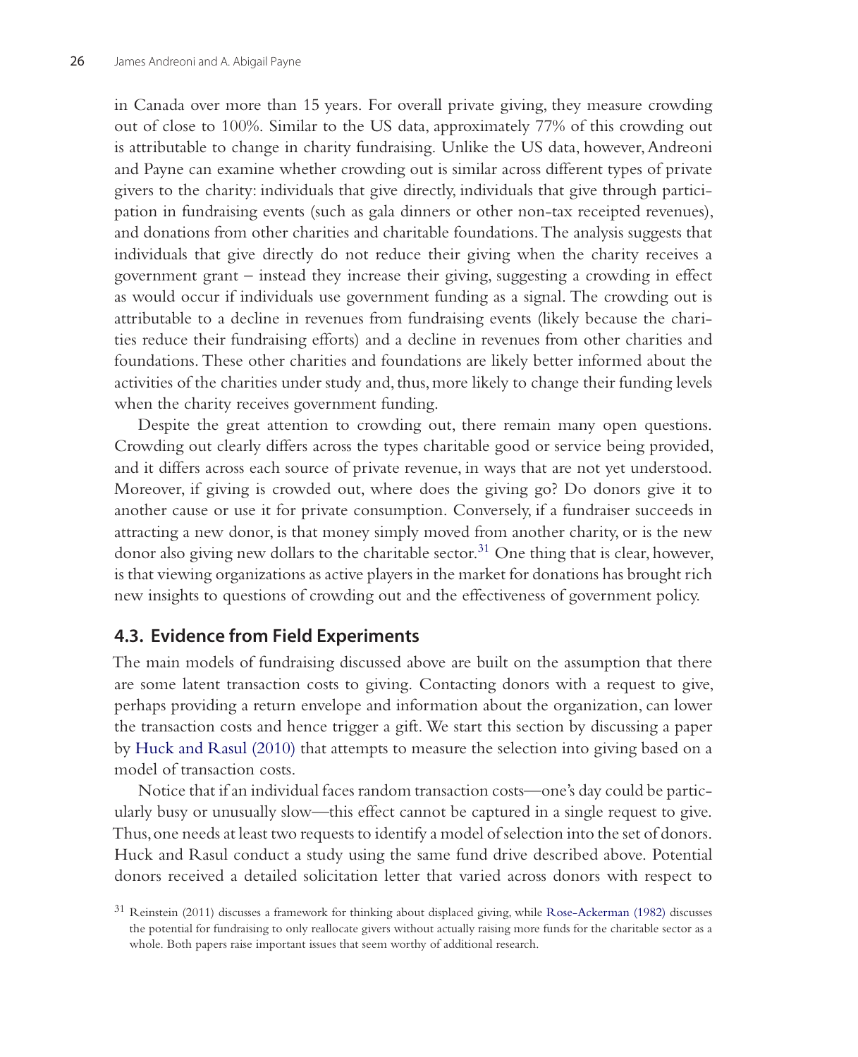in Canada over more than 15 years. For overall private giving, they measure crowding out of close to 100%. Similar to the US data, approximately 77% of this crowding out is attributable to change in charity fundraising. Unlike the US data, however, Andreoni and Payne can examine whether crowding out is similar across different types of private givers to the charity: individuals that give directly, individuals that give through participation in fundraising events (such as gala dinners or other non-tax receipted revenues), and donations from other charities and charitable foundations. The analysis suggests that individuals that give directly do not reduce their giving when the charity receives a government grant – instead they increase their giving, suggesting a crowding in effect as would occur if individuals use government funding as a signal. The crowding out is attributable to a decline in revenues from fundraising events (likely because the charities reduce their fundraising efforts) and a decline in revenues from other charities and foundations. These other charities and foundations are likely better informed about the activities of the charities under study and, thus, more likely to change their funding levels when the charity receives government funding.

Despite the great attention to crowding out, there remain many open questions. Crowding out clearly differs across the types charitable good or service being provided, and it differs across each source of private revenue, in ways that are not yet understood. Moreover, if giving is crowded out, where does the giving go? Do donors give it to another cause or use it for private consumption. Conversely, if a fundraiser succeeds in attracting a new donor, is that money simply moved from another charity, or is the new donor also giving new dollars to the charitable sector.[31] One thing that is clear, however, is that viewing organizations as active players in the market for donations has brought rich new insights to questions of crowding out and the effectiveness of government policy.

## 4.3. Evidence from Field Experiments

The main models of fundraising discussed above are built on the assumption that there are some latent transaction costs to giving. Contacting donors with a request to give, perhaps providing a return envelope and information about the organization, can lower the transaction costs and hence trigger a gift. We start this section by discussing a paper by Huck and Rasul (2010) that attempts to measure the selection into giving based on a model of transaction costs.

Notice that if an individual faces random transaction costs—one's day could be particularly busy or unusually slow—this effect cannot be captured in a single request to give. Thus, one needs at least two requests to identify a model of selection into the set of donors. Huck and Rasul conduct a study using the same fund drive described above. Potential donors received a detailed solicitation letter that varied across donors with respect to

[31] Reinstein (2011) discusses a framework for thinking about displaced giving, while Rose-Ackerman (1982) discusses the potential for fundraising to only reallocate givers without actually raising more funds for the charitable sector as a whole. Both papers raise important issues that seem worthy of additional research.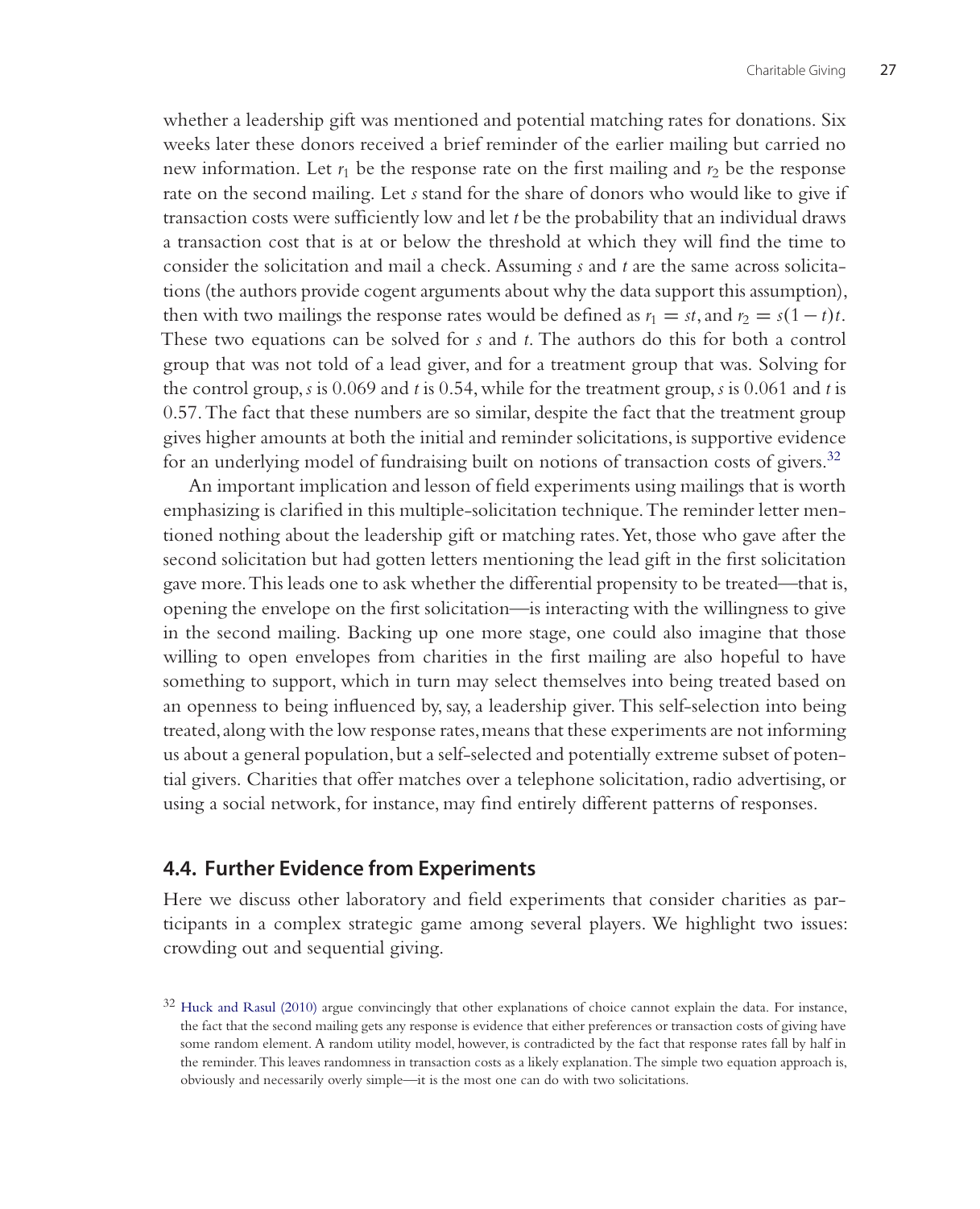whether a leadership gift was mentioned and potential matching rates for donations. Six weeks later these donors received a brief reminder of the earlier mailing but carried no new information. Let $r_1$ be the response rate on the first mailing and $r_2$ be the response rate on the second mailing. Let $s$ stand for the share of donors who would like to give if transaction costs were sufficiently low and let $t$ be the probability that an individual draws a transaction cost that is at or below the threshold at which they will find the time to consider the solicitation and mail a check. Assuming $s$ and $t$ are the same across solicitations (the authors provide cogent arguments about why the data support this assumption), then with two mailings the response rates would be defined as $r_1 = st$, and $r_2 = s(1-t)t$. These two equations can be solved for $s$ and $t$. The authors do this for both a control group that was not told of a lead giver, and for a treatment group that was. Solving for the control group, $s$ is 0.069 and $t$ is 0.54, while for the treatment group, $s$ is 0.061 and $t$ is 0.57. The fact that these numbers are so similar, despite the fact that the treatment group gives higher amounts at both the initial and reminder solicitations, is supportive evidence for an underlying model of fundraising built on notions of transaction costs of givers.[32]

An important implication and lesson of field experiments using mailings that is worth emphasizing is clarified in this multiple-solicitation technique. The reminder letter mentioned nothing about the leadership gift or matching rates. Yet, those who gave after the second solicitation but had gotten letters mentioning the lead gift in the first solicitation gave more. This leads one to ask whether the differential propensity to be treated—that is, opening the envelope on the first solicitation—is interacting with the willingness to give in the second mailing. Backing up one more stage, one could also imagine that those willing to open envelopes from charities in the first mailing are also hopeful to have something to support, which in turn may select themselves into being treated based on an openness to being influenced by, say, a leadership giver. This self-selection into being treated, along with the low response rates, means that these experiments are not informing us about a general population, but a self-selected and potentially extreme subset of potential givers. Charities that offer matches over a telephone solicitation, radio advertising, or using a social network, for instance, may find entirely different patterns of responses.

## 4.4. Further Evidence from Experiments

Here we discuss other laboratory and field experiments that consider charities as participants in a complex strategic game among several players. We highlight two issues: crowding out and sequential giving.

[32] Huck and Rasul (2010) argue convincingly that other explanations of choice cannot explain the data. For instance, the fact that the second mailing gets any response is evidence that either preferences or transaction costs of giving have some random element. A random utility model, however, is contradicted by the fact that response rates fall by half in the reminder. This leaves randomness in transaction costs as a likely explanation. The simple two equation approach is, obviously and necessarily overly simple—it is the most one can do with two solicitations.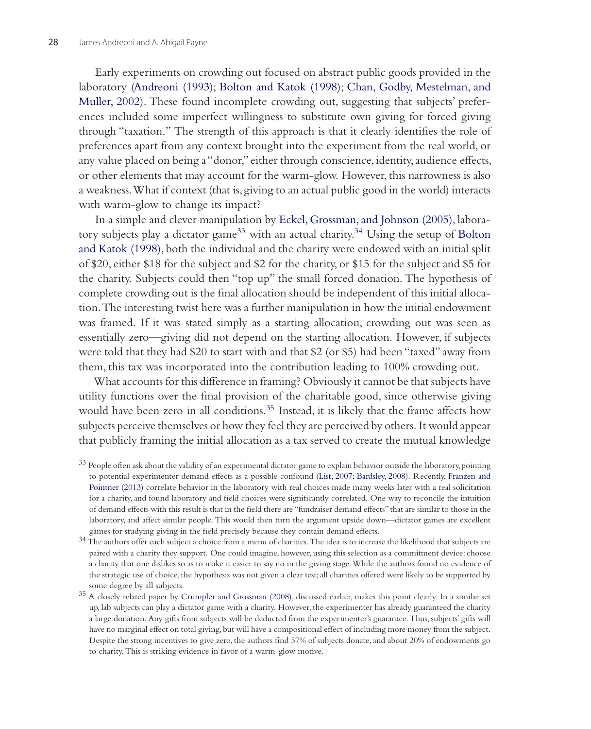Early experiments on crowding out focused on abstract public goods provided in the laboratory (Andreoni (1993); Bolton and Katok (1998); Chan, Godby, Mestelman, and Muller, 2002). These found incomplete crowding out, suggesting that subjects' preferences included some imperfect willingness to substitute own giving for forced giving through "taxation." The strength of this approach is that it clearly identifies the role of preferences apart from any context brought into the experiment from the real world, or any value placed on being a "donor," either through conscience, identity, audience effects, or other elements that may account for the warm-glow. However, this narrowness is also a weakness. What if context (that is, giving to an actual public good in the world) interacts with warm-glow to change its impact?

In a simple and clever manipulation by Eckel, Grossman, and Johnson (2005), laboratory subjects play a dictator game[33] with an actual charity.[34] Using the setup of Bolton and Katok (1998), both the individual and the charity were endowed with an initial split of \$20, either \$18 for the subject and \$2 for the charity, or \$15 for the subject and \$5 for the charity. Subjects could then "top up" the small forced donation. The hypothesis of complete crowding out is the final allocation should be independent of this initial allocation. The interesting twist here was a further manipulation in how the initial endowment was framed. If it was stated simply as a starting allocation, crowding out was seen as essentially zero—giving did not depend on the starting allocation. However, if subjects were told that they had \$20 to start with and that \$2 (or \$5) had been "taxed" away from them, this tax was incorporated into the contribution leading to 100% crowding out.

What accounts for this difference in framing? Obviously it cannot be that subjects have utility functions over the final provision of the charitable good, since otherwise giving would have been zero in all conditions.[35] Instead, it is likely that the frame affects how subjects perceive themselves or how they feel they are perceived by others. It would appear that publicly framing the initial allocation as a tax served to create the mutual knowledge

[33] People often ask about the validity of an experimental dictator game to explain behavior outside the laboratory, pointing to potential experimenter demand effects as a possible confound (List, 2007; Bardsley, 2008). Recently, Franzen and Pointner (2013) correlate behavior in the laboratory with real choices made many weeks later with a real solicitation for a charity, and found laboratory and field choices were significantly correlated. One way to reconcile the intuition of demand effects with this result is that in the field there are "fundraiser demand effects" that are similar to those in the laboratory, and affect similar people. This would then turn the argument upside down—dictator games are excellent games for studying giving in the field precisely because they contain demand effects.

[34] The authors offer each subject a choice from a menu of charities. The idea is to increase the likelihood that subjects are paired with a charity they support. One could imagine, however, using this selection as a commitment device: choose a charity that one dislikes so as to make it easier to say no in the giving stage. While the authors found no evidence of the strategic use of choice, the hypothesis was not given a clear test; all charities offered were likely to be supported by some degree by all subjects.

[35] A closely related paper by Crumpler and Grossman (2008), discussed earlier, makes this point clearly. In a similar set up, lab subjects can play a dictator game with a charity. However, the experimenter has already guaranteed the charity a large donation. Any gifts from subjects will be deducted from the experimenter's guarantee. Thus, subjects' gifts will have no marginal effect on total giving, but will have a compositional effect of including more money from the subject. Despite the strong incentives to give zero, the authors find 57% of subjects donate, and about 20% of endowments go to charity. This is striking evidence in favor of a warm-glow motive.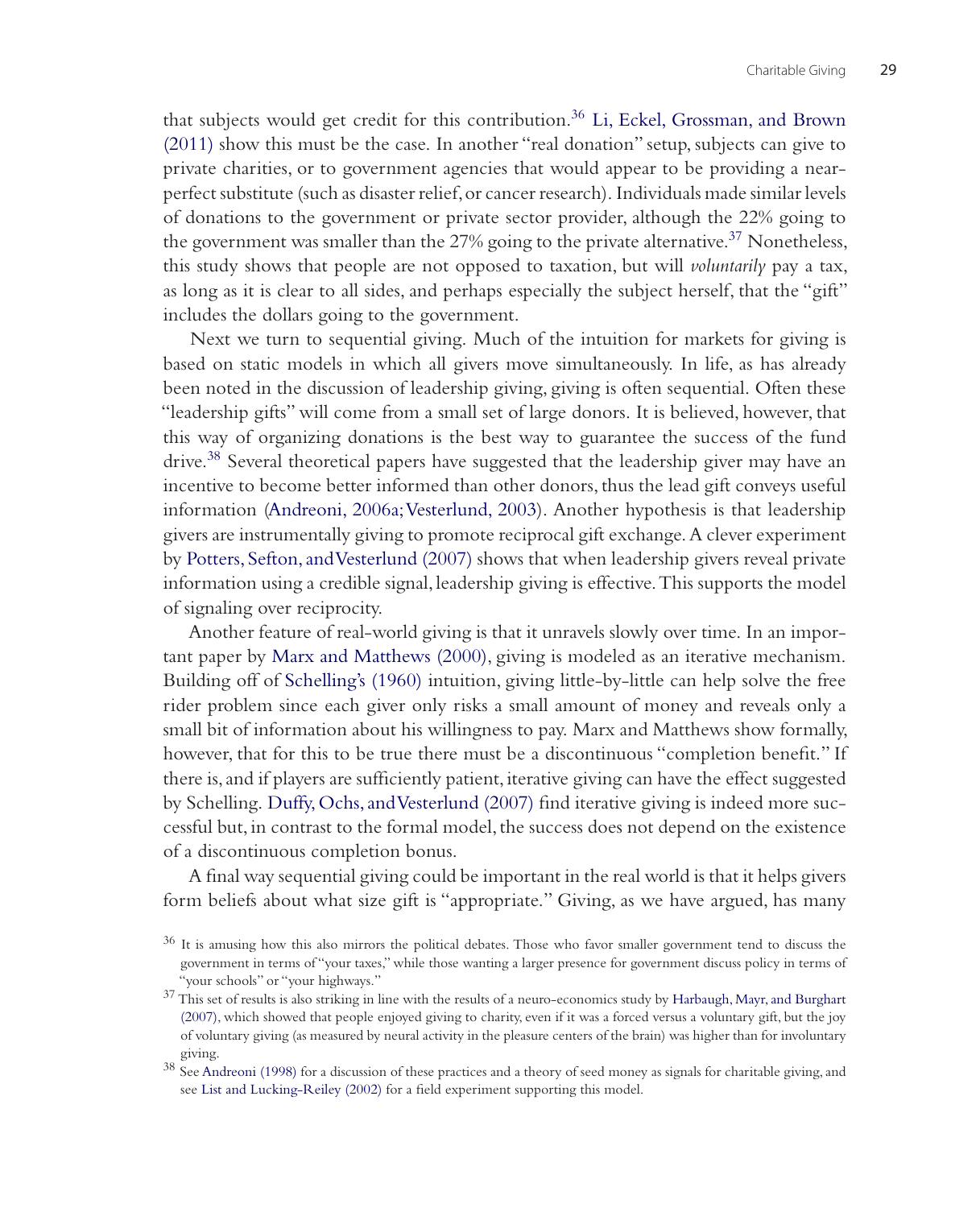that subjects would get credit for this contribution.[36] Li, Eckel, Grossman, and Brown (2011) show this must be the case. In another "real donation" setup, subjects can give to private charities, or to government agencies that would appear to be providing a near-perfect substitute (such as disaster relief, or cancer research). Individuals made similar levels of donations to the government or private sector provider, although the 22% going to the government was smaller than the 27% going to the private alternative.[37] Nonetheless, this study shows that people are not opposed to taxation, but will *voluntarily* pay a tax, as long as it is clear to all sides, and perhaps especially the subject herself, that the "gift" includes the dollars going to the government.

Next we turn to sequential giving. Much of the intuition for markets for giving is based on static models in which all givers move simultaneously. In life, as has already been noted in the discussion of leadership giving, giving is often sequential. Often these "leadership gifts" will come from a small set of large donors. It is believed, however, that this way of organizing donations is the best way to guarantee the success of the fund drive.[38] Several theoretical papers have suggested that the leadership giver may have an incentive to become better informed than other donors, thus the lead gift conveys useful information (Andreoni, 2006a; Vesterlund, 2003). Another hypothesis is that leadership givers are instrumentally giving to promote reciprocal gift exchange. A clever experiment by Potters, Sefton, and Vesterlund (2007) shows that when leadership givers reveal private information using a credible signal, leadership giving is effective. This supports the model of signaling over reciprocity.

Another feature of real-world giving is that it unravels slowly over time. In an important paper by Marx and Matthews (2000), giving is modeled as an iterative mechanism. Building off of Schelling's (1960) intuition, giving little-by-little can help solve the free rider problem since each giver only risks a small amount of money and reveals only a small bit of information about his willingness to pay. Marx and Matthews show formally, however, that for this to be true there must be a discontinuous "completion benefit." If there is, and if players are sufficiently patient, iterative giving can have the effect suggested by Schelling. Duffy, Ochs, and Vesterlund (2007) find iterative giving is indeed more successful but, in contrast to the formal model, the success does not depend on the existence of a discontinuous completion bonus.

A final way sequential giving could be important in the real world is that it helps givers form beliefs about what size gift is "appropriate." Giving, as we have argued, has many

[36] It is amusing how this also mirrors the political debates. Those who favor smaller government tend to discuss the government in terms of "your taxes," while those wanting a larger presence for government discuss policy in terms of "your schools" or "your highways."

[37] This set of results is also striking in line with the results of a neuro-economics study by Harbaugh, Mayr, and Burghart (2007), which showed that people enjoyed giving to charity, even if it was a forced versus a voluntary gift, but the joy of voluntary giving (as measured by neural activity in the pleasure centers of the brain) was higher than for involuntary giving.

[38] See Andreoni (1998) for a discussion of these practices and a theory of seed money as signals for charitable giving, and see List and Lucking-Reiley (2002) for a field experiment supporting this model.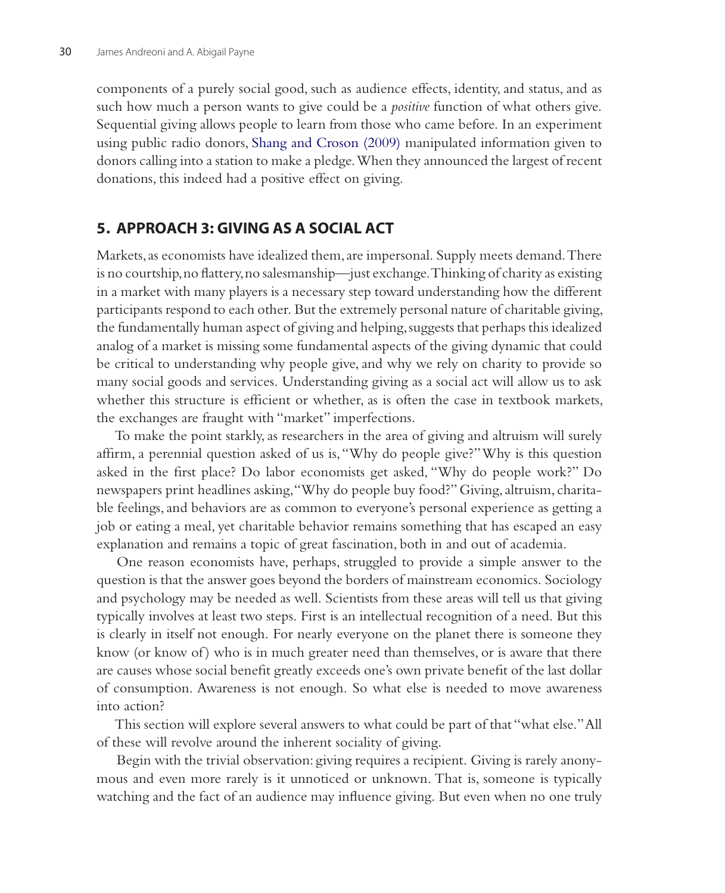components of a purely social good, such as audience effects, identity, and status, and as such how much a person wants to give could be a *positive* function of what others give. Sequential giving allows people to learn from those who came before. In an experiment using public radio donors, Shang and Croson (2009) manipulated information given to donors calling into a station to make a pledge. When they announced the largest of recent donations, this indeed had a positive effect on giving.

## 5. APPROACH 3: GIVING AS A SOCIAL ACT

Markets, as economists have idealized them, are impersonal. Supply meets demand. There is no courtship, no flattery, no salesmanship—just exchange. Thinking of charity as existing in a market with many players is a necessary step toward understanding how the different participants respond to each other. But the extremely personal nature of charitable giving, the fundamentally human aspect of giving and helping, suggests that perhaps this idealized analog of a market is missing some fundamental aspects of the giving dynamic that could be critical to understanding why people give, and why we rely on charity to provide so many social goods and services. Understanding giving as a social act will allow us to ask whether this structure is efficient or whether, as is often the case in textbook markets, the exchanges are fraught with "market" imperfections.

To make the point starkly, as researchers in the area of giving and altruism will surely affirm, a perennial question asked of us is, "Why do people give?" Why is this question asked in the first place? Do labor economists get asked, "Why do people work?" Do newspapers print headlines asking, "Why do people buy food?" Giving, altruism, charitable feelings, and behaviors are as common to everyone's personal experience as getting a job or eating a meal, yet charitable behavior remains something that has escaped an easy explanation and remains a topic of great fascination, both in and out of academia.

One reason economists have, perhaps, struggled to provide a simple answer to the question is that the answer goes beyond the borders of mainstream economics. Sociology and psychology may be needed as well. Scientists from these areas will tell us that giving typically involves at least two steps. First is an intellectual recognition of a need. But this is clearly in itself not enough. For nearly everyone on the planet there is someone they know (or know of) who is in much greater need than themselves, or is aware that there are causes whose social benefit greatly exceeds one's own private benefit of the last dollar of consumption. Awareness is not enough. So what else is needed to move awareness into action?

This section will explore several answers to what could be part of that "what else." All of these will revolve around the inherent sociality of giving.

Begin with the trivial observation: giving requires a recipient. Giving is rarely anonymous and even more rarely is it unnoticed or unknown. That is, someone is typically watching and the fact of an audience may influence giving. But even when no one truly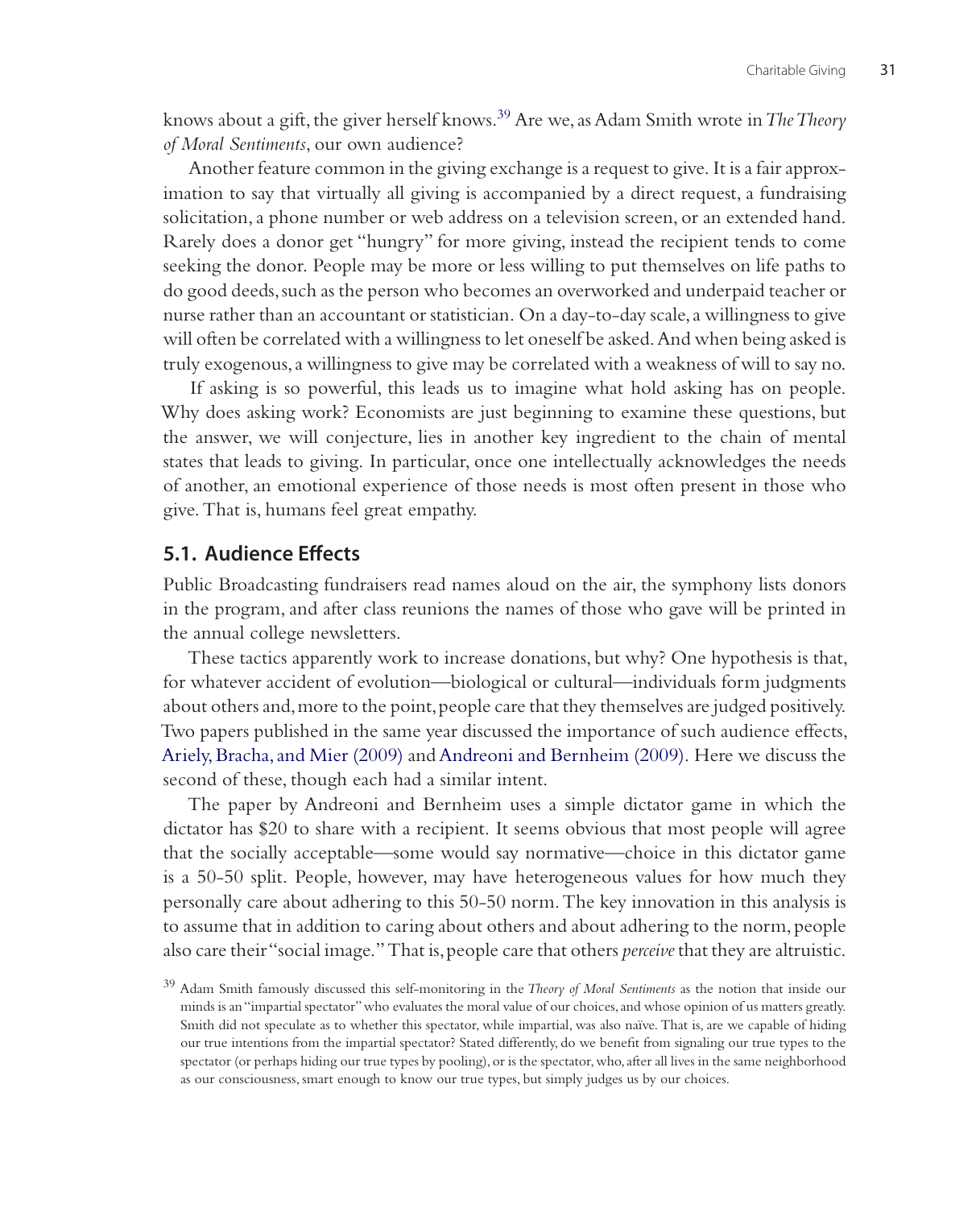knows about a gift, the giver herself knows.[39] Are we, as Adam Smith wrote in *The Theory of Moral Sentiments*, our own audience?

Another feature common in the giving exchange is a request to give. It is a fair approximation to say that virtually all giving is accompanied by a direct request, a fundraising solicitation, a phone number or web address on a television screen, or an extended hand. Rarely does a donor get "hungry" for more giving, instead the recipient tends to come seeking the donor. People may be more or less willing to put themselves on life paths to do good deeds, such as the person who becomes an overworked and underpaid teacher or nurse rather than an accountant or statistician. On a day-to-day scale, a willingness to give will often be correlated with a willingness to let oneself be asked. And when being asked is truly exogenous, a willingness to give may be correlated with a weakness of will to say no.

If asking is so powerful, this leads us to imagine what hold asking has on people. Why does asking work? Economists are just beginning to examine these questions, but the answer, we will conjecture, lies in another key ingredient to the chain of mental states that leads to giving. In particular, once one intellectually acknowledges the needs of another, an emotional experience of those needs is most often present in those who give. That is, humans feel great empathy.

## 5.1. Audience Effects

Public Broadcasting fundraisers read names aloud on the air, the symphony lists donors in the program, and after class reunions the names of those who gave will be printed in the annual college newsletters.

These tactics apparently work to increase donations, but why? One hypothesis is that, for whatever accident of evolution—biological or cultural—individuals form judgments about others and, more to the point, people care that they themselves are judged positively. Two papers published in the same year discussed the importance of such audience effects, Ariely, Bracha, and Mier (2009) and Andreoni and Bernheim (2009). Here we discuss the second of these, though each had a similar intent.

The paper by Andreoni and Bernheim uses a simple dictator game in which the dictator has $20 to share with a recipient. It seems obvious that most people will agree that the socially acceptable—some would say normative—choice in this dictator game is a 50-50 split. People, however, may have heterogeneous values for how much they personally care about adhering to this 50-50 norm. The key innovation in this analysis is to assume that in addition to caring about others and about adhering to the norm, people also care their "social image." That is, people care that others *perceive* that they are altruistic.

[39] Adam Smith famously discussed this self-monitoring in the *Theory of Moral Sentiments* as the notion that inside our minds is an "impartial spectator" who evaluates the moral value of our choices, and whose opinion of us matters greatly. Smith did not speculate as to whether this spectator, while impartial, was also naïve. That is, are we capable of hiding our true intentions from the impartial spectator? Stated differently, do we benefit from signaling our true types to the spectator (or perhaps hiding our true types by pooling), or is the spectator, who, after all lives in the same neighborhood as our consciousness, smart enough to know our true types, but simply judges us by our choices.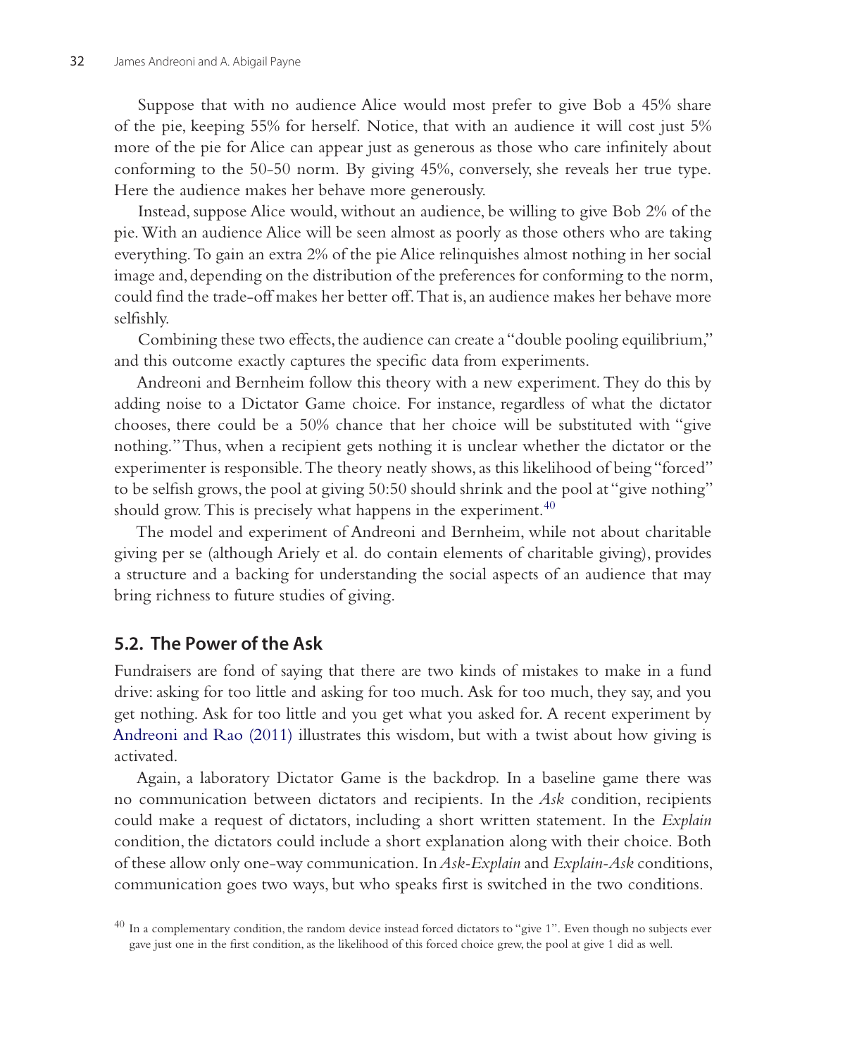Suppose that with no audience Alice would most prefer to give Bob a 45% share of the pie, keeping 55% for herself. Notice, that with an audience it will cost just 5% more of the pie for Alice can appear just as generous as those who care infinitely about conforming to the 50-50 norm. By giving 45%, conversely, she reveals her true type. Here the audience makes her behave more generously.

Instead, suppose Alice would, without an audience, be willing to give Bob 2% of the pie. With an audience Alice will be seen almost as poorly as those others who are taking everything. To gain an extra 2% of the pie Alice relinquishes almost nothing in her social image and, depending on the distribution of the preferences for conforming to the norm, could find the trade-off makes her better off. That is, an audience makes her behave more selfishly.

Combining these two effects, the audience can create a "double pooling equilibrium," and this outcome exactly captures the specific data from experiments.

Andreoni and Bernheim follow this theory with a new experiment. They do this by adding noise to a Dictator Game choice. For instance, regardless of what the dictator chooses, there could be a 50% chance that her choice will be substituted with "give nothing." Thus, when a recipient gets nothing it is unclear whether the dictator or the experimenter is responsible. The theory neatly shows, as this likelihood of being "forced" to be selfish grows, the pool at giving 50:50 should shrink and the pool at "give nothing" should grow. This is precisely what happens in the experiment.[40]

The model and experiment of Andreoni and Bernheim, while not about charitable giving per se (although Ariely et al. do contain elements of charitable giving), provides a structure and a backing for understanding the social aspects of an audience that may bring richness to future studies of giving.

## 5.2. The Power of the Ask

Fundraisers are fond of saying that there are two kinds of mistakes to make in a fund drive: asking for too little and asking for too much. Ask for too much, they say, and you get nothing. Ask for too little and you get what you asked for. A recent experiment by Andreoni and Rao (2011) illustrates this wisdom, but with a twist about how giving is activated.

Again, a laboratory Dictator Game is the backdrop. In a baseline game there was no communication between dictators and recipients. In the *Ask* condition, recipients could make a request of dictators, including a short written statement. In the *Explain* condition, the dictators could include a short explanation along with their choice. Both of these allow only one-way communication. In *Ask-Explain* and *Explain-Ask* conditions, communication goes two ways, but who speaks first is switched in the two conditions.

[40] In a complementary condition, the random device instead forced dictators to "give 1". Even though no subjects ever gave just one in the first condition, as the likelihood of this forced choice grew, the pool at give 1 did as well.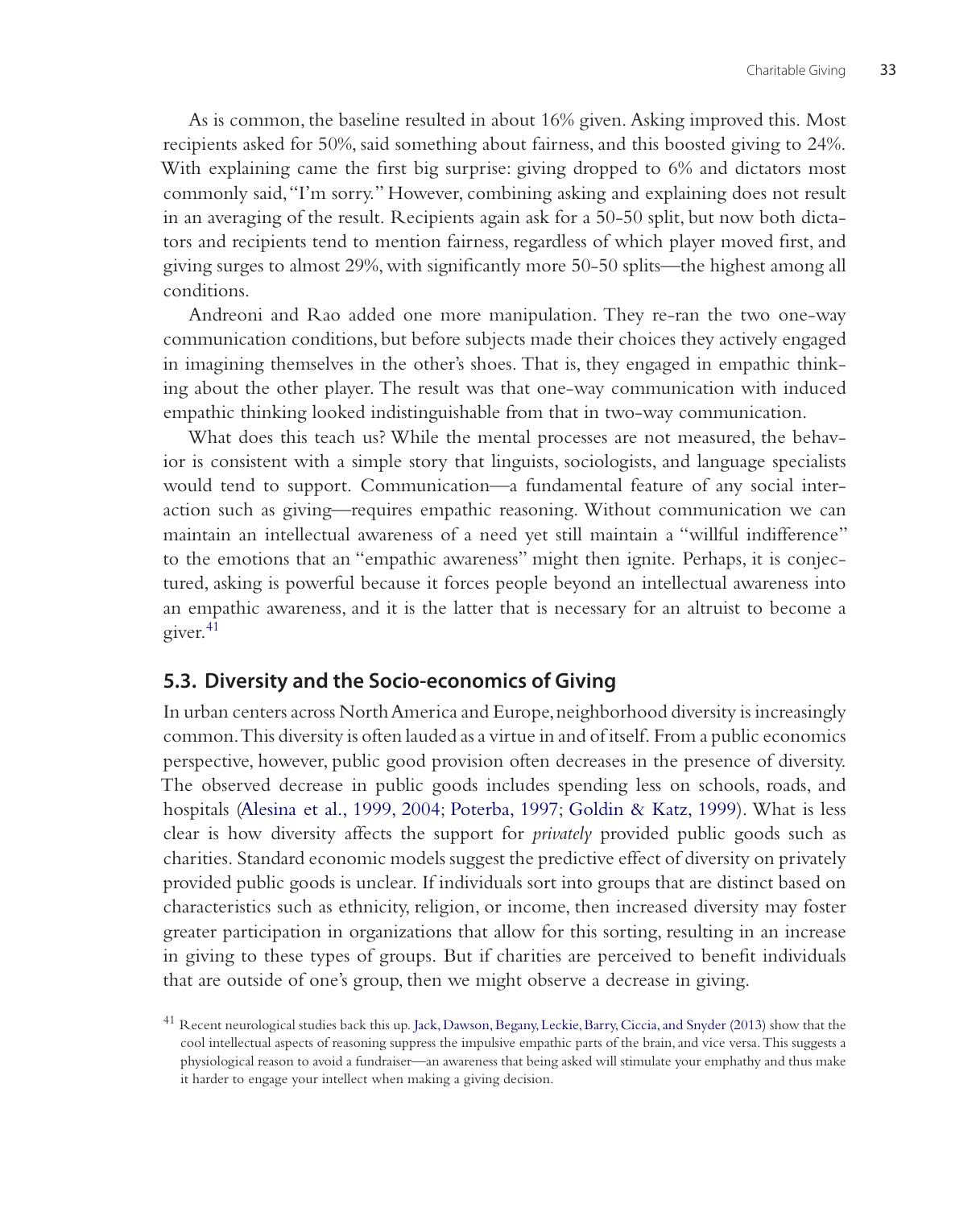As is common, the baseline resulted in about 16% given. Asking improved this. Most recipients asked for 50%, said something about fairness, and this boosted giving to 24%. With explaining came the first big surprise: giving dropped to 6% and dictators most commonly said, "I'm sorry." However, combining asking and explaining does not result in an averaging of the result. Recipients again ask for a 50-50 split, but now both dictators and recipients tend to mention fairness, regardless of which player moved first, and giving surges to almost 29%, with significantly more 50-50 splits—the highest among all conditions.

Andreoni and Rao added one more manipulation. They re-ran the two one-way communication conditions, but before subjects made their choices they actively engaged in imagining themselves in the other's shoes. That is, they engaged in empathic thinking about the other player. The result was that one-way communication with induced empathic thinking looked indistinguishable from that in two-way communication.

What does this teach us? While the mental processes are not measured, the behavior is consistent with a simple story that linguists, sociologists, and language specialists would tend to support. Communication—a fundamental feature of any social interaction such as giving—requires empathic reasoning. Without communication we can maintain an intellectual awareness of a need yet still maintain a "willful indifference" to the emotions that an "empathic awareness" might then ignite. Perhaps, it is conjectured, asking is powerful because it forces people beyond an intellectual awareness into an empathic awareness, and it is the latter that is necessary for an altruist to become a giver.[41]

### 5.3. Diversity and the Socio-economics of Giving

In urban centers across North America and Europe, neighborhood diversity is increasingly common. This diversity is often lauded as a virtue in and of itself. From a public economics perspective, however, public good provision often decreases in the presence of diversity. The observed decrease in public goods includes spending less on schools, roads, and hospitals (Alesina et al., 1999, 2004; Poterba, 1997; Goldin & Katz, 1999). What is less clear is how diversity affects the support for *privately* provided public goods such as charities. Standard economic models suggest the predictive effect of diversity on privately provided public goods is unclear. If individuals sort into groups that are distinct based on characteristics such as ethnicity, religion, or income, then increased diversity may foster greater participation in organizations that allow for this sorting, resulting in an increase in giving to these types of groups. But if charities are perceived to benefit individuals that are outside of one's group, then we might observe a decrease in giving.

[41] Recent neurological studies back this up. Jack, Dawson, Begany, Leckie, Barry, Ciccia, and Snyder (2013) show that the cool intellectual aspects of reasoning suppress the impulsive empathic parts of the brain, and vice versa. This suggests a physiological reason to avoid a fundraiser—an awareness that being asked will stimulate your emphathy and thus make it harder to engage your intellect when making a giving decision.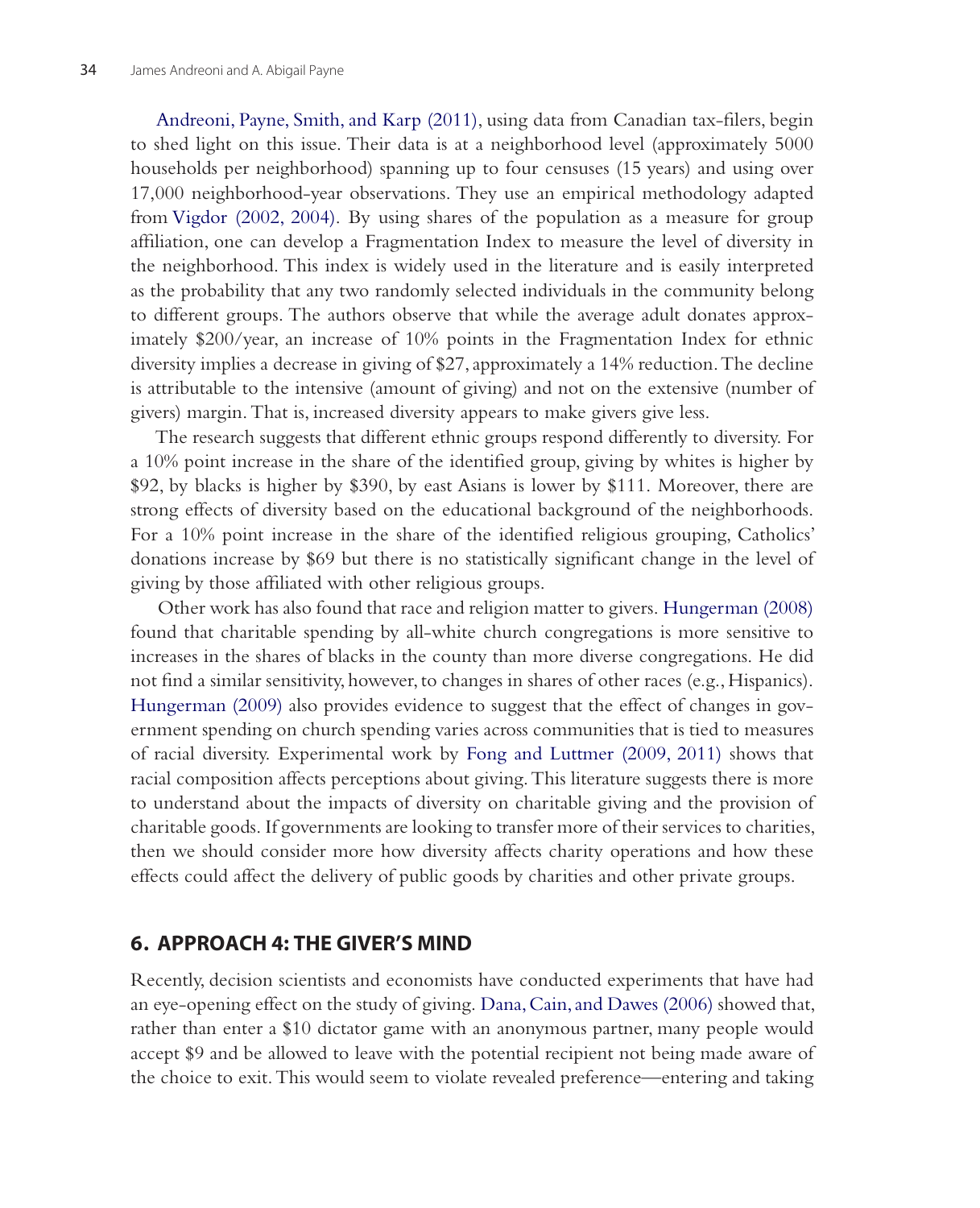Andreoni, Payne, Smith, and Karp (2011), using data from Canadian tax-filers, begin to shed light on this issue. Their data is at a neighborhood level (approximately 5000 households per neighborhood) spanning up to four censuses (15 years) and using over 17,000 neighborhood-year observations. They use an empirical methodology adapted from Vigdor (2002, 2004). By using shares of the population as a measure for group affiliation, one can develop a Fragmentation Index to measure the level of diversity in the neighborhood. This index is widely used in the literature and is easily interpreted as the probability that any two randomly selected individuals in the community belong to different groups. The authors observe that while the average adult donates approximately $200/year, an increase of 10% points in the Fragmentation Index for ethnic diversity implies a decrease in giving of $27, approximately a 14% reduction. The decline is attributable to the intensive (amount of giving) and not on the extensive (number of givers) margin. That is, increased diversity appears to make givers give less.

The research suggests that different ethnic groups respond differently to diversity. For a 10% point increase in the share of the identified group, giving by whites is higher by $92, by blacks is higher by $390, by east Asians is lower by $111. Moreover, there are strong effects of diversity based on the educational background of the neighborhoods. For a 10% point increase in the share of the identified religious grouping, Catholics' donations increase by $69 but there is no statistically significant change in the level of giving by those affiliated with other religious groups.

Other work has also found that race and religion matter to givers. Hungerman (2008) found that charitable spending by all-white church congregations is more sensitive to increases in the shares of blacks in the county than more diverse congregations. He did not find a similar sensitivity, however, to changes in shares of other races (e.g., Hispanics). Hungerman (2009) also provides evidence to suggest that the effect of changes in government spending on church spending varies across communities that is tied to measures of racial diversity. Experimental work by Fong and Luttmer (2009, 2011) shows that racial composition affects perceptions about giving. This literature suggests there is more to understand about the impacts of diversity on charitable giving and the provision of charitable goods. If governments are looking to transfer more of their services to charities, then we should consider more how diversity affects charity operations and how these effects could affect the delivery of public goods by charities and other private groups.

## 6. APPROACH 4: THE GIVER'S MIND

Recently, decision scientists and economists have conducted experiments that have had an eye-opening effect on the study of giving. Dana, Cain, and Dawes (2006) showed that, rather than enter a $10 dictator game with an anonymous partner, many people would accept $9 and be allowed to leave with the potential recipient not being made aware of the choice to exit. This would seem to violate revealed preference—entering and taking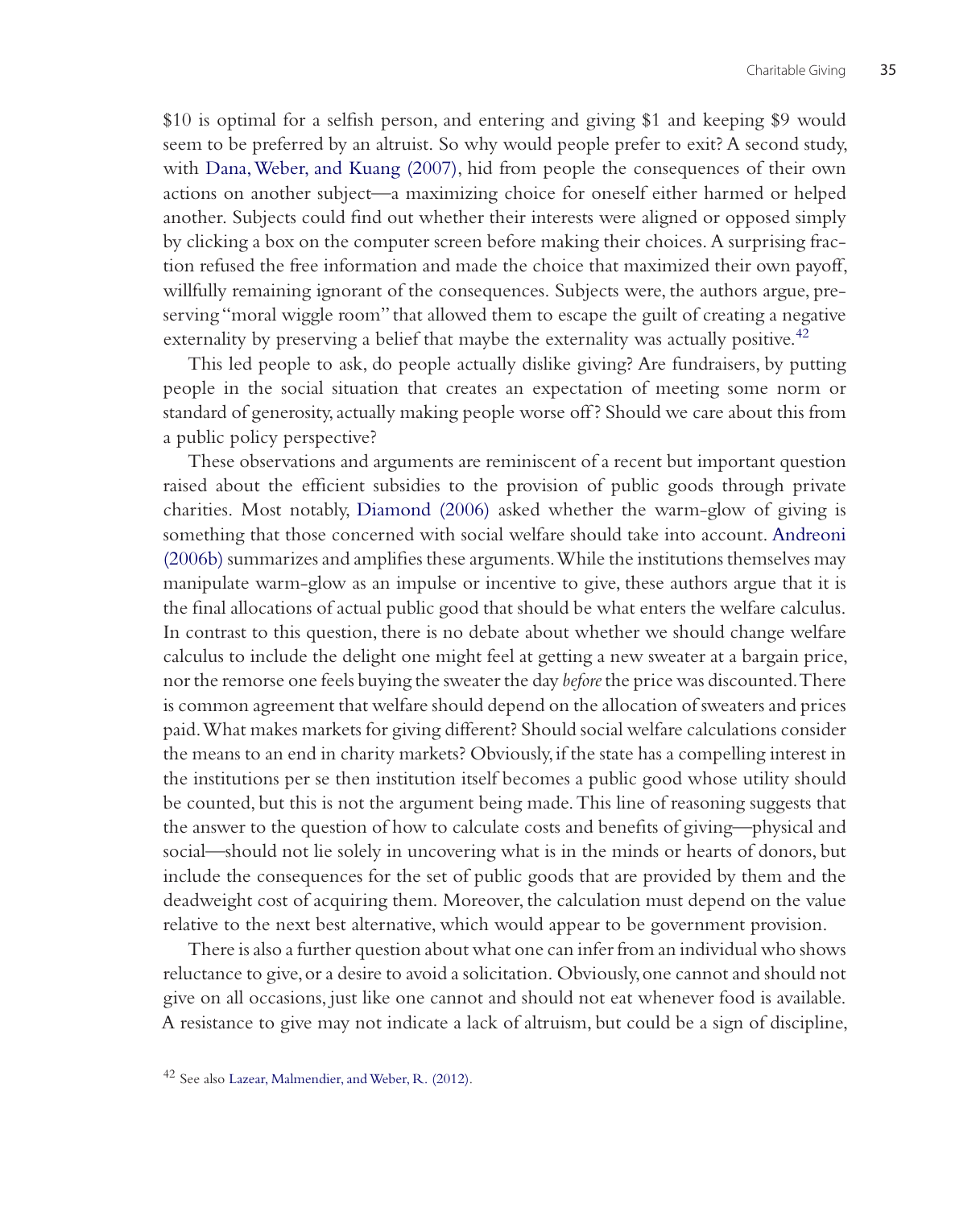$10 is optimal for a selfish person, and entering and giving $1 and keeping $9 would seem to be preferred by an altruist. So why would people prefer to exit? A second study, with Dana, Weber, and Kuang (2007), hid from people the consequences of their own actions on another subject—a maximizing choice for oneself either harmed or helped another. Subjects could find out whether their interests were aligned or opposed simply by clicking a box on the computer screen before making their choices. A surprising fraction refused the free information and made the choice that maximized their own payoff, willfully remaining ignorant of the consequences. Subjects were, the authors argue, preserving "moral wiggle room" that allowed them to escape the guilt of creating a negative externality by preserving a belief that maybe the externality was actually positive.[42]

This led people to ask, do people actually dislike giving? Are fundraisers, by putting people in the social situation that creates an expectation of meeting some norm or standard of generosity, actually making people worse off? Should we care about this from a public policy perspective?

These observations and arguments are reminiscent of a recent but important question raised about the efficient subsidies to the provision of public goods through private charities. Most notably, Diamond (2006) asked whether the warm-glow of giving is something that those concerned with social welfare should take into account. Andreoni (2006b) summarizes and amplifies these arguments. While the institutions themselves may manipulate warm-glow as an impulse or incentive to give, these authors argue that it is the final allocations of actual public good that should be what enters the welfare calculus. In contrast to this question, there is no debate about whether we should change welfare calculus to include the delight one might feel at getting a new sweater at a bargain price, nor the remorse one feels buying the sweater the day *before* the price was discounted. There is common agreement that welfare should depend on the allocation of sweaters and prices paid. What makes markets for giving different? Should social welfare calculations consider the means to an end in charity markets? Obviously, if the state has a compelling interest in the institutions per se then institution itself becomes a public good whose utility should be counted, but this is not the argument being made. This line of reasoning suggests that the answer to the question of how to calculate costs and benefits of giving—physical and social—should not lie solely in uncovering what is in the minds or hearts of donors, but include the consequences for the set of public goods that are provided by them and the deadweight cost of acquiring them. Moreover, the calculation must depend on the value relative to the next best alternative, which would appear to be government provision.

There is also a further question about what one can infer from an individual who shows reluctance to give, or a desire to avoid a solicitation. Obviously, one cannot and should not give on all occasions, just like one cannot and should not eat whenever food is available. A resistance to give may not indicate a lack of altruism, but could be a sign of discipline,

[42] See also Lazear, Malmendier, and Weber, R. (2012).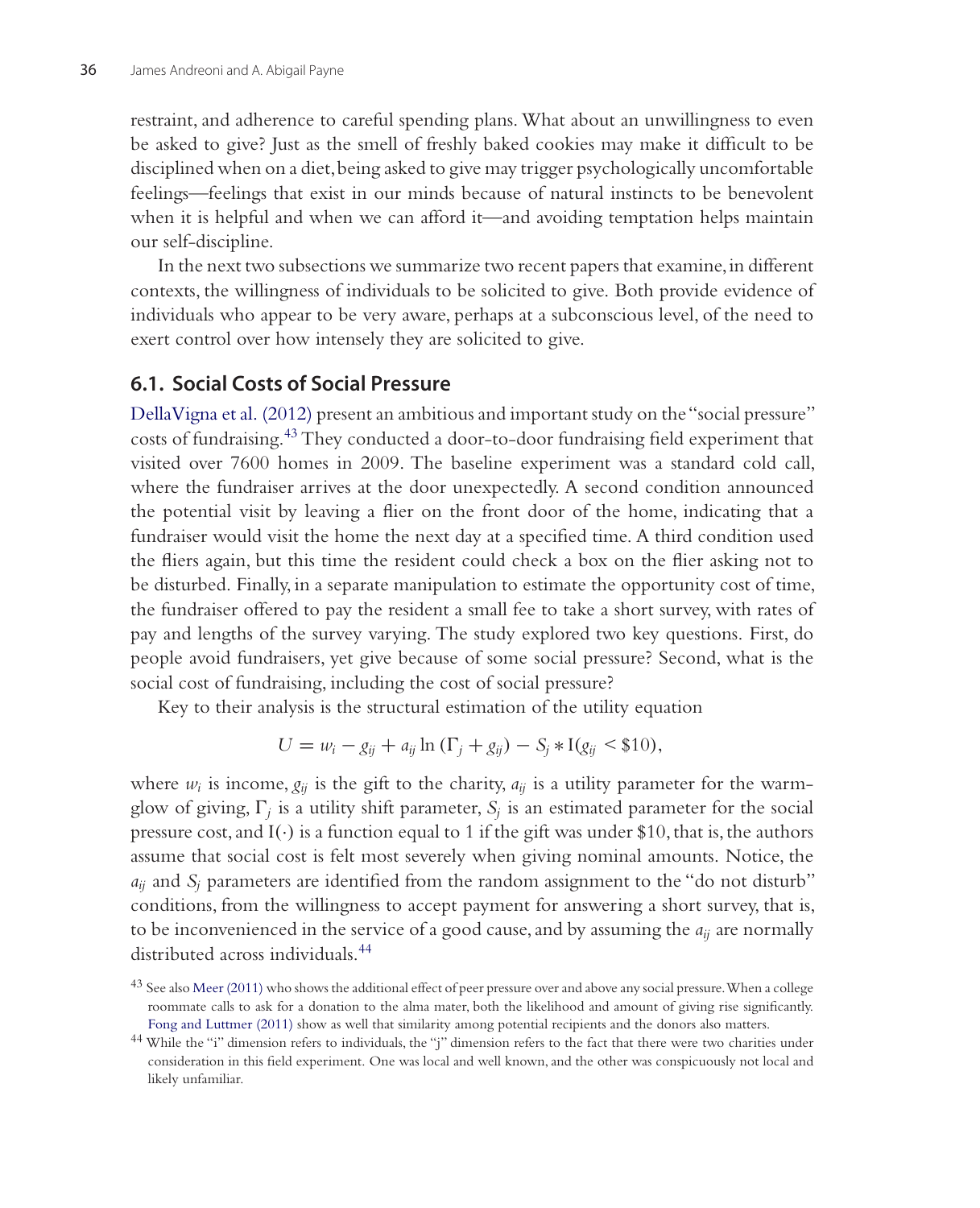restraint, and adherence to careful spending plans. What about an unwillingness to even be asked to give? Just as the smell of freshly baked cookies may make it difficult to be disciplined when on a diet, being asked to give may trigger psychologically uncomfortable feelings—feelings that exist in our minds because of natural instincts to be benevolent when it is helpful and when we can afford it—and avoiding temptation helps maintain our self-discipline.

In the next two subsections we summarize two recent papers that examine, in different contexts, the willingness of individuals to be solicited to give. Both provide evidence of individuals who appear to be very aware, perhaps at a subconscious level, of the need to exert control over how intensely they are solicited to give.

## 6.1. Social Costs of Social Pressure

DellaVigna et al. (2012) present an ambitious and important study on the "social pressure" costs of fundraising.[43] They conducted a door-to-door fundraising field experiment that visited over 7600 homes in 2009. The baseline experiment was a standard cold call, where the fundraiser arrives at the door unexpectedly. A second condition announced the potential visit by leaving a flier on the front door of the home, indicating that a fundraiser would visit the home the next day at a specified time. A third condition used the fliers again, but this time the resident could check a box on the flier asking not to be disturbed. Finally, in a separate manipulation to estimate the opportunity cost of time, the fundraiser offered to pay the resident a small fee to take a short survey, with rates of pay and lengths of the survey varying. The study explored two key questions. First, do people avoid fundraisers, yet give because of some social pressure? Second, what is the social cost of fundraising, including the cost of social pressure?

Key to their analysis is the structural estimation of the utility equation

$$U = w_i - g_{ij} + a_{ij} \ln (\Gamma_j + g_{ij}) - S_j * \mathrm{I}(g_{ij} < \$10),$$

where $w_i$ is income, $g_{ij}$ is the gift to the charity, $a_{ij}$ is a utility parameter for the warm-glow of giving, $\Gamma_j$ is a utility shift parameter, $S_j$ is an estimated parameter for the social pressure cost, and $\mathrm{I}(\cdot)$ is a function equal to 1 if the gift was under \$10, that is, the authors assume that social cost is felt most severely when giving nominal amounts. Notice, the $a_{ij}$ and $S_j$ parameters are identified from the random assignment to the "do not disturb" conditions, from the willingness to accept payment for answering a short survey, that is, to be inconvenienced in the service of a good cause, and by assuming the $a_{ij}$ are normally distributed across individuals.[44]

[43] See also Meer (2011) who shows the additional effect of peer pressure over and above any social pressure. When a college roommate calls to ask for a donation to the alma mater, both the likelihood and amount of giving rise significantly. Fong and Luttmer (2011) show as well that similarity among potential recipients and the donors also matters.

[44] While the "i" dimension refers to individuals, the "j" dimension refers to the fact that there were two charities under consideration in this field experiment. One was local and well known, and the other was conspicuously not local and likely unfamiliar.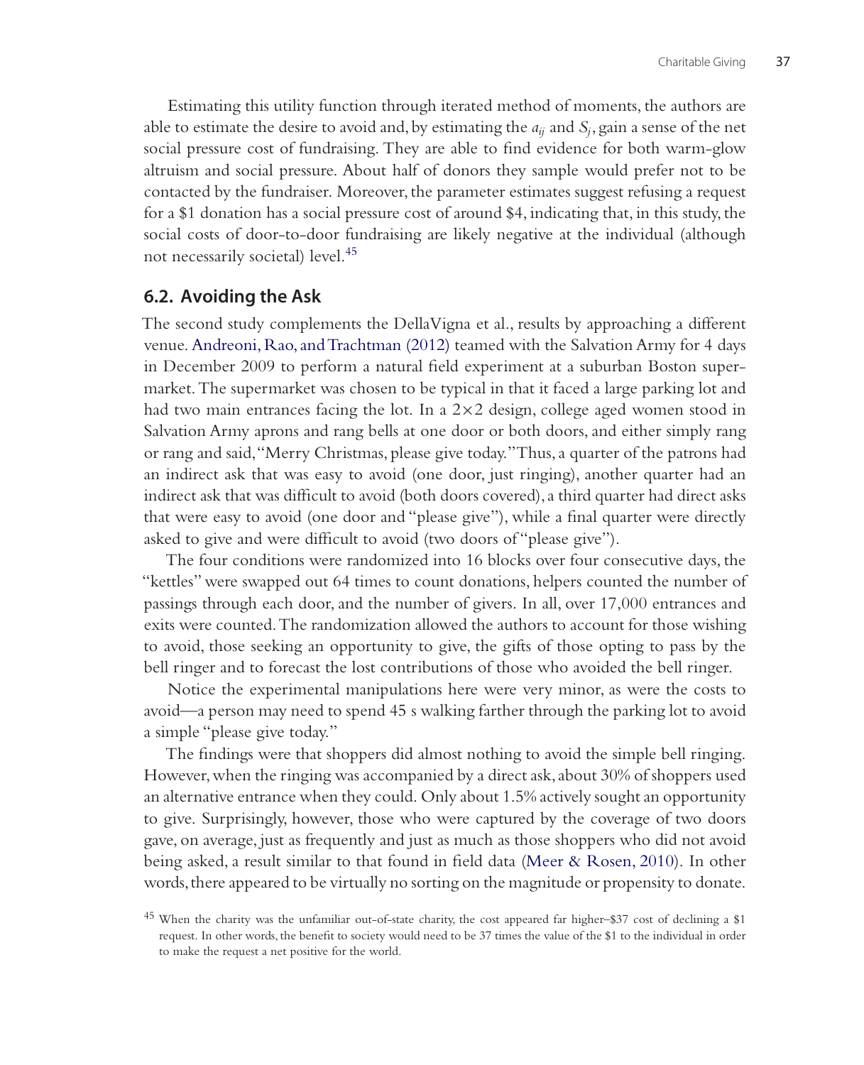Estimating this utility function through iterated method of moments, the authors are able to estimate the desire to avoid and, by estimating the $a_{ij}$ and $S_j$, gain a sense of the net social pressure cost of fundraising. They are able to find evidence for both warm-glow altruism and social pressure. About half of donors they sample would prefer not to be contacted by the fundraiser. Moreover, the parameter estimates suggest refusing a request for a $1 donation has a social pressure cost of around $4, indicating that, in this study, the social costs of door-to-door fundraising are likely negative at the individual (although not necessarily societal) level.[45]

## 6.2. Avoiding the Ask

The second study complements the DellaVigna et al., results by approaching a different venue. Andreoni, Rao, and Trachtman (2012) teamed with the Salvation Army for 4 days in December 2009 to perform a natural field experiment at a suburban Boston supermarket. The supermarket was chosen to be typical in that it faced a large parking lot and had two main entrances facing the lot. In a 2×2 design, college aged women stood in Salvation Army aprons and rang bells at one door or both doors, and either simply rang or rang and said, "Merry Christmas, please give today." Thus, a quarter of the patrons had an indirect ask that was easy to avoid (one door, just ringing), another quarter had an indirect ask that was difficult to avoid (both doors covered), a third quarter had direct asks that were easy to avoid (one door and "please give"), while a final quarter were directly asked to give and were difficult to avoid (two doors of "please give").

The four conditions were randomized into 16 blocks over four consecutive days, the "kettles" were swapped out 64 times to count donations, helpers counted the number of passings through each door, and the number of givers. In all, over 17,000 entrances and exits were counted. The randomization allowed the authors to account for those wishing to avoid, those seeking an opportunity to give, the gifts of those opting to pass by the bell ringer and to forecast the lost contributions of those who avoided the bell ringer.

Notice the experimental manipulations here were very minor, as were the costs to avoid—a person may need to spend 45 s walking farther through the parking lot to avoid a simple "please give today."

The findings were that shoppers did almost nothing to avoid the simple bell ringing. However, when the ringing was accompanied by a direct ask, about 30% of shoppers used an alternative entrance when they could. Only about 1.5% actively sought an opportunity to give. Surprisingly, however, those who were captured by the coverage of two doors gave, on average, just as frequently and just as much as those shoppers who did not avoid being asked, a result similar to that found in field data (Meer & Rosen, 2010). In other words, there appeared to be virtually no sorting on the magnitude or propensity to donate.

[45] When the charity was the unfamiliar out-of-state charity, the cost appeared far higher–$37 cost of declining a $1 request. In other words, the benefit to society would need to be 37 times the value of the $1 to the individual in order to make the request a net positive for the world.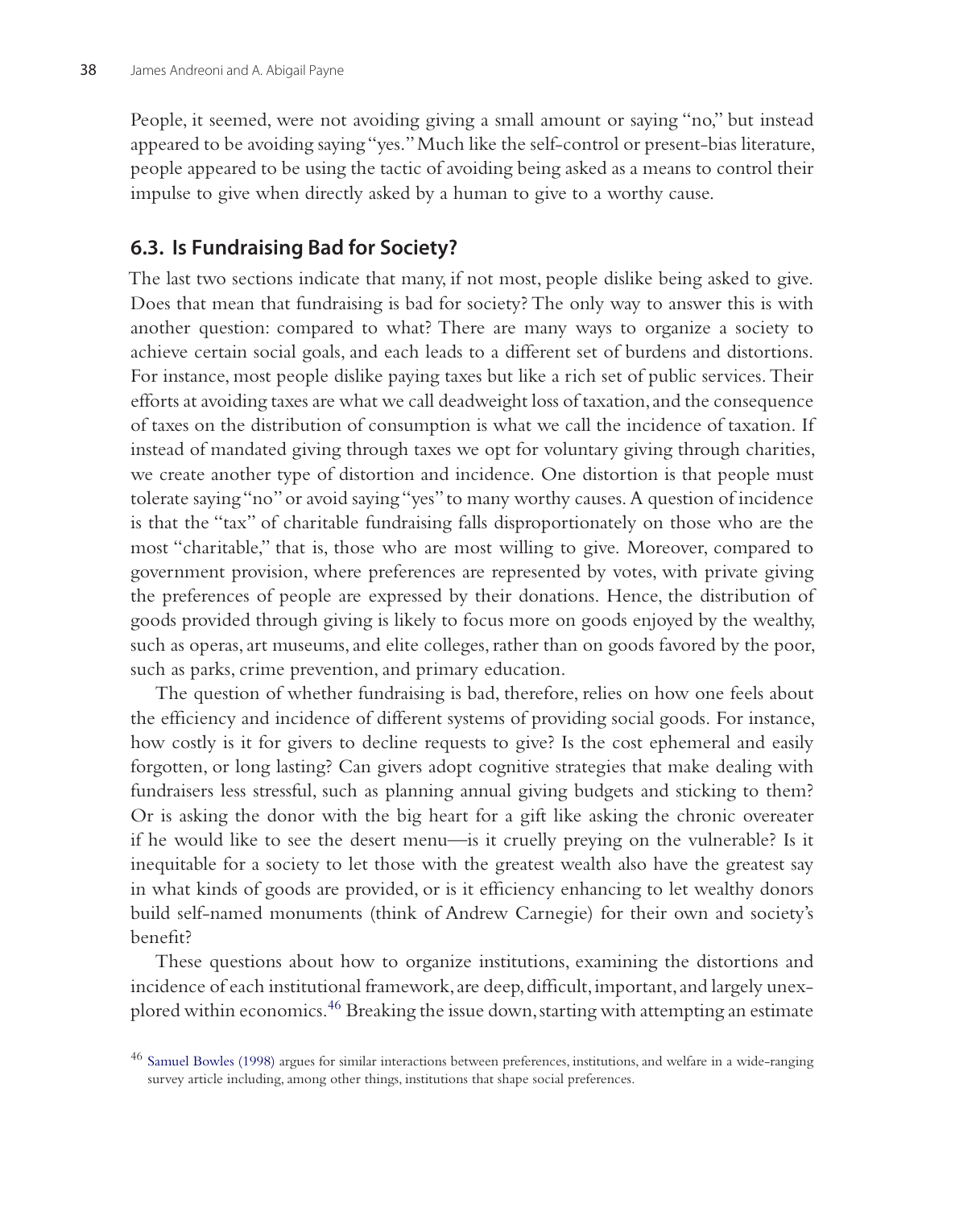People, it seemed, were not avoiding giving a small amount or saying "no," but instead appeared to be avoiding saying "yes." Much like the self-control or present-bias literature, people appeared to be using the tactic of avoiding being asked as a means to control their impulse to give when directly asked by a human to give to a worthy cause.

## 6.3. Is Fundraising Bad for Society?

The last two sections indicate that many, if not most, people dislike being asked to give. Does that mean that fundraising is bad for society? The only way to answer this is with another question: compared to what? There are many ways to organize a society to achieve certain social goals, and each leads to a different set of burdens and distortions. For instance, most people dislike paying taxes but like a rich set of public services. Their efforts at avoiding taxes are what we call deadweight loss of taxation, and the consequence of taxes on the distribution of consumption is what we call the incidence of taxation. If instead of mandated giving through taxes we opt for voluntary giving through charities, we create another type of distortion and incidence. One distortion is that people must tolerate saying "no" or avoid saying "yes" to many worthy causes. A question of incidence is that the "tax" of charitable fundraising falls disproportionately on those who are the most "charitable," that is, those who are most willing to give. Moreover, compared to government provision, where preferences are represented by votes, with private giving the preferences of people are expressed by their donations. Hence, the distribution of goods provided through giving is likely to focus more on goods enjoyed by the wealthy, such as operas, art museums, and elite colleges, rather than on goods favored by the poor, such as parks, crime prevention, and primary education.

The question of whether fundraising is bad, therefore, relies on how one feels about the efficiency and incidence of different systems of providing social goods. For instance, how costly is it for givers to decline requests to give? Is the cost ephemeral and easily forgotten, or long lasting? Can givers adopt cognitive strategies that make dealing with fundraisers less stressful, such as planning annual giving budgets and sticking to them? Or is asking the donor with the big heart for a gift like asking the chronic overeater if he would like to see the desert menu—is it cruelly preying on the vulnerable? Is it inequitable for a society to let those with the greatest wealth also have the greatest say in what kinds of goods are provided, or is it efficiency enhancing to let wealthy donors build self-named monuments (think of Andrew Carnegie) for their own and society's benefit?

These questions about how to organize institutions, examining the distortions and incidence of each institutional framework, are deep, difficult, important, and largely unexplored within economics.[46] Breaking the issue down, starting with attempting an estimate

[46] Samuel Bowles (1998) argues for similar interactions between preferences, institutions, and welfare in a wide-ranging survey article including, among other things, institutions that shape social preferences.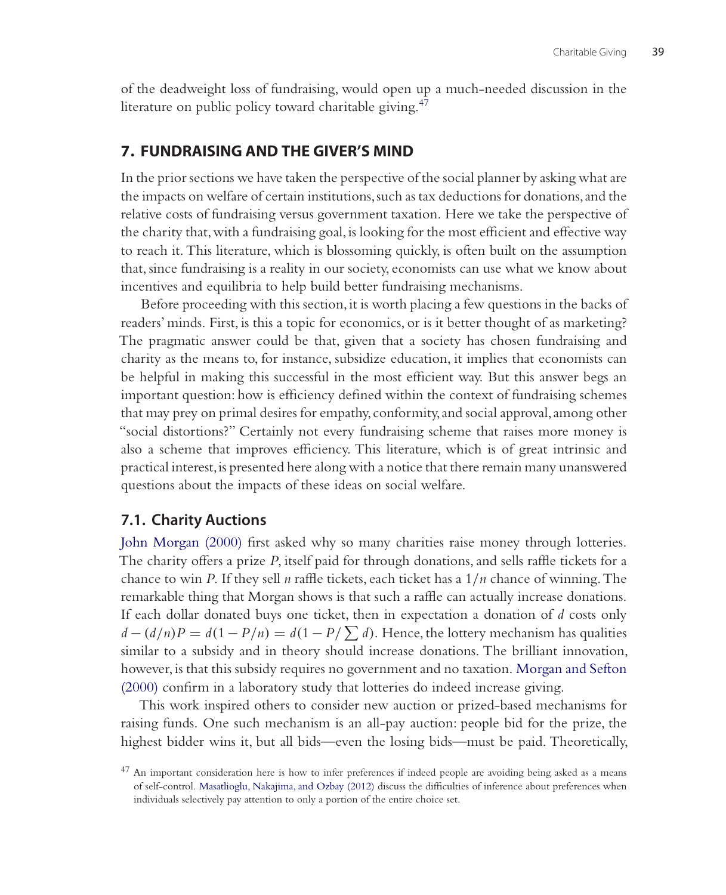of the deadweight loss of fundraising, would open up a much-needed discussion in the literature on public policy toward charitable giving.[47]

## 7. FUNDRAISING AND THE GIVER'S MIND

In the prior sections we have taken the perspective of the social planner by asking what are the impacts on welfare of certain institutions, such as tax deductions for donations, and the relative costs of fundraising versus government taxation. Here we take the perspective of the charity that, with a fundraising goal, is looking for the most efficient and effective way to reach it. This literature, which is blossoming quickly, is often built on the assumption that, since fundraising is a reality in our society, economists can use what we know about incentives and equilibria to help build better fundraising mechanisms.

Before proceeding with this section, it is worth placing a few questions in the backs of readers' minds. First, is this a topic for economics, or is it better thought of as marketing? The pragmatic answer could be that, given that a society has chosen fundraising and charity as the means to, for instance, subsidize education, it implies that economists can be helpful in making this successful in the most efficient way. But this answer begs an important question: how is efficiency defined within the context of fundraising schemes that may prey on primal desires for empathy, conformity, and social approval, among other "social distortions?" Certainly not every fundraising scheme that raises more money is also a scheme that improves efficiency. This literature, which is of great intrinsic and practical interest, is presented here along with a notice that there remain many unanswered questions about the impacts of these ideas on social welfare.

### 7.1. Charity Auctions

John Morgan (2000) first asked why so many charities raise money through lotteries. The charity offers a prize $P$, itself paid for through donations, and sells raffle tickets for a chance to win $P$. If they sell $n$ raffle tickets, each ticket has a $1/n$ chance of winning. The remarkable thing that Morgan shows is that such a raffle can actually increase donations. If each dollar donated buys one ticket, then in expectation a donation of $d$ costs only $d - (d/n)P = d(1 - P/n) = d(1 - P/\sum d)$. Hence, the lottery mechanism has qualities similar to a subsidy and in theory should increase donations. The brilliant innovation, however, is that this subsidy requires no government and no taxation. Morgan and Sefton (2000) confirm in a laboratory study that lotteries do indeed increase giving.

This work inspired others to consider new auction or prized-based mechanisms for raising funds. One such mechanism is an all-pay auction: people bid for the prize, the highest bidder wins it, but all bids—even the losing bids—must be paid. Theoretically,

[47] An important consideration here is how to infer preferences if indeed people are avoiding being asked as a means of self-control. Masatlioglu, Nakajima, and Ozbay (2012) discuss the difficulties of inference about preferences when individuals selectively pay attention to only a portion of the entire choice set.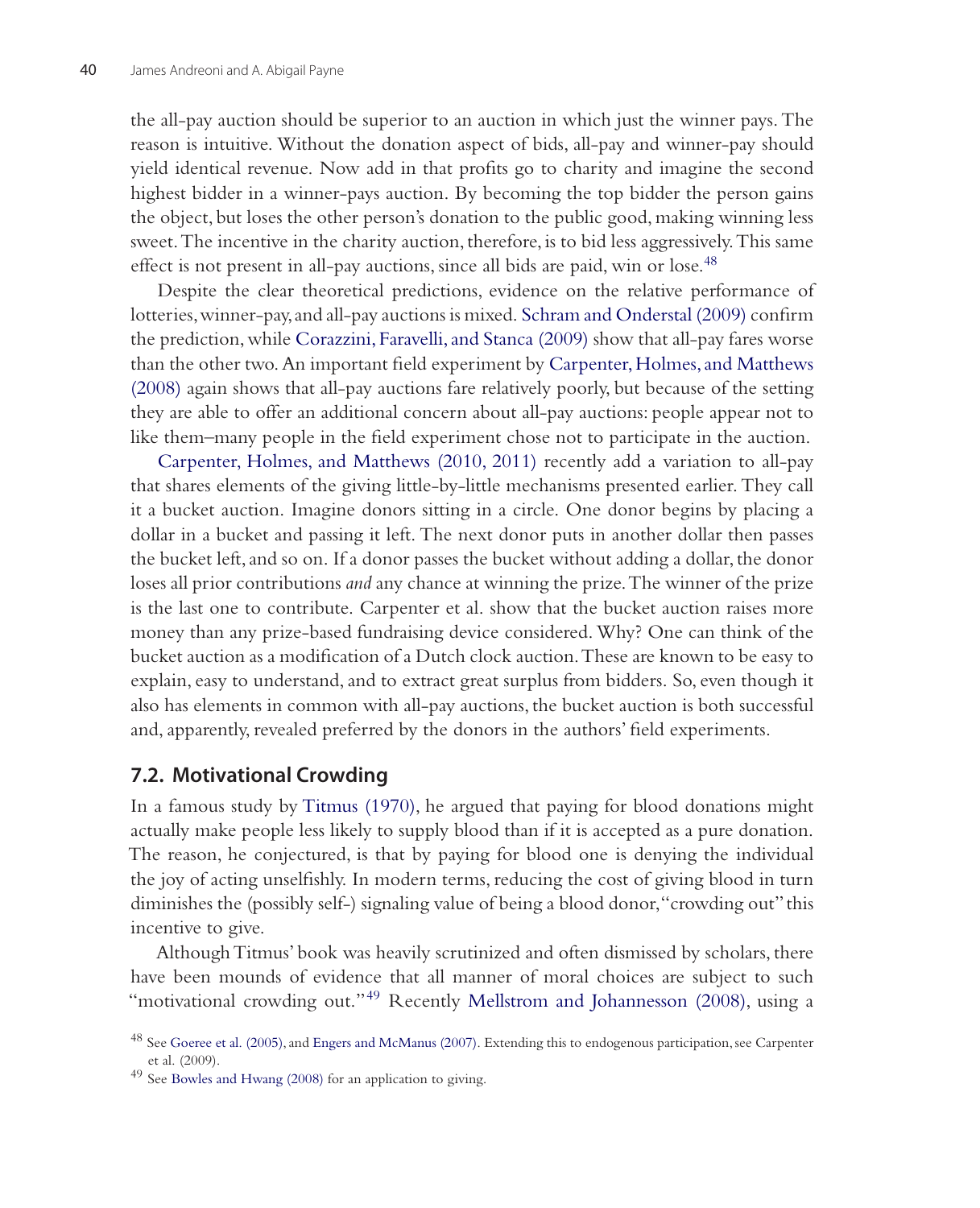the all-pay auction should be superior to an auction in which just the winner pays. The reason is intuitive. Without the donation aspect of bids, all-pay and winner-pay should yield identical revenue. Now add in that profits go to charity and imagine the second highest bidder in a winner-pays auction. By becoming the top bidder the person gains the object, but loses the other person's donation to the public good, making winning less sweet. The incentive in the charity auction, therefore, is to bid less aggressively. This same effect is not present in all-pay auctions, since all bids are paid, win or lose.[48]

Despite the clear theoretical predictions, evidence on the relative performance of lotteries, winner-pay, and all-pay auctions is mixed. Schram and Onderstal (2009) confirm the prediction, while Corazzini, Faravelli, and Stanca (2009) show that all-pay fares worse than the other two. An important field experiment by Carpenter, Holmes, and Matthews (2008) again shows that all-pay auctions fare relatively poorly, but because of the setting they are able to offer an additional concern about all-pay auctions: people appear not to like them–many people in the field experiment chose not to participate in the auction.

Carpenter, Holmes, and Matthews (2010, 2011) recently add a variation to all-pay that shares elements of the giving little-by-little mechanisms presented earlier. They call it a bucket auction. Imagine donors sitting in a circle. One donor begins by placing a dollar in a bucket and passing it left. The next donor puts in another dollar then passes the bucket left, and so on. If a donor passes the bucket without adding a dollar, the donor loses all prior contributions *and* any chance at winning the prize. The winner of the prize is the last one to contribute. Carpenter et al. show that the bucket auction raises more money than any prize-based fundraising device considered. Why? One can think of the bucket auction as a modification of a Dutch clock auction. These are known to be easy to explain, easy to understand, and to extract great surplus from bidders. So, even though it also has elements in common with all-pay auctions, the bucket auction is both successful and, apparently, revealed preferred by the donors in the authors' field experiments.

## 7.2. Motivational Crowding

In a famous study by Titmus (1970), he argued that paying for blood donations might actually make people less likely to supply blood than if it is accepted as a pure donation. The reason, he conjectured, is that by paying for blood one is denying the individual the joy of acting unselfishly. In modern terms, reducing the cost of giving blood in turn diminishes the (possibly self-) signaling value of being a blood donor, "crowding out" this incentive to give.

Although Titmus' book was heavily scrutinized and often dismissed by scholars, there have been mounds of evidence that all manner of moral choices are subject to such "motivational crowding out."[49] Recently Mellstrom and Johannesson (2008), using a

[48] See Goeree et al. (2005), and Engers and McManus (2007). Extending this to endogenous participation, see Carpenter et al. (2009).

[49] See Bowles and Hwang (2008) for an application to giving.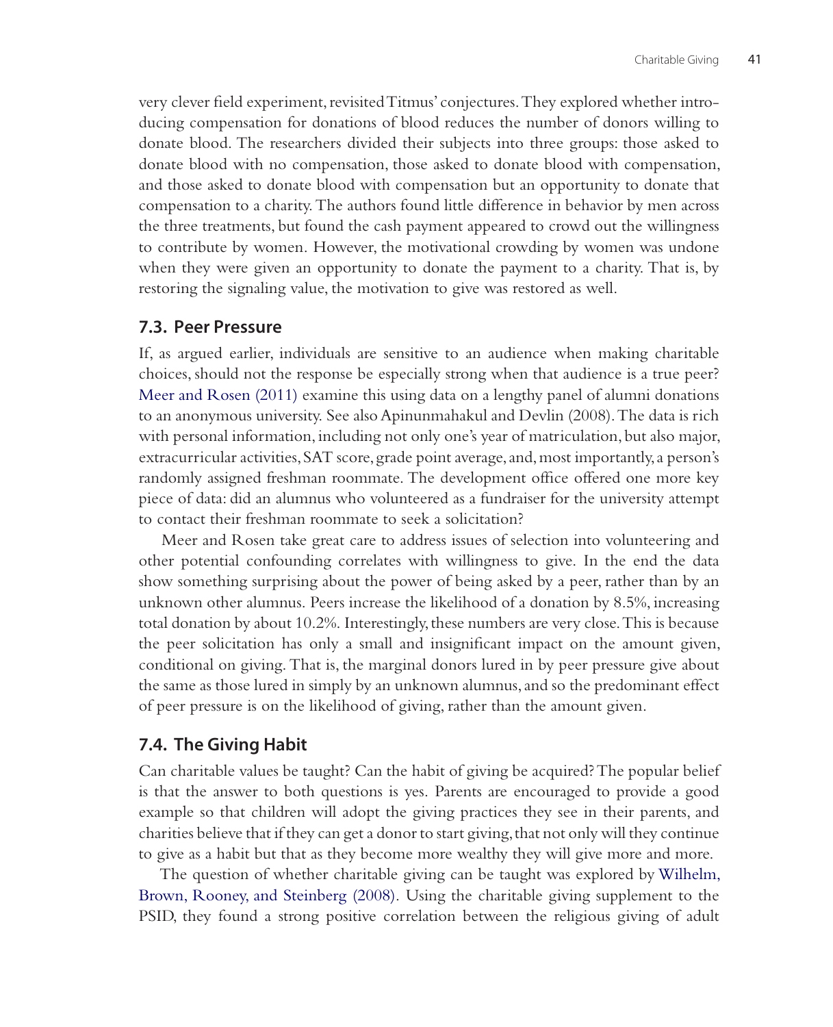very clever field experiment, revisited Titmus' conjectures. They explored whether introducing compensation for donations of blood reduces the number of donors willing to donate blood. The researchers divided their subjects into three groups: those asked to donate blood with no compensation, those asked to donate blood with compensation, and those asked to donate blood with compensation but an opportunity to donate that compensation to a charity. The authors found little difference in behavior by men across the three treatments, but found the cash payment appeared to crowd out the willingness to contribute by women. However, the motivational crowding by women was undone when they were given an opportunity to donate the payment to a charity. That is, by restoring the signaling value, the motivation to give was restored as well.

## 7.3. Peer Pressure

If, as argued earlier, individuals are sensitive to an audience when making charitable choices, should not the response be especially strong when that audience is a true peer? Meer and Rosen (2011) examine this using data on a lengthy panel of alumni donations to an anonymous university. See also Apinunmahakul and Devlin (2008). The data is rich with personal information, including not only one's year of matriculation, but also major, extracurricular activities, SAT score, grade point average, and, most importantly, a person's randomly assigned freshman roommate. The development office offered one more key piece of data: did an alumnus who volunteered as a fundraiser for the university attempt to contact their freshman roommate to seek a solicitation?

Meer and Rosen take great care to address issues of selection into volunteering and other potential confounding correlates with willingness to give. In the end the data show something surprising about the power of being asked by a peer, rather than by an unknown other alumnus. Peers increase the likelihood of a donation by 8.5%, increasing total donation by about 10.2%. Interestingly, these numbers are very close. This is because the peer solicitation has only a small and insignificant impact on the amount given, conditional on giving. That is, the marginal donors lured in by peer pressure give about the same as those lured in simply by an unknown alumnus, and so the predominant effect of peer pressure is on the likelihood of giving, rather than the amount given.

## 7.4. The Giving Habit

Can charitable values be taught? Can the habit of giving be acquired? The popular belief is that the answer to both questions is yes. Parents are encouraged to provide a good example so that children will adopt the giving practices they see in their parents, and charities believe that if they can get a donor to start giving, that not only will they continue to give as a habit but that as they become more wealthy they will give more and more.

The question of whether charitable giving can be taught was explored by Wilhelm, Brown, Rooney, and Steinberg (2008). Using the charitable giving supplement to the PSID, they found a strong positive correlation between the religious giving of adult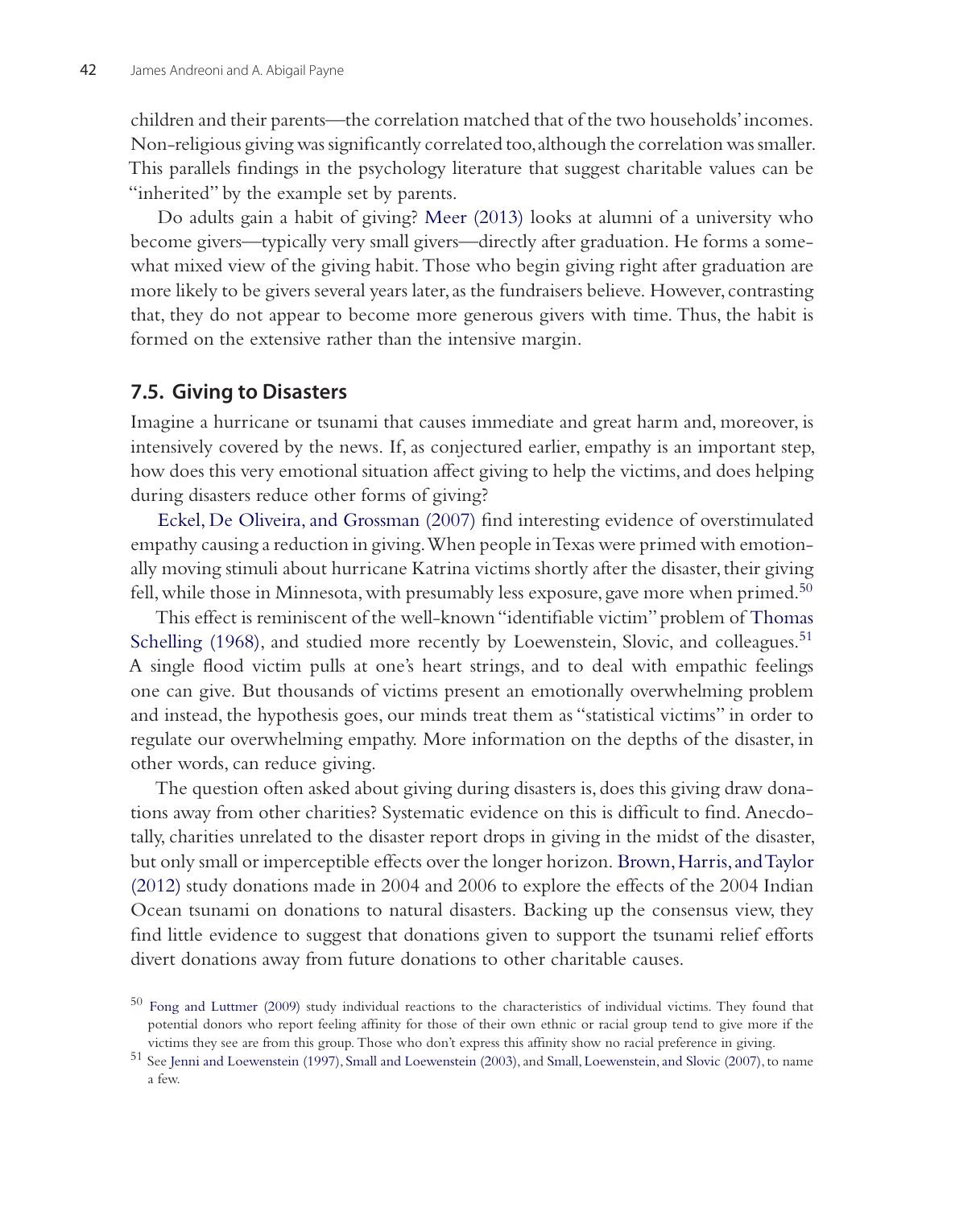children and their parents—the correlation matched that of the two households' incomes. Non-religious giving was significantly correlated too, although the correlation was smaller. This parallels findings in the psychology literature that suggest charitable values can be "inherited" by the example set by parents.

Do adults gain a habit of giving? Meer (2013) looks at alumni of a university who become givers—typically very small givers—directly after graduation. He forms a somewhat mixed view of the giving habit. Those who begin giving right after graduation are more likely to be givers several years later, as the fundraisers believe. However, contrasting that, they do not appear to become more generous givers with time. Thus, the habit is formed on the extensive rather than the intensive margin.

## 7.5. Giving to Disasters

Imagine a hurricane or tsunami that causes immediate and great harm and, moreover, is intensively covered by the news. If, as conjectured earlier, empathy is an important step, how does this very emotional situation affect giving to help the victims, and does helping during disasters reduce other forms of giving?

Eckel, De Oliveira, and Grossman (2007) find interesting evidence of overstimulated empathy causing a reduction in giving. When people in Texas were primed with emotionally moving stimuli about hurricane Katrina victims shortly after the disaster, their giving fell, while those in Minnesota, with presumably less exposure, gave more when primed.[50]

This effect is reminiscent of the well-known "identifiable victim" problem of Thomas Schelling (1968), and studied more recently by Loewenstein, Slovic, and colleagues.[51] A single flood victim pulls at one's heart strings, and to deal with empathic feelings one can give. But thousands of victims present an emotionally overwhelming problem and instead, the hypothesis goes, our minds treat them as "statistical victims" in order to regulate our overwhelming empathy. More information on the depths of the disaster, in other words, can reduce giving.

The question often asked about giving during disasters is, does this giving draw donations away from other charities? Systematic evidence on this is difficult to find. Anecdotally, charities unrelated to the disaster report drops in giving in the midst of the disaster, but only small or imperceptible effects over the longer horizon. Brown, Harris, and Taylor (2012) study donations made in 2004 and 2006 to explore the effects of the 2004 Indian Ocean tsunami on donations to natural disasters. Backing up the consensus view, they find little evidence to suggest that donations given to support the tsunami relief efforts divert donations away from future donations to other charitable causes.

[50] Fong and Luttmer (2009) study individual reactions to the characteristics of individual victims. They found that potential donors who report feeling affinity for those of their own ethnic or racial group tend to give more if the victims they see are from this group. Those who don't express this affinity show no racial preference in giving.

[51] See Jenni and Loewenstein (1997), Small and Loewenstein (2003), and Small, Loewenstein, and Slovic (2007), to name a few.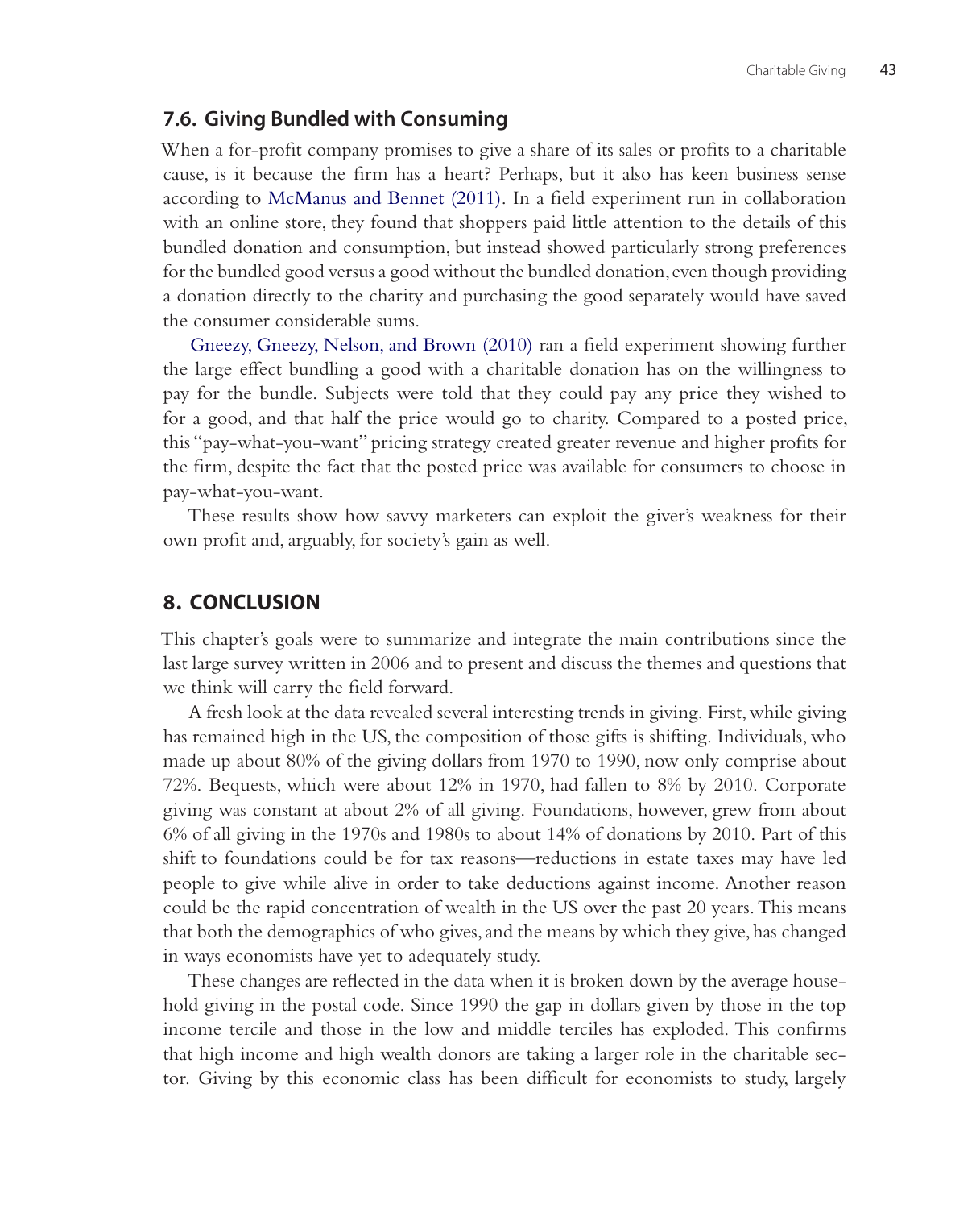### 7.6. Giving Bundled with Consuming

When a for-profit company promises to give a share of its sales or profits to a charitable cause, is it because the firm has a heart? Perhaps, but it also has keen business sense according to McManus and Bennet (2011). In a field experiment run in collaboration with an online store, they found that shoppers paid little attention to the details of this bundled donation and consumption, but instead showed particularly strong preferences for the bundled good versus a good without the bundled donation, even though providing a donation directly to the charity and purchasing the good separately would have saved the consumer considerable sums.

Gneezy, Gneezy, Nelson, and Brown (2010) ran a field experiment showing further the large effect bundling a good with a charitable donation has on the willingness to pay for the bundle. Subjects were told that they could pay any price they wished to for a good, and that half the price would go to charity. Compared to a posted price, this "pay-what-you-want" pricing strategy created greater revenue and higher profits for the firm, despite the fact that the posted price was available for consumers to choose in pay-what-you-want.

These results show how savvy marketers can exploit the giver's weakness for their own profit and, arguably, for society's gain as well.

## 8. CONCLUSION

This chapter's goals were to summarize and integrate the main contributions since the last large survey written in 2006 and to present and discuss the themes and questions that we think will carry the field forward.

A fresh look at the data revealed several interesting trends in giving. First, while giving has remained high in the US, the composition of those gifts is shifting. Individuals, who made up about 80% of the giving dollars from 1970 to 1990, now only comprise about 72%. Bequests, which were about 12% in 1970, had fallen to 8% by 2010. Corporate giving was constant at about 2% of all giving. Foundations, however, grew from about 6% of all giving in the 1970s and 1980s to about 14% of donations by 2010. Part of this shift to foundations could be for tax reasons—reductions in estate taxes may have led people to give while alive in order to take deductions against income. Another reason could be the rapid concentration of wealth in the US over the past 20 years. This means that both the demographics of who gives, and the means by which they give, has changed in ways economists have yet to adequately study.

These changes are reflected in the data when it is broken down by the average household giving in the postal code. Since 1990 the gap in dollars given by those in the top income tercile and those in the low and middle terciles has exploded. This confirms that high income and high wealth donors are taking a larger role in the charitable sector. Giving by this economic class has been difficult for economists to study, largely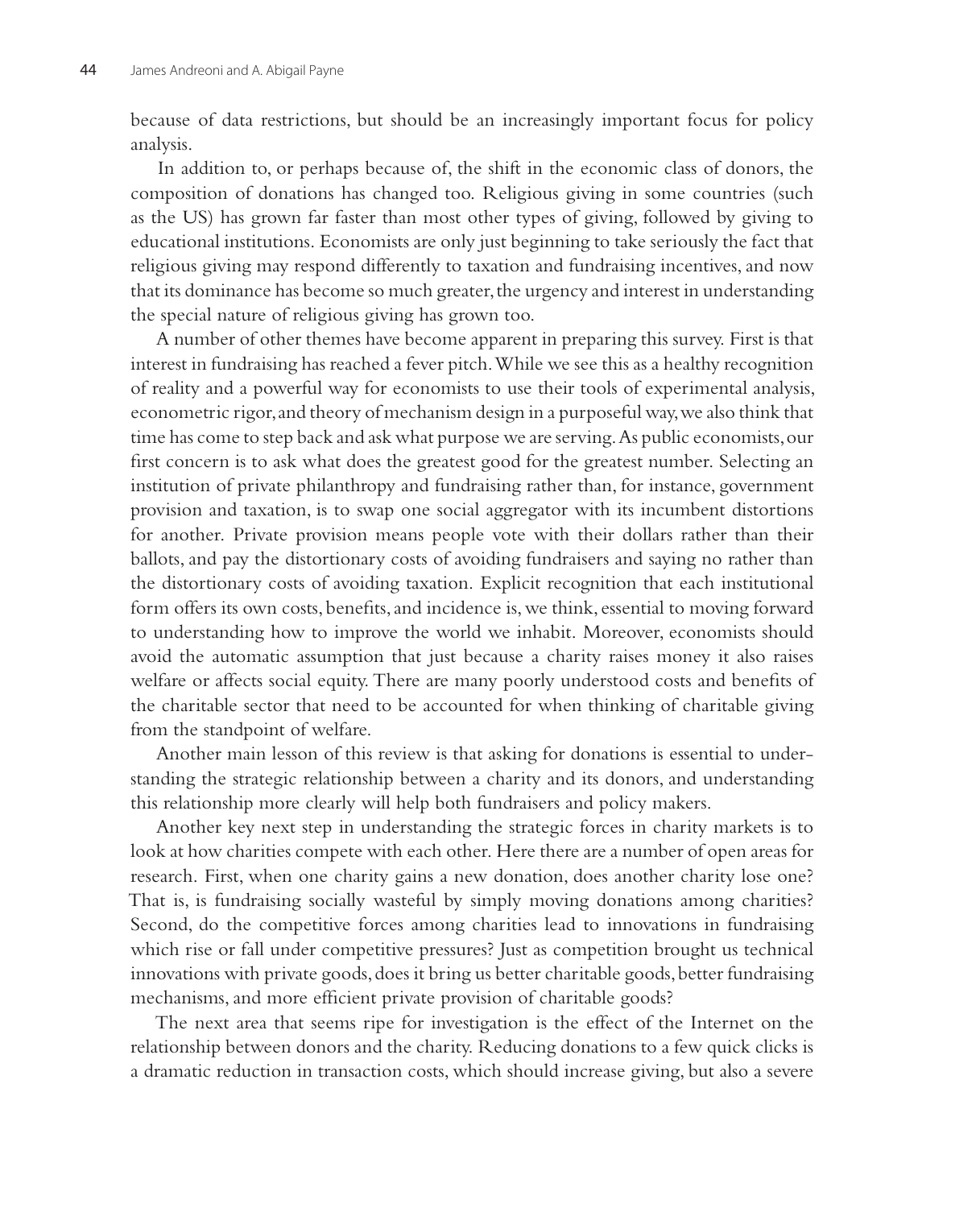because of data restrictions, but should be an increasingly important focus for policy analysis.

In addition to, or perhaps because of, the shift in the economic class of donors, the composition of donations has changed too. Religious giving in some countries (such as the US) has grown far faster than most other types of giving, followed by giving to educational institutions. Economists are only just beginning to take seriously the fact that religious giving may respond differently to taxation and fundraising incentives, and now that its dominance has become so much greater, the urgency and interest in understanding the special nature of religious giving has grown too.

A number of other themes have become apparent in preparing this survey. First is that interest in fundraising has reached a fever pitch. While we see this as a healthy recognition of reality and a powerful way for economists to use their tools of experimental analysis, econometric rigor, and theory of mechanism design in a purposeful way, we also think that time has come to step back and ask what purpose we are serving. As public economists, our first concern is to ask what does the greatest good for the greatest number. Selecting an institution of private philanthropy and fundraising rather than, for instance, government provision and taxation, is to swap one social aggregator with its incumbent distortions for another. Private provision means people vote with their dollars rather than their ballots, and pay the distortionary costs of avoiding fundraisers and saying no rather than the distortionary costs of avoiding taxation. Explicit recognition that each institutional form offers its own costs, benefits, and incidence is, we think, essential to moving forward to understanding how to improve the world we inhabit. Moreover, economists should avoid the automatic assumption that just because a charity raises money it also raises welfare or affects social equity. There are many poorly understood costs and benefits of the charitable sector that need to be accounted for when thinking of charitable giving from the standpoint of welfare.

Another main lesson of this review is that asking for donations is essential to understanding the strategic relationship between a charity and its donors, and understanding this relationship more clearly will help both fundraisers and policy makers.

Another key next step in understanding the strategic forces in charity markets is to look at how charities compete with each other. Here there are a number of open areas for research. First, when one charity gains a new donation, does another charity lose one? That is, is fundraising socially wasteful by simply moving donations among charities? Second, do the competitive forces among charities lead to innovations in fundraising which rise or fall under competitive pressures? Just as competition brought us technical innovations with private goods, does it bring us better charitable goods, better fundraising mechanisms, and more efficient private provision of charitable goods?

The next area that seems ripe for investigation is the effect of the Internet on the relationship between donors and the charity. Reducing donations to a few quick clicks is a dramatic reduction in transaction costs, which should increase giving, but also a severe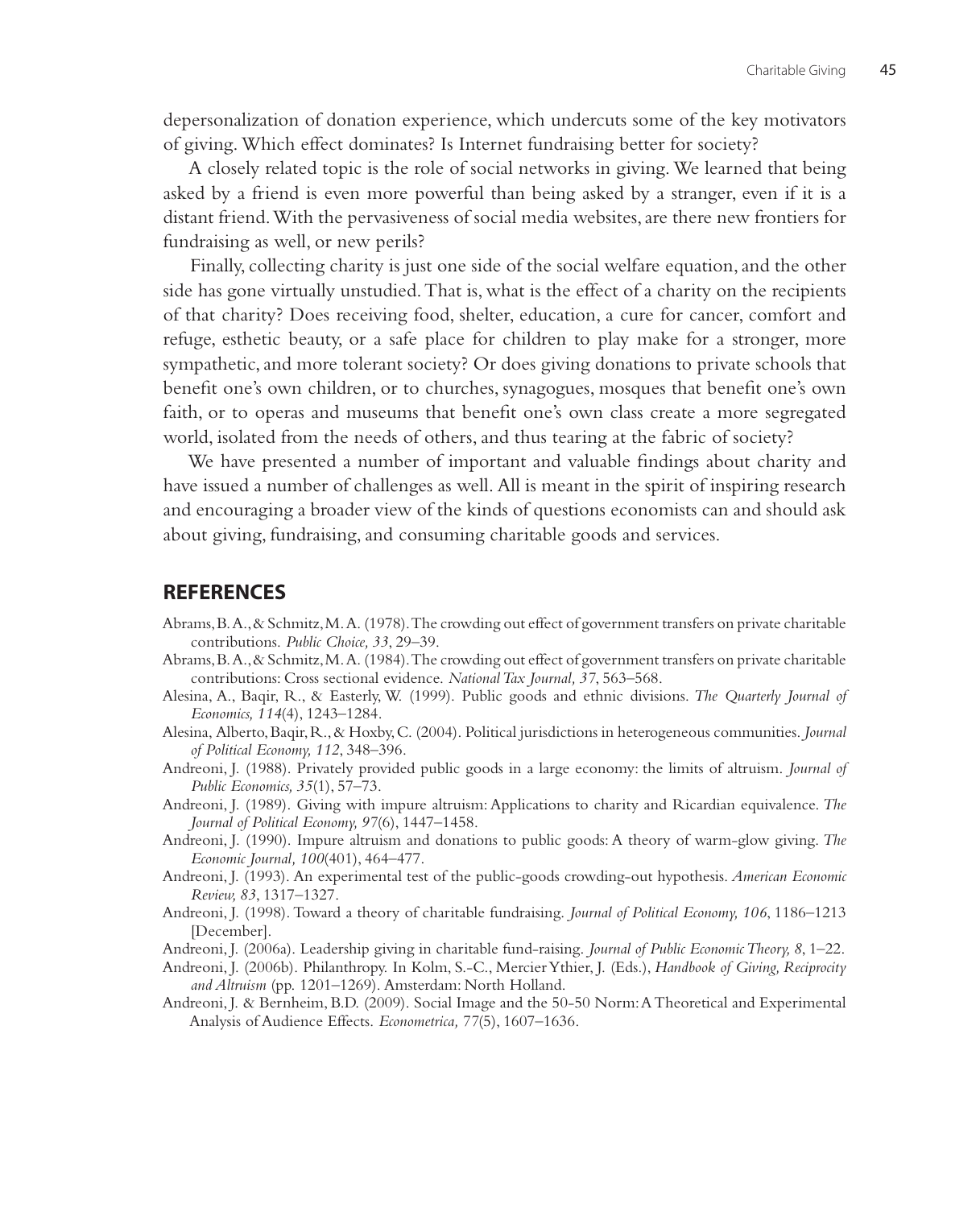depersonalization of donation experience, which undercuts some of the key motivators of giving. Which effect dominates? Is Internet fundraising better for society?

A closely related topic is the role of social networks in giving. We learned that being asked by a friend is even more powerful than being asked by a stranger, even if it is a distant friend. With the pervasiveness of social media websites, are there new frontiers for fundraising as well, or new perils?

Finally, collecting charity is just one side of the social welfare equation, and the other side has gone virtually unstudied. That is, what is the effect of a charity on the recipients of that charity? Does receiving food, shelter, education, a cure for cancer, comfort and refuge, esthetic beauty, or a safe place for children to play make for a stronger, more sympathetic, and more tolerant society? Or does giving donations to private schools that benefit one's own children, or to churches, synagogues, mosques that benefit one's own faith, or to operas and museums that benefit one's own class create a more segregated world, isolated from the needs of others, and thus tearing at the fabric of society?

We have presented a number of important and valuable findings about charity and have issued a number of challenges as well. All is meant in the spirit of inspiring research and encouraging a broader view of the kinds of questions economists can and should ask about giving, fundraising, and consuming charitable goods and services.

## REFERENCES

Abrams, B. A., & Schmitz, M. A. (1978). The crowding out effect of government transfers on private charitable contributions. *Public Choice, 33*, 29–39.

Abrams, B. A., & Schmitz, M. A. (1984). The crowding out effect of government transfers on private charitable contributions: Cross sectional evidence. *National Tax Journal, 37*, 563–568.

Alesina, A., Baqir, R., & Easterly, W. (1999). Public goods and ethnic divisions. *The Quarterly Journal of Economics, 114*(4), 1243–1284.

Alesina, Alberto, Baqir, R., & Hoxby, C. (2004). Political jurisdictions in heterogeneous communities. *Journal of Political Economy, 112*, 348–396.

Andreoni, J. (1988). Privately provided public goods in a large economy: the limits of altruism. *Journal of Public Economics, 35*(1), 57–73.

Andreoni, J. (1989). Giving with impure altruism: Applications to charity and Ricardian equivalence. *The Journal of Political Economy, 97*(6), 1447–1458.

Andreoni, J. (1990). Impure altruism and donations to public goods: A theory of warm-glow giving. *The Economic Journal, 100*(401), 464–477.

Andreoni, J. (1993). An experimental test of the public-goods crowding-out hypothesis. *American Economic Review, 83*, 1317–1327.

Andreoni, J. (1998). Toward a theory of charitable fundraising. *Journal of Political Economy, 106*, 1186–1213 [December].

Andreoni, J. (2006a). Leadership giving in charitable fund-raising. *Journal of Public Economic Theory, 8*, 1–22.

Andreoni, J. (2006b). Philanthropy. In Kolm, S.-C., Mercier Ythier, J. (Eds.), *Handbook of Giving, Reciprocity and Altruism* (pp. 1201–1269). Amsterdam: North Holland.

Andreoni, J. & Bernheim, B.D. (2009). Social Image and the 50-50 Norm: A Theoretical and Experimental Analysis of Audience Effects. *Econometrica, 77*(5), 1607–1636.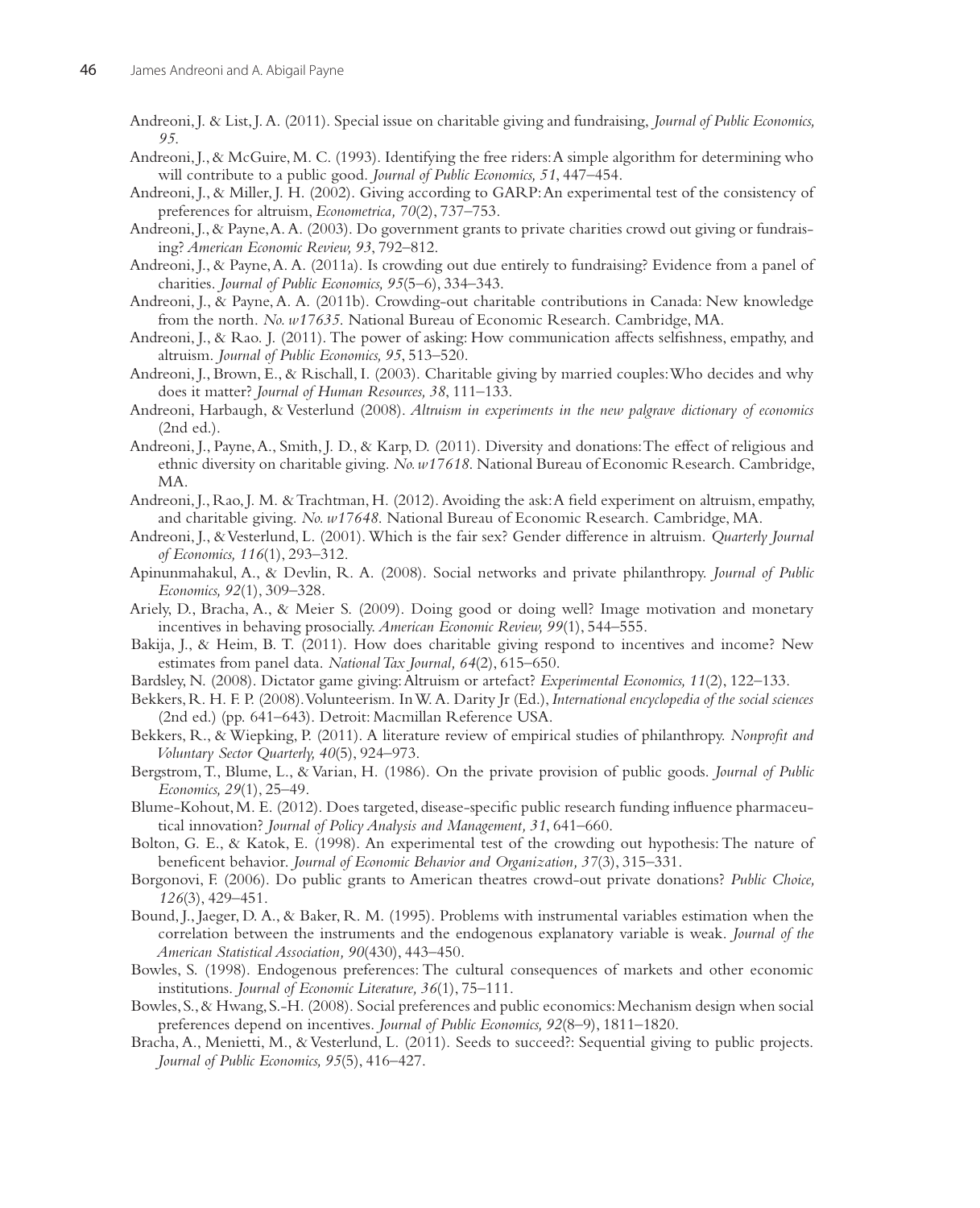Andreoni, J. & List, J. A. (2011). Special issue on charitable giving and fundraising, *Journal of Public Economics, 95*.

Andreoni, J., & McGuire, M. C. (1993). Identifying the free riders: A simple algorithm for determining who will contribute to a public good. *Journal of Public Economics, 51*, 447–454.

Andreoni, J., & Miller, J. H. (2002). Giving according to GARP: An experimental test of the consistency of preferences for altruism, *Econometrica, 70*(2), 737–753.

Andreoni, J., & Payne, A. A. (2003). Do government grants to private charities crowd out giving or fundraising? *American Economic Review, 93*, 792–812.

Andreoni, J., & Payne, A. A. (2011a). Is crowding out due entirely to fundraising? Evidence from a panel of charities. *Journal of Public Economics, 95*(5–6), 334–343.

Andreoni, J., & Payne, A. A. (2011b). Crowding-out charitable contributions in Canada: New knowledge from the north. *No. w17635*. National Bureau of Economic Research. Cambridge, MA.

Andreoni, J., & Rao. J. (2011). The power of asking: How communication affects selfishness, empathy, and altruism. *Journal of Public Economics, 95*, 513–520.

Andreoni, J., Brown, E., & Rischall, I. (2003). Charitable giving by married couples: Who decides and why does it matter? *Journal of Human Resources, 38*, 111–133.

Andreoni, Harbaugh, & Vesterlund (2008). *Altruism in experiments in the new palgrave dictionary of economics* (2nd ed.).

Andreoni, J., Payne, A., Smith, J. D., & Karp, D. (2011). Diversity and donations: The effect of religious and ethnic diversity on charitable giving. *No. w17618*. National Bureau of Economic Research. Cambridge, MA.

Andreoni, J., Rao, J. M. & Trachtman, H. (2012). Avoiding the ask: A field experiment on altruism, empathy, and charitable giving. *No. w17648*. National Bureau of Economic Research. Cambridge, MA.

Andreoni, J., & Vesterlund, L. (2001). Which is the fair sex? Gender difference in altruism. *Quarterly Journal of Economics, 116*(1), 293–312.

Apinunmahakul, A., & Devlin, R. A. (2008). Social networks and private philanthropy. *Journal of Public Economics, 92*(1), 309–328.

Ariely, D., Bracha, A., & Meier S. (2009). Doing good or doing well? Image motivation and monetary incentives in behaving prosocially. *American Economic Review, 99*(1), 544–555.

Bakija, J., & Heim, B. T. (2011). How does charitable giving respond to incentives and income? New estimates from panel data. *National Tax Journal, 64*(2), 615–650.

Bardsley, N. (2008). Dictator game giving: Altruism or artefact? *Experimental Economics, 11*(2), 122–133.

Bekkers, R. H. F. P. (2008). Volunteerism. In W. A. Darity Jr (Ed.), *International encyclopedia of the social sciences* (2nd ed.) (pp. 641–643). Detroit: Macmillan Reference USA.

Bekkers, R., & Wiepking, P. (2011). A literature review of empirical studies of philanthropy. *Nonprofit and Voluntary Sector Quarterly, 40*(5), 924–973.

Bergstrom, T., Blume, L., & Varian, H. (1986). On the private provision of public goods. *Journal of Public Economics, 29*(1), 25–49.

Blume-Kohout, M. E. (2012). Does targeted, disease-specific public research funding influence pharmaceutical innovation? *Journal of Policy Analysis and Management, 31*, 641–660.

Bolton, G. E., & Katok, E. (1998). An experimental test of the crowding out hypothesis: The nature of beneficent behavior. *Journal of Economic Behavior and Organization, 37*(3), 315–331.

Borgonovi, F. (2006). Do public grants to American theatres crowd-out private donations? *Public Choice, 126*(3), 429–451.

Bound, J., Jaeger, D. A., & Baker, R. M. (1995). Problems with instrumental variables estimation when the correlation between the instruments and the endogenous explanatory variable is weak. *Journal of the American Statistical Association, 90*(430), 443–450.

Bowles, S. (1998). Endogenous preferences: The cultural consequences of markets and other economic institutions. *Journal of Economic Literature, 36*(1), 75–111.

Bowles, S., & Hwang, S.-H. (2008). Social preferences and public economics: Mechanism design when social preferences depend on incentives. *Journal of Public Economics, 92*(8–9), 1811–1820.

Bracha, A., Menietti, M., & Vesterlund, L. (2011). Seeds to succeed?: Sequential giving to public projects. *Journal of Public Economics, 95*(5), 416–427.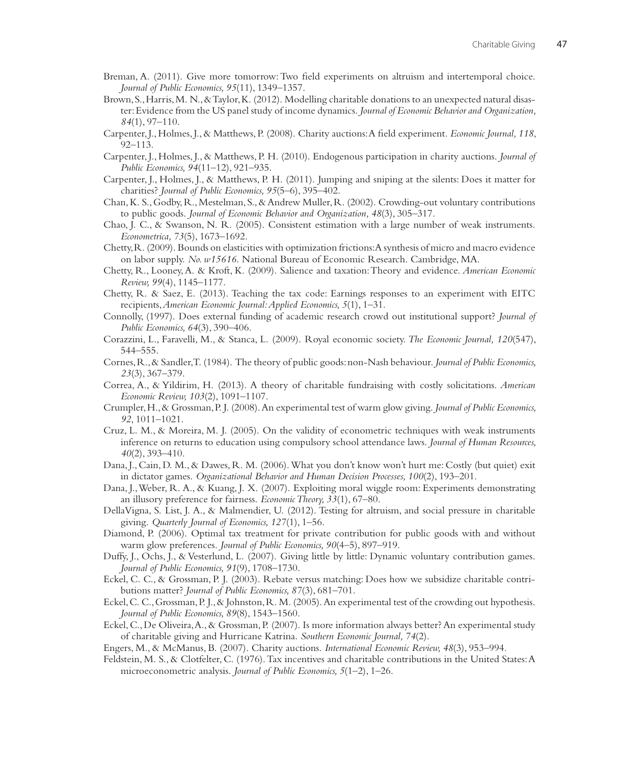Breman, A. (2011). Give more tomorrow: Two field experiments on altruism and intertemporal choice. *Journal of Public Economics, 95*(11), 1349–1357.

Brown, S., Harris, M. N., & Taylor, K. (2012). Modelling charitable donations to an unexpected natural disaster: Evidence from the US panel study of income dynamics. *Journal of Economic Behavior and Organization, 84*(1), 97–110.

Carpenter, J., Holmes, J., & Matthews, P. (2008). Charity auctions: A field experiment. *Economic Journal, 118*, 92–113.

Carpenter, J., Holmes, J., & Matthews, P. H. (2010). Endogenous participation in charity auctions. *Journal of Public Economics, 94*(11–12), 921–935.

Carpenter, J., Holmes, J., & Matthews, P. H. (2011). Jumping and sniping at the silents: Does it matter for charities? *Journal of Public Economics, 95*(5–6), 395–402.

Chan, K. S., Godby, R., Mestelman, S., & Andrew Muller, R. (2002). Crowding-out voluntary contributions to public goods. *Journal of Economic Behavior and Organization, 48*(3), 305–317.

Chao, J. C., & Swanson, N. R. (2005). Consistent estimation with a large number of weak instruments. *Econometrica, 73*(5), 1673–1692.

Chetty, R. (2009). Bounds on elasticities with optimization frictions: A synthesis of micro and macro evidence on labor supply. *No. w15616*. National Bureau of Economic Research. Cambridge, MA.

Chetty, R., Looney, A. & Kroft, K. (2009). Salience and taxation: Theory and evidence. *American Economic Review, 99*(4), 1145–1177.

Chetty, R. & Saez, E. (2013). Teaching the tax code: Earnings responses to an experiment with EITC recipients, *American Economic Journal: Applied Economics, 5*(1), 1–31.

Connolly, (1997). Does external funding of academic research crowd out institutional support? *Journal of Public Economics, 64*(3), 390–406.

Corazzini, L., Faravelli, M., & Stanca, L. (2009). Royal economic society. *The Economic Journal, 120*(547), 544–555.

Cornes, R., & Sandler, T. (1984). The theory of public goods: non-Nash behaviour. *Journal of Public Economics, 23*(3), 367–379.

Correa, A., & Yildirim, H. (2013). A theory of charitable fundraising with costly solicitations. *American Economic Review, 103*(2), 1091–1107.

Crumpler, H., & Grossman, P. J. (2008). An experimental test of warm glow giving. *Journal of Public Economics, 92*, 1011–1021.

Cruz, L. M., & Moreira, M. J. (2005). On the validity of econometric techniques with weak instruments inference on returns to education using compulsory school attendance laws. *Journal of Human Resources, 40*(2), 393–410.

Dana, J., Cain, D. M., & Dawes, R. M. (2006). What you don't know won't hurt me: Costly (but quiet) exit in dictator games. *Organizational Behavior and Human Decision Processes, 100*(2), 193–201.

Dana, J., Weber, R. A., & Kuang, J. X. (2007). Exploiting moral wiggle room: Experiments demonstrating an illusory preference for fairness. *Economic Theory, 33*(1), 67–80.

DellaVigna, S. List, J. A., & Malmendier, U. (2012). Testing for altruism, and social pressure in charitable giving. *Quarterly Journal of Economics, 127*(1), 1–56.

Diamond, P. (2006). Optimal tax treatment for private contribution for public goods with and without warm glow preferences. *Journal of Public Economics, 90*(4–5), 897–919.

Duffy, J., Ochs, J., & Vesterlund, L. (2007). Giving little by little: Dynamic voluntary contribution games. *Journal of Public Economics, 91*(9), 1708–1730.

Eckel, C. C., & Grossman, P. J. (2003). Rebate versus matching: Does how we subsidize charitable contributions matter? *Journal of Public Economics, 87*(3), 681–701.

Eckel, C. C., Grossman, P. J., & Johnston, R. M. (2005). An experimental test of the crowding out hypothesis. *Journal of Public Economics, 89*(8), 1543–1560.

Eckel, C., De Oliveira, A., & Grossman, P. (2007). Is more information always better? An experimental study of charitable giving and Hurricane Katrina. *Southern Economic Journal, 74*(2).

Engers, M., & McManus, B. (2007). Charity auctions. *International Economic Review, 48*(3), 953–994.

Feldstein, M. S., & Clotfelter, C. (1976). Tax incentives and charitable contributions in the United States: A microeconometric analysis. *Journal of Public Economics, 5*(1–2), 1–26.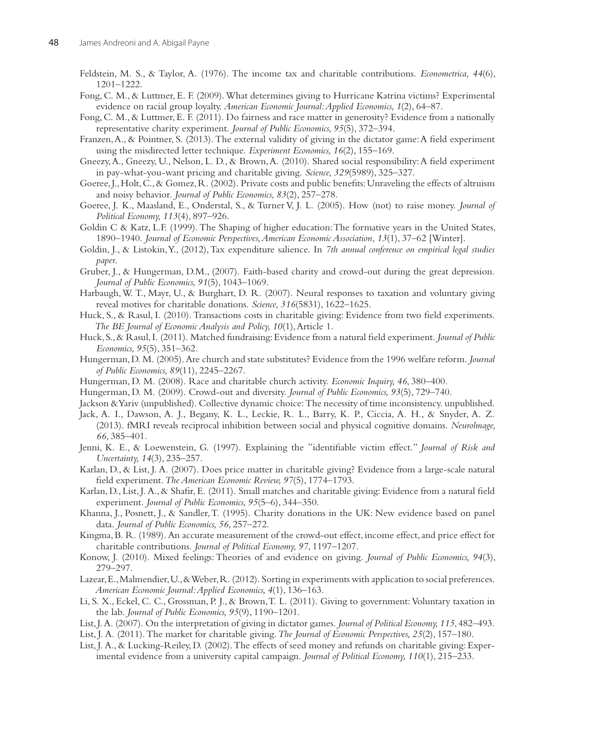Feldstein, M. S., & Taylor, A. (1976). The income tax and charitable contributions. *Econometrica, 44*(6), 1201–1222.

Fong, C. M., & Luttmer, E. F. (2009). What determines giving to Hurricane Katrina victims? Experimental evidence on racial group loyalty. *American Economic Journal: Applied Economics, 1*(2), 64–87.

Fong, C. M., & Luttmer, E. F. (2011). Do fairness and race matter in generosity? Evidence from a nationally representative charity experiment. *Journal of Public Economics, 95*(5), 372–394.

Franzen, A., & Pointner, S. (2013). The external validity of giving in the dictator game: A field experiment using the misdirected letter technique. *Experiment Economics, 16*(2), 155–169.

Gneezy, A., Gneezy, U., Nelson, L. D., & Brown, A. (2010). Shared social responsibility: A field experiment in pay-what-you-want pricing and charitable giving. *Science, 329*(5989), 325–327.

Goeree, J., Holt, C., & Gomez, R. (2002). Private costs and public benefits: Unraveling the effects of altruism and noisy behavior. *Journal of Public Economics, 83*(2), 257–278.

Goeree, J. K., Maasland, E., Onderstal, S., & Turner V, J. L. (2005). How (not) to raise money. *Journal of Political Economy, 113*(4), 897–926.

Goldin C & Katz, L.F. (1999). The Shaping of higher education: The formative years in the United States, 1890–1940. *Journal of Economic Perspectives, American Economic Association, 13*(1), 37–62 [Winter].

Goldin, J., & Listokin, Y., (2012), Tax expenditure salience. In *7th annual conference on empirical legal studies paper*.

Gruber, J., & Hungerman, D.M., (2007). Faith-based charity and crowd-out during the great depression. *Journal of Public Economics, 91*(5), 1043–1069.

Harbaugh, W. T., Mayr, U., & Burghart, D. R. (2007). Neural responses to taxation and voluntary giving reveal motives for charitable donations. *Science, 316*(5831), 1622–1625.

Huck, S., & Rasul, I. (2010). Transactions costs in charitable giving: Evidence from two field experiments. *The BE Journal of Economic Analysis and Policy, 10*(1), Article 1.

Huck, S., & Rasul, I. (2011). Matched fundraising: Evidence from a natural field experiment. *Journal of Public Economics, 95*(5), 351–362.

Hungerman, D. M. (2005). Are church and state substitutes? Evidence from the 1996 welfare reform. *Journal of Public Economics, 89*(11), 2245–2267.

Hungerman, D. M. (2008). Race and charitable church activity. *Economic Inquiry, 46*, 380–400.

Hungerman, D. M. (2009). Crowd-out and diversity. *Journal of Public Economics, 93*(5), 729–740.

Jackson & Yariv (unpublished). Collective dynamic choice: The necessity of time inconsistency. unpublished.

Jack, A. I., Dawson, A. J., Begany, K. L., Leckie, R. L., Barry, K. P., Ciccia, A. H., & Snyder, A. Z. (2013). fMRI reveals reciprocal inhibition between social and physical cognitive domains. *NeuroImage, 66*, 385–401.

Jenni, K. E., & Loewenstein, G. (1997). Explaining the "identifiable victim effect." *Journal of Risk and Uncertainty, 14*(3), 235–257.

Karlan, D., & List, J. A. (2007). Does price matter in charitable giving? Evidence from a large-scale natural field experiment. *The American Economic Review, 97*(5), 1774–1793.

Karlan, D., List, J. A., & Shafir, E. (2011). Small matches and charitable giving: Evidence from a natural field experiment. *Journal of Public Economics, 95*(5–6), 344–350.

Khanna, J., Posnett, J., & Sandler, T. (1995). Charity donations in the UK: New evidence based on panel data. *Journal of Public Economics, 56*, 257–272.

Kingma, B. R. (1989). An accurate measurement of the crowd-out effect, income effect, and price effect for charitable contributions. *Journal of Political Economy, 97*, 1197–1207.

Konow, J. (2010). Mixed feelings: Theories of and evidence on giving. *Journal of Public Economics, 94*(3), 279–297.

Lazear, E., Malmendier, U., & Weber, R. (2012). Sorting in experiments with application to social preferences. *American Economic Journal: Applied Economics, 4*(1), 136–163.

Li, S. X., Eckel, C. C., Grossman, P. J., & Brown, T. L. (2011). Giving to government: Voluntary taxation in the lab. *Journal of Public Economics, 95*(9), 1190–1201.

List, J. A. (2007). On the interpretation of giving in dictator games. *Journal of Political Economy, 115*, 482–493.

List, J. A. (2011). The market for charitable giving. *The Journal of Economic Perspectives, 25*(2), 157–180.

List, J. A., & Lucking-Reiley, D. (2002). The effects of seed money and refunds on charitable giving: Experimental evidence from a university capital campaign. *Journal of Political Economy, 110*(1), 215–233.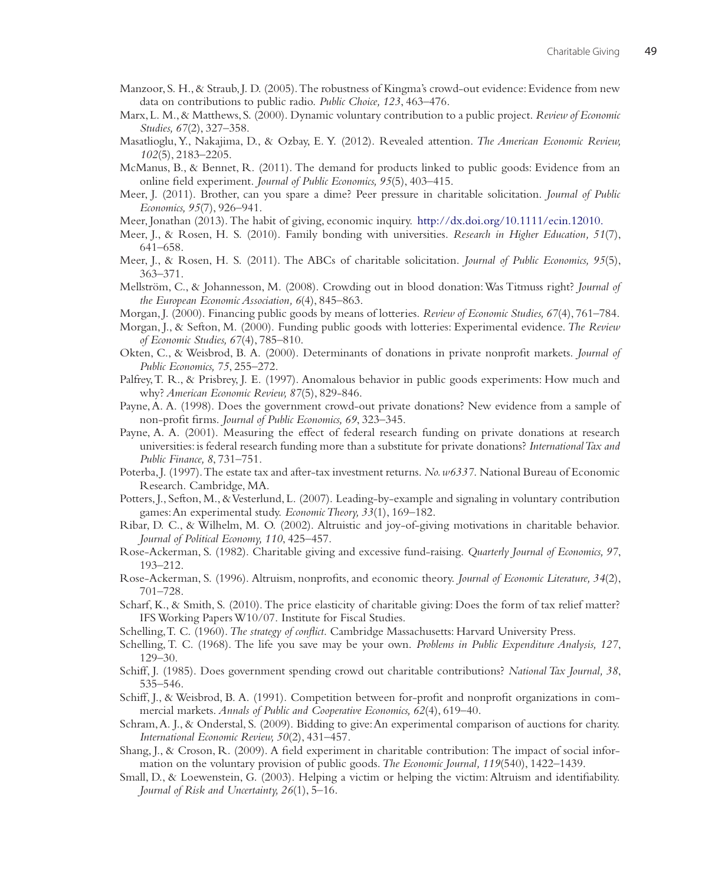Manzoor, S. H., & Straub, J. D. (2005). The robustness of Kingma's crowd-out evidence: Evidence from new data on contributions to public radio. *Public Choice, 123*, 463–476.

Marx, L. M., & Matthews, S. (2000). Dynamic voluntary contribution to a public project. *Review of Economic Studies, 67*(2), 327–358.

Masatlioglu, Y., Nakajima, D., & Ozbay, E. Y. (2012). Revealed attention. *The American Economic Review, 102*(5), 2183–2205.

McManus, B., & Bennet, R. (2011). The demand for products linked to public goods: Evidence from an online field experiment. *Journal of Public Economics, 95*(5), 403–415.

Meer, J. (2011). Brother, can you spare a dime? Peer pressure in charitable solicitation. *Journal of Public Economics, 95*(7), 926–941.

Meer, Jonathan (2013). The habit of giving, economic inquiry. http://dx.doi.org/10.1111/ecin.12010.

Meer, J., & Rosen, H. S. (2010). Family bonding with universities. *Research in Higher Education, 51*(7), 641–658.

Meer, J., & Rosen, H. S. (2011). The ABCs of charitable solicitation. *Journal of Public Economics, 95*(5), 363–371.

Mellström, C., & Johannesson, M. (2008). Crowding out in blood donation: Was Titmuss right? *Journal of the European Economic Association, 6*(4), 845–863.

Morgan, J. (2000). Financing public goods by means of lotteries. *Review of Economic Studies, 67*(4), 761–784.

Morgan, J., & Sefton, M. (2000). Funding public goods with lotteries: Experimental evidence. *The Review of Economic Studies, 67*(4), 785–810.

Okten, C., & Weisbrod, B. A. (2000). Determinants of donations in private nonprofit markets. *Journal of Public Economics, 75*, 255–272.

Palfrey, T. R., & Prisbrey, J. E. (1997). Anomalous behavior in public goods experiments: How much and why? *American Economic Review, 87*(5), 829-846.

Payne, A. A. (1998). Does the government crowd-out private donations? New evidence from a sample of non-profit firms. *Journal of Public Economics, 69*, 323–345.

Payne, A. A. (2001). Measuring the effect of federal research funding on private donations at research universities: is federal research funding more than a substitute for private donations? *International Tax and Public Finance, 8*, 731–751.

Poterba, J. (1997). The estate tax and after-tax investment returns. *No. w6337*. National Bureau of Economic Research. Cambridge, MA.

Potters, J., Sefton, M., & Vesterlund, L. (2007). Leading-by-example and signaling in voluntary contribution games: An experimental study. *Economic Theory, 33*(1), 169–182.

Ribar, D. C., & Wilhelm, M. O. (2002). Altruistic and joy-of-giving motivations in charitable behavior. *Journal of Political Economy, 110*, 425–457.

Rose-Ackerman, S. (1982). Charitable giving and excessive fund-raising. *Quarterly Journal of Economics, 97*, 193–212.

Rose-Ackerman, S. (1996). Altruism, nonprofits, and economic theory. *Journal of Economic Literature, 34*(2), 701–728.

Scharf, K., & Smith, S. (2010). The price elasticity of charitable giving: Does the form of tax relief matter? IFS Working Papers W10/07. Institute for Fiscal Studies.

Schelling, T. C. (1960). *The strategy of conflict*. Cambridge Massachusetts: Harvard University Press.

Schelling, T. C. (1968). The life you save may be your own. *Problems in Public Expenditure Analysis, 127*, 129–30.

Schiff, J. (1985). Does government spending crowd out charitable contributions? *National Tax Journal, 38*, 535–546.

Schiff, J., & Weisbrod, B. A. (1991). Competition between for-profit and nonprofit organizations in commercial markets. *Annals of Public and Cooperative Economics, 62*(4), 619–40.

Schram, A. J., & Onderstal, S. (2009). Bidding to give: An experimental comparison of auctions for charity. *International Economic Review, 50*(2), 431–457.

Shang, J., & Croson, R. (2009). A field experiment in charitable contribution: The impact of social information on the voluntary provision of public goods. *The Economic Journal, 119*(540), 1422–1439.

Small, D., & Loewenstein, G. (2003). Helping a victim or helping the victim: Altruism and identifiability. *Journal of Risk and Uncertainty, 26*(1), 5–16.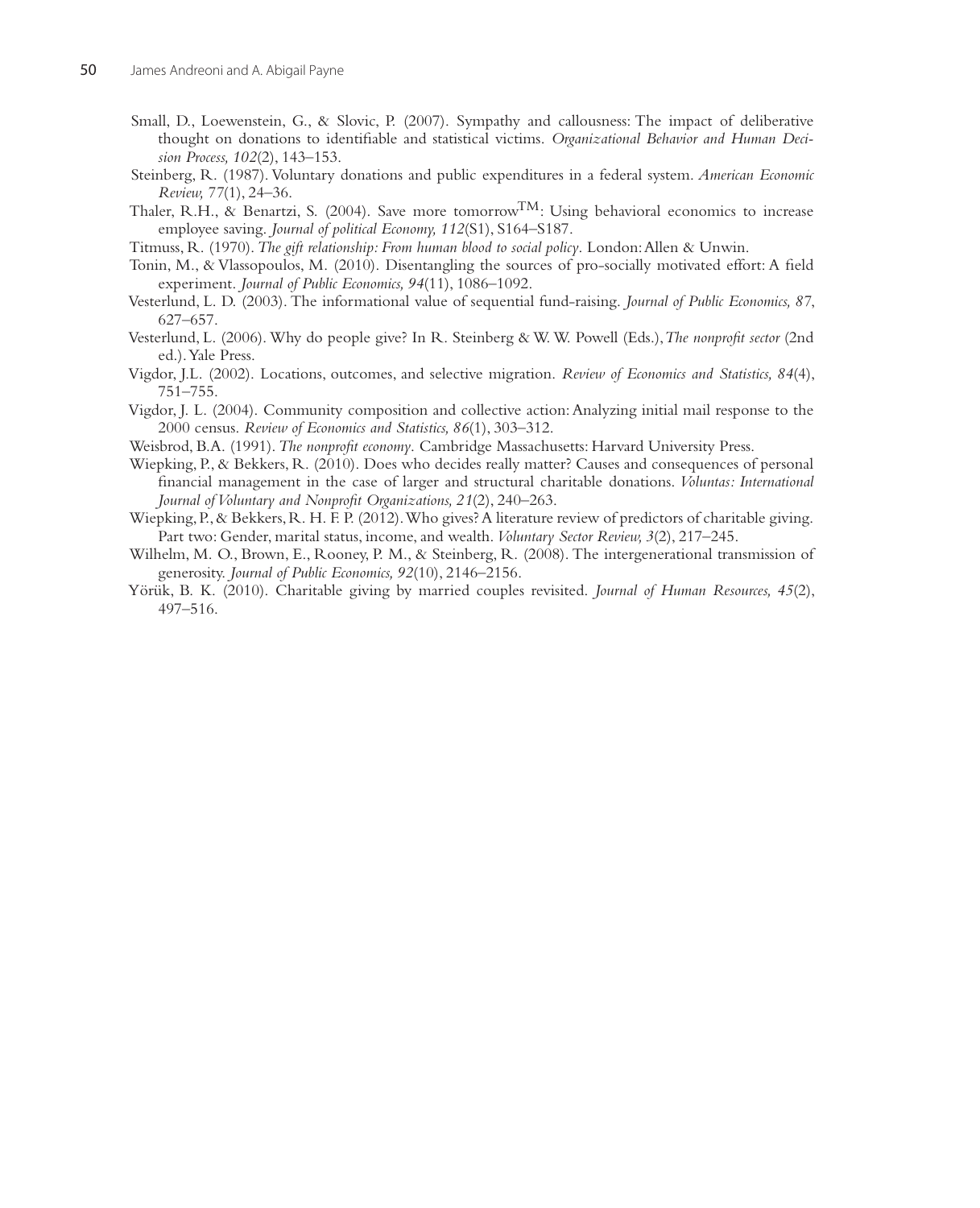Small, D., Loewenstein, G., & Slovic, P. (2007). Sympathy and callousness: The impact of deliberative thought on donations to identifiable and statistical victims. *Organizational Behavior and Human Decision Process, 102*(2), 143–153.

Steinberg, R. (1987). Voluntary donations and public expenditures in a federal system. *American Economic Review, 77*(1), 24–36.

Thaler, R.H., & Benartzi, S. (2004). Save more tomorrow$^{TM}$: Using behavioral economics to increase employee saving. *Journal of political Economy, 112*(S1), S164–S187.

Titmuss, R. (1970). *The gift relationship: From human blood to social policy*. London: Allen & Unwin.

Tonin, M., & Vlassopoulos, M. (2010). Disentangling the sources of pro-socially motivated effort: A field experiment. *Journal of Public Economics, 94*(11), 1086–1092.

Vesterlund, L. D. (2003). The informational value of sequential fund-raising. *Journal of Public Economics, 87*, 627–657.

Vesterlund, L. (2006). Why do people give? In R. Steinberg & W. W. Powell (Eds.), *The nonprofit sector* (2nd ed.). Yale Press.

Vigdor, J.L. (2002). Locations, outcomes, and selective migration. *Review of Economics and Statistics, 84*(4), 751–755.

Vigdor, J. L. (2004). Community composition and collective action: Analyzing initial mail response to the 2000 census. *Review of Economics and Statistics, 86*(1), 303–312.

Weisbrod, B.A. (1991). *The nonprofit economy*. Cambridge Massachusetts: Harvard University Press.

Wiepking, P., & Bekkers, R. (2010). Does who decides really matter? Causes and consequences of personal financial management in the case of larger and structural charitable donations. *Voluntas: International Journal of Voluntary and Nonprofit Organizations, 21*(2), 240–263.

Wiepking, P., & Bekkers, R. H. F. P. (2012). Who gives? A literature review of predictors of charitable giving. Part two: Gender, marital status, income, and wealth. *Voluntary Sector Review, 3*(2), 217–245.

Wilhelm, M. O., Brown, E., Rooney, P. M., & Steinberg, R. (2008). The intergenerational transmission of generosity. *Journal of Public Economics, 92*(10), 2146–2156.

Yörük, B. K. (2010). Charitable giving by married couples revisited. *Journal of Human Resources, 45*(2), 497–516.